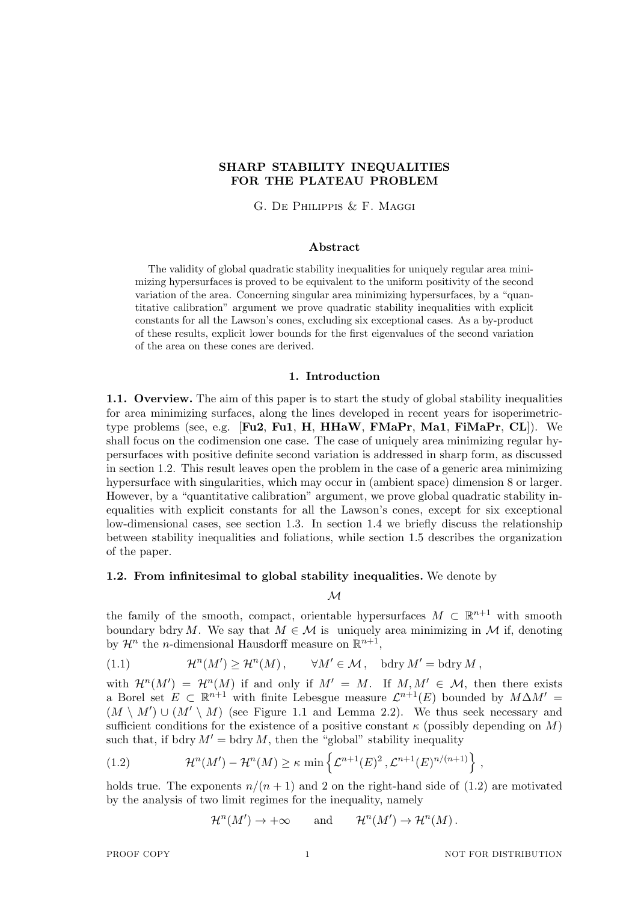# SHARP STABILITY INEQUALITIES FOR THE PLATEAU PROBLEM

G. De Philippis & F. Maggi

### Abstract

The validity of global quadratic stability inequalities for uniquely regular area minimizing hypersurfaces is proved to be equivalent to the uniform positivity of the second variation of the area. Concerning singular area minimizing hypersurfaces, by a "quantitative calibration" argument we prove quadratic stability inequalities with explicit constants for all the Lawson's cones, excluding six exceptional cases. As a by-product of these results, explicit lower bounds for the first eigenvalues of the second variation of the area on these cones are derived.

## 1. Introduction

**1.1. Overview.** The aim of this paper is to start the study of global stability inequalities for area minimizing surfaces, along the lines developed in recent years for isoperimetric-type problems (see, e.g. [**Fu2**, **Fu1**, **H**, **HHaW**, **FMaPr**, **Ma1**, **FiMaPr**, **CL**]). We shall focus on the codimension one case. The case of uniquely area minimizing regular hypersurfaces with positive definite second variation is addressed in sharp form, as discussed in section 1.2. This result leaves open the problem in the case of a generic area minimizing hypersurface with singularities, which may occur in (ambient space) dimension 8 or larger. However, by a "quantitative calibration" argument, we prove global quadratic stability inequalities with explicit constants for all the Lawson's cones, except for six exceptional low-dimensional cases, see section 1.3. In section 1.4 we briefly discuss the relationship between stability inequalities and foliations, while section 1.5 describes the organization of the paper.

**1.2. From infinitesimal to global stability inequalities.** We denote by

$$\mathcal{M}$$

the family of the smooth, compact, orientable hypersurfaces $M \subset \mathbb{R}^{n+1}$ with smooth boundary $\operatorname{bdry} M$. We say that $M \in \mathcal{M}$ is uniquely area minimizing in $\mathcal{M}$ if, denoting by $\mathcal{H}^n$ the $n$-dimensional Hausdorff measure on $\mathbb{R}^{n+1}$,

$$\mathcal{H}^n(M') \geq \mathcal{H}^n(M)\,, \qquad \forall M' \in \mathcal{M}\,, \quad \operatorname{bdry} M' = \operatorname{bdry} M\,, \tag{1.1}$$

with $\mathcal{H}^n(M') = \mathcal{H}^n(M)$ if and only if $M' = M$. If $M, M' \in \mathcal{M}$, then there exists a Borel set $E \subset \mathbb{R}^{n+1}$ with finite Lebesgue measure $\mathcal{L}^{n+1}(E)$ bounded by $M \Delta M' = (M \setminus M') \cup (M' \setminus M)$ (see Figure 1.1 and Lemma 2.2). We thus seek necessary and sufficient conditions for the existence of a positive constant $\kappa$ (possibly depending on $M$) such that, if $\operatorname{bdry} M' = \operatorname{bdry} M$, then the "global" stability inequality

$$\mathcal{H}^n(M') - \mathcal{H}^n(M) \geq \kappa \, \min\left\{ \mathcal{L}^{n+1}(E)^2 \,, \mathcal{L}^{n+1}(E)^{n/(n+1)} \right\}\,, \tag{1.2}$$

holds true. The exponents $n/(n+1)$ and 2 on the right-hand side of (1.2) are motivated by the analysis of two limit regimes for the inequality, namely

$$\mathcal{H}^n(M') \to +\infty \qquad \text{and} \qquad \mathcal{H}^n(M') \to \mathcal{H}^n(M)\,.$$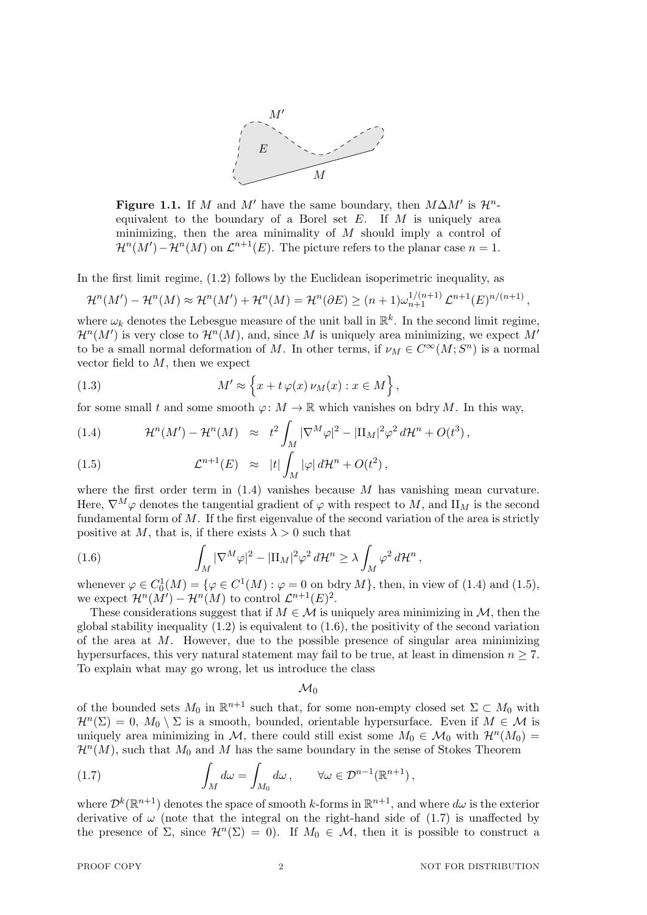**Figure 1.1.** If $M$ and $M'$ have the same boundary, then $M\Delta M'$ is $\mathcal{H}^n$-equivalent to the boundary of a Borel set $E$. If $M$ is uniquely area minimizing, then the area minimality of $M$ should imply a control of $\mathcal{H}^n(M')-\mathcal{H}^n(M)$ on $\mathcal{L}^{n+1}(E)$. The picture refers to the planar case $n=1$.

In the first limit regime, (1.2) follows by the Euclidean isoperimetric inequality, as

$$\mathcal{H}^n(M')-\mathcal{H}^n(M)\approx\mathcal{H}^n(M')+\mathcal{H}^n(M)=\mathcal{H}^n(\partial E)\geq(n+1)\omega_{n+1}^{1/(n+1)}\,\mathcal{L}^{n+1}(E)^{n/(n+1)}\,,$$

where $\omega_k$ denotes the Lebesgue measure of the unit ball in $\mathbb{R}^k$. In the second limit regime, $\mathcal{H}^n(M')$ is very close to $\mathcal{H}^n(M)$, and, since $M$ is uniquely area minimizing, we expect $M'$ to be a small normal deformation of $M$. In other terms, if $\nu_M\in C^\infty(M;S^n)$ is a normal vector field to $M$, then we expect

$$M'\approx\Big\{x+t\,\varphi(x)\,\nu_M(x):x\in M\Big\}\,, \tag{1.3}$$

for some small $t$ and some smooth $\varphi\colon M\to\mathbb{R}$ which vanishes on bdry $M$. In this way,

$$\mathcal{H}^n(M')-\mathcal{H}^n(M)\;\;\approx\;\;t^2\int_M|\nabla^M\varphi|^2-|\mathrm{II}_M|^2\varphi^2\,d\mathcal{H}^n+O(t^3)\,, \tag{1.4}$$

$$\mathcal{L}^{n+1}(E)\;\;\approx\;\;|t|\int_M|\varphi|\,d\mathcal{H}^n+O(t^2)\,, \tag{1.5}$$

where the first order term in (1.4) vanishes because $M$ has vanishing mean curvature. Here, $\nabla^M\varphi$ denotes the tangential gradient of $\varphi$ with respect to $M$, and $\mathrm{II}_M$ is the second fundamental form of $M$. If the first eigenvalue of the second variation of the area is strictly positive at $M$, that is, if there exists $\lambda>0$ such that

$$\int_M|\nabla^M\varphi|^2-|\mathrm{II}_M|^2\varphi^2\,d\mathcal{H}^n\geq\lambda\int_M\varphi^2\,d\mathcal{H}^n\,, \tag{1.6}$$

whenever $\varphi\in C^1_0(M)=\{\varphi\in C^1(M):\varphi=0\text{ on bdry }M\}$, then, in view of (1.4) and (1.5), we expect $\mathcal{H}^n(M')-\mathcal{H}^n(M)$ to control $\mathcal{L}^{n+1}(E)^2$.

These considerations suggest that if $M\in\mathcal{M}$ is uniquely area minimizing in $\mathcal{M}$, then the global stability inequality (1.2) is equivalent to (1.6), the positivity of the second variation of the area at $M$. However, due to the possible presence of singular area minimizing hypersurfaces, this very natural statement may fail to be true, at least in dimension $n\geq7$. To explain what may go wrong, let us introduce the class

$$\mathcal{M}_0$$

of the bounded sets $M_0$ in $\mathbb{R}^{n+1}$ such that, for some non-empty closed set $\Sigma\subset M_0$ with $\mathcal{H}^n(\Sigma)=0$, $M_0\setminus\Sigma$ is a smooth, bounded, orientable hypersurface. Even if $M\in\mathcal{M}$ is uniquely area minimizing in $\mathcal{M}$, there could still exist some $M_0\in\mathcal{M}_0$ with $\mathcal{H}^n(M_0)=\mathcal{H}^n(M)$, such that $M_0$ and $M$ has the same boundary in the sense of Stokes Theorem

$$\int_M d\omega=\int_{M_0}d\omega\,,\qquad\forall\omega\in\mathcal{D}^{n-1}(\mathbb{R}^{n+1})\,, \tag{1.7}$$

where $\mathcal{D}^k(\mathbb{R}^{n+1})$ denotes the space of smooth $k$-forms in $\mathbb{R}^{n+1}$, and where $d\omega$ is the exterior derivative of $\omega$ (note that the integral on the right-hand side of (1.7) is unaffected by the presence of $\Sigma$, since $\mathcal{H}^n(\Sigma)=0$). If $M_0\in\mathcal{M}$, then it is possible to construct a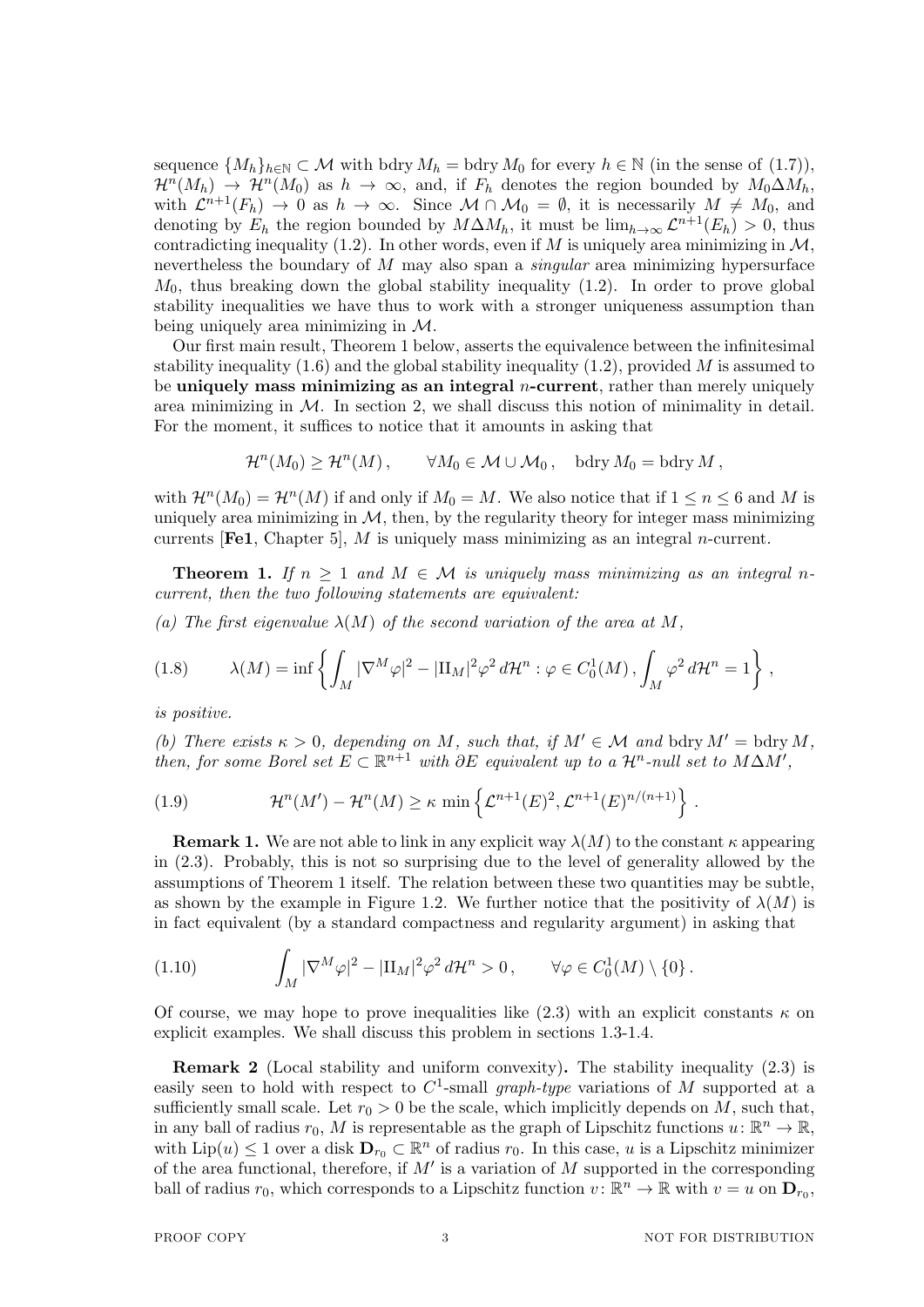sequence $\{M_h\}_{h\in\mathbb{N}} \subset \mathcal{M}$ with bdry $M_h =$ bdry $M_0$ for every $h \in \mathbb{N}$ (in the sense of (1.7)), $\mathcal{H}^n(M_h) \to \mathcal{H}^n(M_0)$ as $h \to \infty$, and, if $F_h$ denotes the region bounded by $M_0 \Delta M_h$, with $\mathcal{L}^{n+1}(F_h) \to 0$ as $h \to \infty$. Since $\mathcal{M} \cap \mathcal{M}_0 = \emptyset$, it is necessarily $M \neq M_0$, and denoting by $E_h$ the region bounded by $M \Delta M_h$, it must be $\lim_{h\to\infty} \mathcal{L}^{n+1}(E_h) > 0$, thus contradicting inequality (1.2). In other words, even if $M$ is uniquely area minimizing in $\mathcal{M}$, nevertheless the boundary of $M$ may also span a *singular* area minimizing hypersurface $M_0$, thus breaking down the global stability inequality (1.2). In order to prove global stability inequalities we have thus to work with a stronger uniqueness assumption than being uniquely area minimizing in $\mathcal{M}$.

Our first main result, Theorem 1 below, asserts the equivalence between the infinitesimal stability inequality (1.6) and the global stability inequality (1.2), provided $M$ is assumed to be **uniquely mass minimizing as an integral $n$-current**, rather than merely uniquely area minimizing in $\mathcal{M}$. In section 2, we shall discuss this notion of minimality in detail. For the moment, it suffices to notice that it amounts in asking that

$$\mathcal{H}^n(M_0) \geq \mathcal{H}^n(M) , \qquad \forall M_0 \in \mathcal{M} \cup \mathcal{M}_0 , \quad \text{bdry}\, M_0 = \text{bdry}\, M ,$$

with $\mathcal{H}^n(M_0) = \mathcal{H}^n(M)$ if and only if $M_0 = M$. We also notice that if $1 \leq n \leq 6$ and $M$ is uniquely area minimizing in $\mathcal{M}$, then, by the regularity theory for integer mass minimizing currents [**Fe1**, Chapter 5], $M$ is uniquely mass minimizing as an integral $n$-current.

**Theorem 1.** *If $n \geq 1$ and $M \in \mathcal{M}$ is uniquely mass minimizing as an integral $n$-current, then the two following statements are equivalent:*

*(a) The first eigenvalue $\lambda(M)$ of the second variation of the area at $M$,*

$$\lambda(M) = \inf\left\{ \int_M |\nabla^M \varphi|^2 - |\mathrm{II}_M|^2 \varphi^2 \, d\mathcal{H}^n : \varphi \in C^1_0(M) \, , \int_M \varphi^2 \, d\mathcal{H}^n = 1 \right\} , \tag{1.8}$$

*is positive.*

*(b) There exists $\kappa > 0$, depending on $M$, such that, if $M' \in \mathcal{M}$ and $\text{bdry}\, M' = \text{bdry}\, M$, then, for some Borel set $E \subset \mathbb{R}^{n+1}$ with $\partial E$ equivalent up to a $\mathcal{H}^n$-null set to $M \Delta M'$,*

$$\mathcal{H}^n(M') - \mathcal{H}^n(M) \geq \kappa \, \min\left\{ \mathcal{L}^{n+1}(E)^2, \mathcal{L}^{n+1}(E)^{n/(n+1)} \right\} . \tag{1.9}$$

**Remark 1.** We are not able to link in any explicit way $\lambda(M)$ to the constant $\kappa$ appearing in (2.3). Probably, this is not so surprising due to the level of generality allowed by the assumptions of Theorem 1 itself. The relation between these two quantities may be subtle, as shown by the example in Figure 1.2. We further notice that the positivity of $\lambda(M)$ is in fact equivalent (by a standard compactness and regularity argument) in asking that

$$\int_M |\nabla^M \varphi|^2 - |\mathrm{II}_M|^2 \varphi^2 \, d\mathcal{H}^n > 0 \, , \qquad \forall \varphi \in C^1_0(M) \setminus \{0\} \, . \tag{1.10}$$

Of course, we may hope to prove inequalities like (2.3) with an explicit constants $\kappa$ on explicit examples. We shall discuss this problem in sections 1.3-1.4.

**Remark 2** (Local stability and uniform convexity)**.** The stability inequality (2.3) is easily seen to hold with respect to $C^1$-small *graph-type* variations of $M$ supported at a sufficiently small scale. Let $r_0 > 0$ be the scale, which implicitly depends on $M$, such that, in any ball of radius $r_0$, $M$ is representable as the graph of Lipschitz functions $u \colon \mathbb{R}^n \to \mathbb{R}$, with $\mathrm{Lip}(u) \leq 1$ over a disk $\mathbf{D}_{r_0} \subset \mathbb{R}^n$ of radius $r_0$. In this case, $u$ is a Lipschitz minimizer of the area functional, therefore, if $M'$ is a variation of $M$ supported in the corresponding ball of radius $r_0$, which corresponds to a Lipschitz function $v \colon \mathbb{R}^n \to \mathbb{R}$ with $v = u$ on $\mathbf{D}_{r_0}$,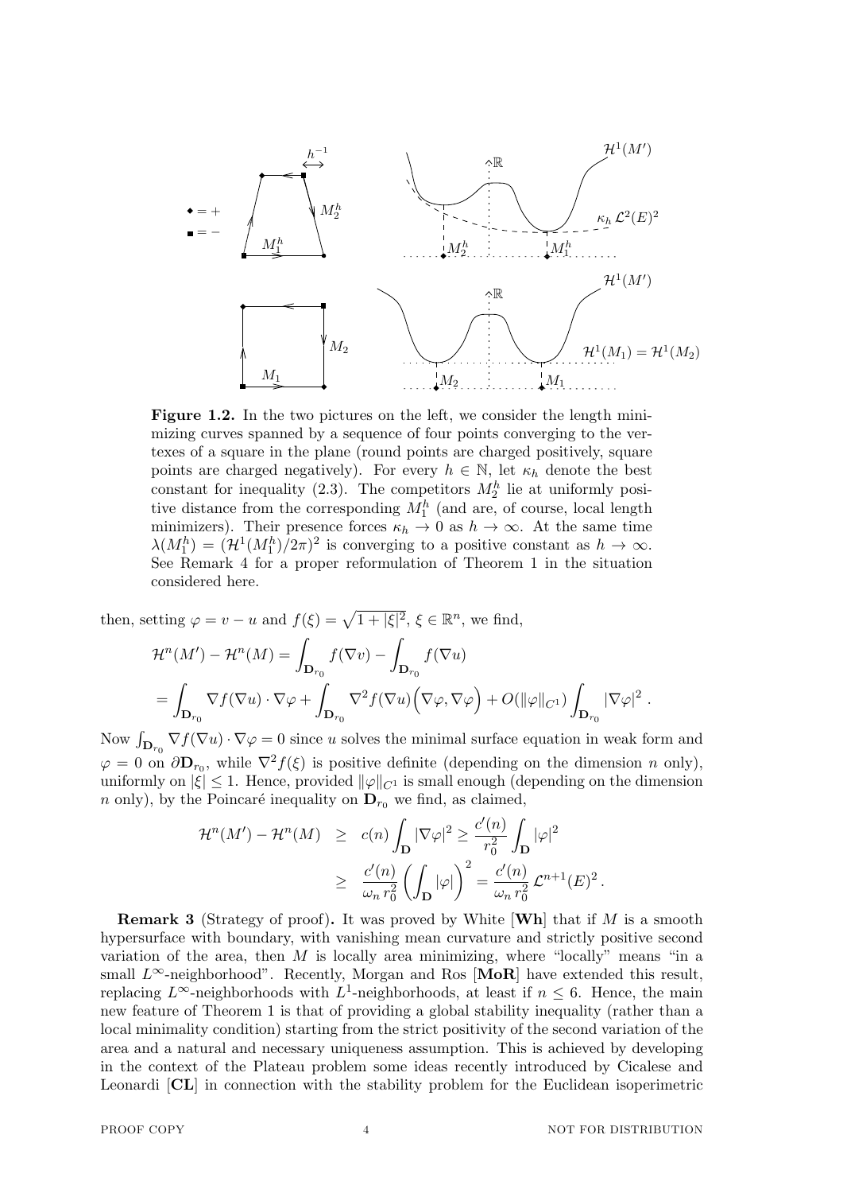**Figure 1.2.** In the two pictures on the left, we consider the length minimizing curves spanned by a sequence of four points converging to the vertexes of a square in the plane (round points are charged positively, square points are charged negatively). For every $h \in \mathbb{N}$, let $\kappa_h$ denote the best constant for inequality (2.3). The competitors $M_2^h$ lie at uniformly positive distance from the corresponding $M_1^h$ (and are, of course, local length minimizers). Their presence forces $\kappa_h \to 0$ as $h \to \infty$. At the same time $\lambda(M_1^h) = (\mathcal{H}^1(M_1^h)/2\pi)^2$ is converging to a positive constant as $h \to \infty$. See Remark 4 for a proper reformulation of Theorem 1 in the situation considered here.

then, setting $\varphi = v - u$ and $f(\xi) = \sqrt{1+|\xi|^2}$, $\xi \in \mathbb{R}^n$, we find,

$$
\begin{aligned}
\mathcal{H}^n(M') - \mathcal{H}^n(M) &= \int_{\mathbf{D}_{r_0}} f(\nabla v) - \int_{\mathbf{D}_{r_0}} f(\nabla u) \\
&= \int_{\mathbf{D}_{r_0}} \nabla f(\nabla u) \cdot \nabla \varphi + \int_{\mathbf{D}_{r_0}} \nabla^2 f(\nabla u)\Big(\nabla\varphi, \nabla\varphi\Big) + O(\|\varphi\|_{C^1}) \int_{\mathbf{D}_{r_0}} |\nabla \varphi|^2 \,.
\end{aligned}
$$

Now $\int_{\mathbf{D}_{r_0}} \nabla f(\nabla u) \cdot \nabla\varphi = 0$ since $u$ solves the minimal surface equation in weak form and $\varphi = 0$ on $\partial \mathbf{D}_{r_0}$, while $\nabla^2 f(\xi)$ is positive definite (depending on the dimension $n$ only), uniformly on $|\xi| \le 1$. Hence, provided $\|\varphi\|_{C^1}$ is small enough (depending on the dimension $n$ only), by the Poincaré inequality on $\mathbf{D}_{r_0}$ we find, as claimed,

$$
\begin{aligned}
\mathcal{H}^n(M') - \mathcal{H}^n(M) &\ge c(n) \int_{\mathbf{D}} |\nabla \varphi|^2 \ge \frac{c'(n)}{r_0^2} \int_{\mathbf{D}} |\varphi|^2 \\
&\ge \frac{c'(n)}{\omega_n\, r_0^2} \left( \int_{\mathbf{D}} |\varphi| \right)^2 = \frac{c'(n)}{\omega_n\, r_0^2}\, \mathcal{L}^{n+1}(E)^2 \,.
\end{aligned}
$$

**Remark 3** (Strategy of proof)**.** It was proved by White [**Wh**] that if $M$ is a smooth hypersurface with boundary, with vanishing mean curvature and strictly positive second variation of the area, then $M$ is locally area minimizing, where "locally" means "in a small $L^\infty$-neighborhood". Recently, Morgan and Ros [**MoR**] have extended this result, replacing $L^\infty$-neighborhoods with $L^1$-neighborhoods, at least if $n \le 6$. Hence, the main new feature of Theorem 1 is that of providing a global stability inequality (rather than a local minimality condition) starting from the strict positivity of the second variation of the area and a natural and necessary uniqueness assumption. This is achieved by developing in the context of the Plateau problem some ideas recently introduced by Cicalese and Leonardi [**CL**] in connection with the stability problem for the Euclidean isoperimetric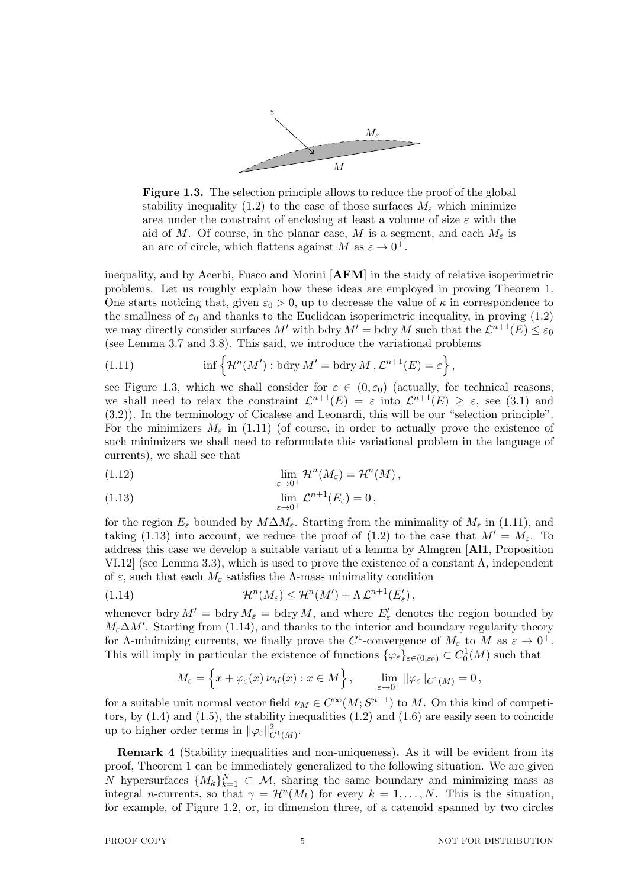**Figure 1.3.** The selection principle allows to reduce the proof of the global stability inequality (1.2) to the case of those surfaces $M_\varepsilon$ which minimize area under the constraint of enclosing at least a volume of size $\varepsilon$ with the aid of $M$. Of course, in the planar case, $M$ is a segment, and each $M_\varepsilon$ is an arc of circle, which flattens against $M$ as $\varepsilon \to 0^+$.

inequality, and by Acerbi, Fusco and Morini [**AFM**] in the study of relative isoperimetric problems. Let us roughly explain how these ideas are employed in proving Theorem 1. One starts noticing that, given $\varepsilon_0 > 0$, up to decrease the value of $\kappa$ in correspondence to the smallness of $\varepsilon_0$ and thanks to the Euclidean isoperimetric inequality, in proving (1.2) we may directly consider surfaces $M'$ with bdry $M'$ = bdry $M$ such that the $\mathcal{L}^{n+1}(E) \le \varepsilon_0$ (see Lemma 3.7 and 3.8). This said, we introduce the variational problems

$$\inf\Big\{\mathcal{H}^n(M') : \text{bdry}\, M' = \text{bdry}\, M\,, \mathcal{L}^{n+1}(E) = \varepsilon\Big\}\,, \tag{1.11}$$

see Figure 1.3, which we shall consider for $\varepsilon \in (0, \varepsilon_0)$ (actually, for technical reasons, we shall need to relax the constraint $\mathcal{L}^{n+1}(E) = \varepsilon$ into $\mathcal{L}^{n+1}(E) \ge \varepsilon$, see (3.1) and (3.2)). In the terminology of Cicalese and Leonardi, this will be our "selection principle". For the minimizers $M_\varepsilon$ in (1.11) (of course, in order to actually prove the existence of such minimizers we shall need to reformulate this variational problem in the language of currents), we shall see that

$$\lim_{\varepsilon\to 0^+} \mathcal{H}^n(M_\varepsilon) = \mathcal{H}^n(M)\,, \tag{1.12}$$

$$\lim_{\varepsilon\to 0^+} \mathcal{L}^{n+1}(E_\varepsilon) = 0\,, \tag{1.13}$$

for the region $E_\varepsilon$ bounded by $M\Delta M_\varepsilon$. Starting from the minimality of $M_\varepsilon$ in (1.11), and taking (1.13) into account, we reduce the proof of (1.2) to the case that $M' = M_\varepsilon$. To address this case we develop a suitable variant of a lemma by Almgren [**Al1**, Proposition VI.12] (see Lemma 3.3), which is used to prove the existence of a constant $\Lambda$, independent of $\varepsilon$, such that each $M_\varepsilon$ satisfies the $\Lambda$-mass minimality condition

$$\mathcal{H}^n(M_\varepsilon) \le \mathcal{H}^n(M') + \Lambda\, \mathcal{L}^{n+1}(E'_\varepsilon)\,, \tag{1.14}$$

whenever bdry $M'$ = bdry $M_\varepsilon$ = bdry $M$, and where $E'_\varepsilon$ denotes the region bounded by $M_\varepsilon \Delta M'$. Starting from (1.14), and thanks to the interior and boundary regularity theory for $\Lambda$-minimizing currents, we finally prove the $C^1$-convergence of $M_\varepsilon$ to $M$ as $\varepsilon \to 0^+$. This will imply in particular the existence of functions $\{\varphi_\varepsilon\}_{\varepsilon\in(0,\varepsilon_0)} \subset C^1_0(M)$ such that

$$M_\varepsilon = \Big\{x + \varphi_\varepsilon(x)\,\nu_M(x) : x \in M\Big\}\,, \qquad \lim_{\varepsilon\to 0^+} \|\varphi_\varepsilon\|_{C^1(M)} = 0\,,$$

for a suitable unit normal vector field $\nu_M \in C^\infty(M; S^{n-1})$ to $M$. On this kind of competitors, by (1.4) and (1.5), the stability inequalities (1.2) and (1.6) are easily seen to coincide up to higher order terms in $\|\varphi_\varepsilon\|^2_{C^1(M)}$.

**Remark 4** (Stability inequalities and non-uniqueness)**.** As it will be evident from its proof, Theorem 1 can be immediately generalized to the following situation. We are given $N$ hypersurfaces $\{M_k\}_{k=1}^N \subset \mathcal{M}$, sharing the same boundary and minimizing mass as integral $n$-currents, so that $\gamma = \mathcal{H}^n(M_k)$ for every $k = 1, \ldots, N$. This is the situation, for example, of Figure 1.2, or, in dimension three, of a catenoid spanned by two circles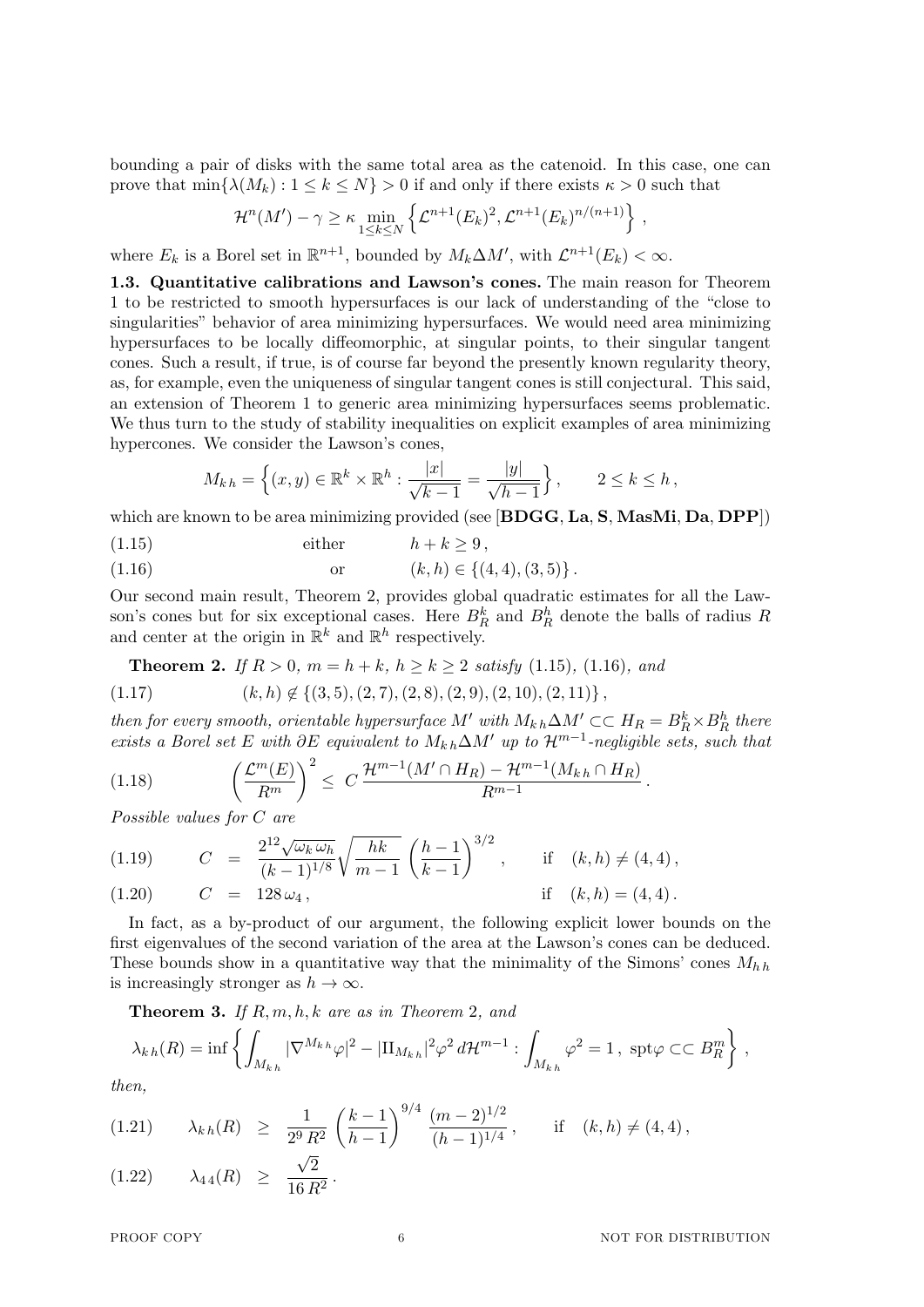bounding a pair of disks with the same total area as the catenoid. In this case, one can prove that $\min\{\lambda(M_k) : 1 \le k \le N\} > 0$ if and only if there exists $\kappa > 0$ such that

$$\mathcal{H}^n(M') - \gamma \ge \kappa \min_{1\le k\le N} \left\{ \mathcal{L}^{n+1}(E_k)^2, \mathcal{L}^{n+1}(E_k)^{n/(n+1)} \right\} ,$$

where $E_k$ is a Borel set in $\mathbb{R}^{n+1}$, bounded by $M_k \Delta M'$, with $\mathcal{L}^{n+1}(E_k) < \infty$.

**1.3. Quantitative calibrations and Lawson's cones.** The main reason for Theorem 1 to be restricted to smooth hypersurfaces is our lack of understanding of the "close to singularities" behavior of area minimizing hypersurfaces. We would need area minimizing hypersurfaces to be locally diffeomorphic, at singular points, to their singular tangent cones. Such a result, if true, is of course far beyond the presently known regularity theory, as, for example, even the uniqueness of singular tangent cones is still conjectural. This said, an extension of Theorem 1 to generic area minimizing hypersurfaces seems problematic. We thus turn to the study of stability inequalities on explicit examples of area minimizing hypercones. We consider the Lawson's cones,

$$M_{k\,h} = \left\{ (x,y) \in \mathbb{R}^k \times \mathbb{R}^h : \frac{|x|}{\sqrt{k-1}} = \frac{|y|}{\sqrt{h-1}} \right\}, \qquad 2 \le k \le h\,,$$

which are known to be area minimizing provided (see [**BDGG**, **La**, **S**, **MasMi**, **Da**, **DPP**])

$$\text{either} \qquad h + k \ge 9\,, \tag{1.15}$$

$$\text{or} \qquad (k,h) \in \{(4,4),(3,5)\}\,. \tag{1.16}$$

Our second main result, Theorem 2, provides global quadratic estimates for all the Lawson's cones but for six exceptional cases. Here $B^k_R$ and $B^h_R$ denote the balls of radius $R$ and center at the origin in $\mathbb{R}^k$ and $\mathbb{R}^h$ respectively.

**Theorem 2.** *If $R > 0$, $m = h + k$, $h \ge k \ge 2$ satisfy* (1.15), (1.16), *and*

$$(k,h) \notin \{(3,5),(2,7),(2,8),(2,9),(2,10),(2,11)\}\,, \tag{1.17}$$

*then for every smooth, orientable hypersurface $M'$ with $M_{k\,h}\Delta M' \subset\subset H_R = B^k_R \times B^h_R$ there exists a Borel set $E$ with $\partial E$ equivalent to $M_{k\,h}\Delta M'$ up to $\mathcal{H}^{m-1}$-negligible sets, such that*

$$\left( \frac{\mathcal{L}^m(E)}{R^m} \right)^2 \le C\, \frac{\mathcal{H}^{m-1}(M' \cap H_R) - \mathcal{H}^{m-1}(M_{k\,h} \cap H_R)}{R^{m-1}}\,. \tag{1.18}$$

*Possible values for $C$ are*

$$C = \frac{2^{12}\sqrt{\omega_k\,\omega_h}}{(k-1)^{1/8}} \sqrt{\frac{hk}{m-1}} \left( \frac{h-1}{k-1} \right)^{3/2}, \qquad \text{if} \quad (k,h) \ne (4,4)\,, \tag{1.19}$$

$$C = 128\,\omega_4\,, \qquad \text{if} \quad (k,h) = (4,4)\,. \tag{1.20}$$

In fact, as a by-product of our argument, the following explicit lower bounds on the first eigenvalues of the second variation of the area at the Lawson's cones can be deduced. These bounds show in a quantitative way that the minimality of the Simons' cones $M_{h\,h}$ is increasingly stronger as $h \to \infty$.

**Theorem 3.** *If $R, m, h, k$ are as in Theorem* 2, *and*

$$\lambda_{k\,h}(R) = \inf \left\{ \int_{M_{k\,h}} |\nabla^{M_{k\,h}}\varphi|^2 - |\mathrm{II}_{M_{k\,h}}|^2 \varphi^2 \, d\mathcal{H}^{m-1} : \int_{M_{k\,h}} \varphi^2 = 1\,,\ \mathrm{spt}\varphi \subset\subset B^m_R \right\},$$

*then,*

$$\lambda_{k\,h}(R) \ge \frac{1}{2^9\,R^2} \left( \frac{k-1}{h-1} \right)^{9/4} \frac{(m-2)^{1/2}}{(h-1)^{1/4}}\,, \qquad \text{if} \quad (k,h) \ne (4,4)\,, \tag{1.21}$$

$$\lambda_{4\,4}(R) \ge \frac{\sqrt{2}}{16\,R^2}\,. \tag{1.22}$$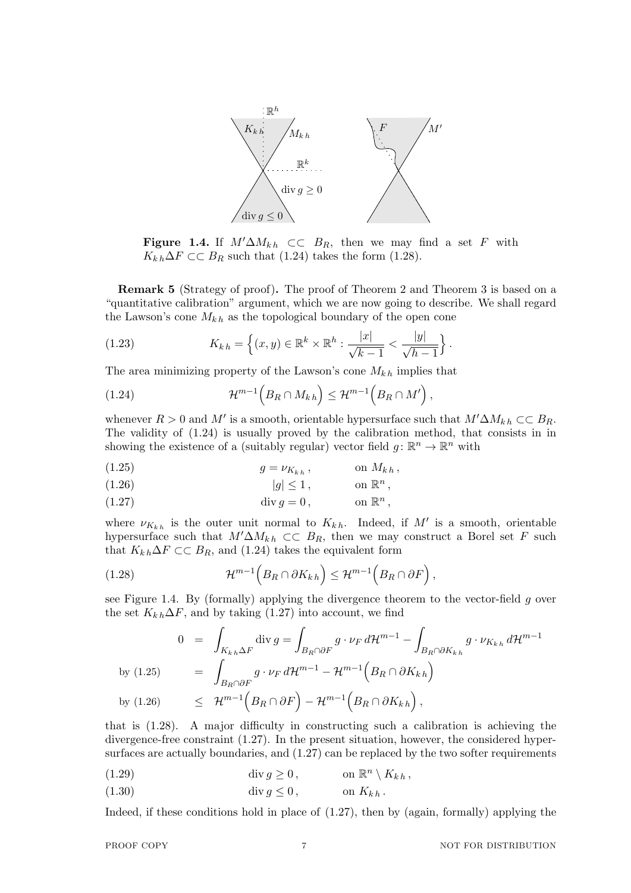**Figure 1.4.** If $M'\Delta M_{k\,h} \subset\subset B_R$, then we may find a set $F$ with $K_{k\,h}\Delta F \subset\subset B_R$ such that (1.24) takes the form (1.28).

**Remark 5** (Strategy of proof)**.** The proof of Theorem 2 and Theorem 3 is based on a "quantitative calibration" argument, which we are now going to describe. We shall regard the Lawson's cone $M_{k\,h}$ as the topological boundary of the open cone

$$K_{k\,h} = \Big\{(x,y) \in \mathbb{R}^k \times \mathbb{R}^h : \frac{|x|}{\sqrt{k-1}} < \frac{|y|}{\sqrt{h-1}}\Big\}\,. \tag{1.23}$$

The area minimizing property of the Lawson's cone $M_{k\,h}$ implies that

$$\mathcal{H}^{m-1}\Big(B_R \cap M_{k\,h}\Big) \le \mathcal{H}^{m-1}\Big(B_R \cap M'\Big)\,, \tag{1.24}$$

whenever $R>0$ and $M'$ is a smooth, orientable hypersurface such that $M'\Delta M_{k\,h} \subset\subset B_R$. The validity of (1.24) is usually proved by the calibration method, that consists in in showing the existence of a (suitably regular) vector field $g\colon \mathbb{R}^n \to \mathbb{R}^n$ with

$$g = \nu_{K_{k\,h}}\,, \qquad \text{on } M_{k\,h}\,, \tag{1.25}$$

$$|g| \le 1\,, \qquad \text{on } \mathbb{R}^n\,, \tag{1.26}$$

$$\operatorname{div} g = 0\,, \qquad \text{on } \mathbb{R}^n\,, \tag{1.27}$$

where $\nu_{K_{k\,h}}$ is the outer unit normal to $K_{k\,h}$. Indeed, if $M'$ is a smooth, orientable hypersurface such that $M'\Delta M_{k\,h} \subset\subset B_R$, then we may construct a Borel set $F$ such that $K_{k\,h}\Delta F \subset\subset B_R$, and (1.24) takes the equivalent form

$$\mathcal{H}^{m-1}\Big(B_R \cap \partial K_{k\,h}\Big) \le \mathcal{H}^{m-1}\Big(B_R \cap \partial F\Big)\,, \tag{1.28}$$

see Figure 1.4. By (formally) applying the divergence theorem to the vector-field $g$ over the set $K_{k\,h}\Delta F$, and by taking (1.27) into account, we find

$$\begin{aligned}
0 &= \int_{K_{k\,h}\Delta F} \operatorname{div} g = \int_{B_R\cap\partial F} g\cdot\nu_F\, d\mathcal{H}^{m-1} - \int_{B_R\cap\partial K_{k\,h}} g\cdot\nu_{K_{k\,h}}\, d\mathcal{H}^{m-1} \\
\text{by (1.25)} \quad &= \int_{B_R\cap\partial F} g\cdot\nu_F\, d\mathcal{H}^{m-1} - \mathcal{H}^{m-1}\Big(B_R\cap\partial K_{k\,h}\Big) \\
\text{by (1.26)} \quad &\le \mathcal{H}^{m-1}\Big(B_R\cap\partial F\Big) - \mathcal{H}^{m-1}\Big(B_R\cap\partial K_{k\,h}\Big)\,,
\end{aligned}$$

that is (1.28). A major difficulty in constructing such a calibration is achieving the divergence-free constraint (1.27). In the present situation, however, the considered hypersurfaces are actually boundaries, and (1.27) can be replaced by the two softer requirements

$$\operatorname{div} g \ge 0\,, \qquad \text{on } \mathbb{R}^n \setminus K_{k\,h}\,, \tag{1.29}$$

$$\operatorname{div} g \le 0\,, \qquad \text{on } K_{k\,h}\,. \tag{1.30}$$

Indeed, if these conditions hold in place of (1.27), then by (again, formally) applying the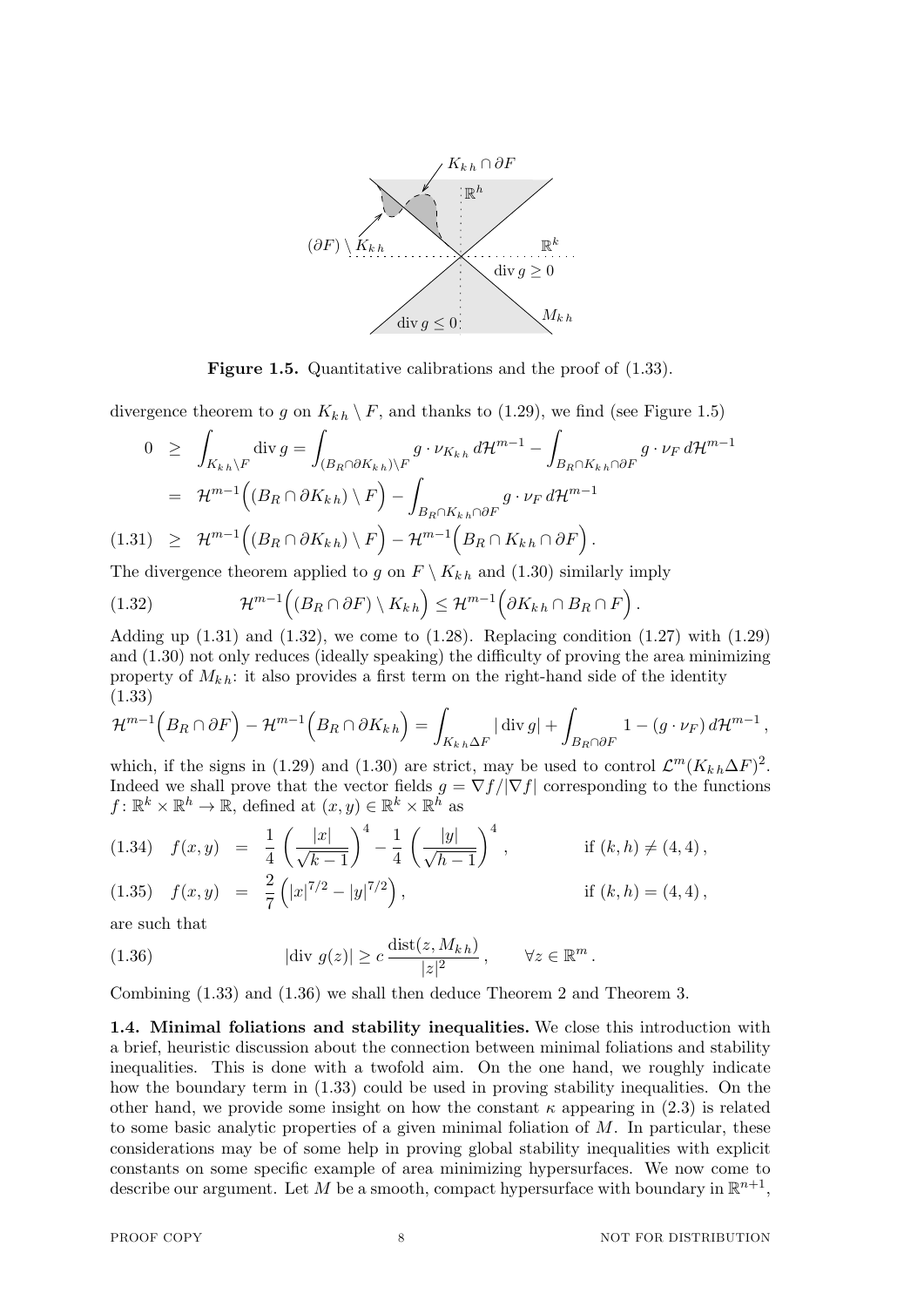**Figure 1.5.** Quantitative calibrations and the proof of (1.33).

divergence theorem to $g$ on $K_{k\,h}\setminus F$, and thanks to (1.29), we find (see Figure 1.5)

$$
\begin{aligned}
0 \;&\geq\; \int_{K_{k\,h}\setminus F} \operatorname{div} g = \int_{(B_R\cap\partial K_{k\,h})\setminus F} g\cdot \nu_{K_{k\,h}}\,d\mathcal{H}^{m-1} - \int_{B_R\cap K_{k\,h}\cap\partial F} g\cdot\nu_F\,d\mathcal{H}^{m-1}\\
&=\; \mathcal{H}^{m-1}\Big((B_R\cap\partial K_{k\,h})\setminus F\Big) - \int_{B_R\cap K_{k\,h}\cap\partial F} g\cdot\nu_F\,d\mathcal{H}^{m-1}\\
&\geq\; \mathcal{H}^{m-1}\Big((B_R\cap\partial K_{k\,h})\setminus F\Big) - \mathcal{H}^{m-1}\Big(B_R\cap K_{k\,h}\cap\partial F\Big)\,. \qquad (1.31)
\end{aligned}
$$

The divergence theorem applied to $g$ on $F\setminus K_{k\,h}$ and (1.30) similarly imply

$$
\mathcal{H}^{m-1}\Big((B_R\cap\partial F)\setminus K_{k\,h}\Big)\leq \mathcal{H}^{m-1}\Big(\partial K_{k\,h}\cap B_R\cap F\Big)\,. \qquad (1.32)
$$

Adding up (1.31) and (1.32), we come to (1.28). Replacing condition (1.27) with (1.29) and (1.30) not only reduces (ideally speaking) the difficulty of proving the area minimizing property of $M_{k\,h}$: it also provides a first term on the right-hand side of the identity (1.33)

$$
\mathcal{H}^{m-1}\Big(B_R\cap\partial F\Big) - \mathcal{H}^{m-1}\Big(B_R\cap\partial K_{k\,h}\Big) = \int_{K_{k\,h}\Delta F}|\operatorname{div} g| + \int_{B_R\cap\partial F} 1-(g\cdot\nu_F)\,d\mathcal{H}^{m-1}\,,
$$

which, if the signs in (1.29) and (1.30) are strict, may be used to control $\mathcal{L}^m(K_{k\,h}\Delta F)^2$. Indeed we shall prove that the vector fields $g=\nabla f/|\nabla f|$ corresponding to the functions $f\colon\mathbb{R}^k\times\mathbb{R}^h\to\mathbb{R}$, defined at $(x,y)\in\mathbb{R}^k\times\mathbb{R}^h$ as

$$
f(x,y) = \frac{1}{4}\left(\frac{|x|}{\sqrt{k-1}}\right)^4 - \frac{1}{4}\left(\frac{|y|}{\sqrt{h-1}}\right)^4\,, \qquad \text{if } (k,h)\neq(4,4)\,, \qquad (1.34)
$$

$$
f(x,y) = \frac{2}{7}\left(|x|^{7/2}-|y|^{7/2}\right)\,, \qquad \text{if } (k,h)=(4,4)\,, \qquad (1.35)
$$

are such that

$$
|\operatorname{div}\, g(z)|\geq c\,\frac{\operatorname{dist}(z,M_{k\,h})}{|z|^2}\,,\qquad \forall z\in\mathbb{R}^m\,. \qquad (1.36)
$$

Combining (1.33) and (1.36) we shall then deduce Theorem 2 and Theorem 3.

**1.4. Minimal foliations and stability inequalities.** We close this introduction with a brief, heuristic discussion about the connection between minimal foliations and stability inequalities. This is done with a twofold aim. On the one hand, we roughly indicate how the boundary term in (1.33) could be used in proving stability inequalities. On the other hand, we provide some insight on how the constant $\kappa$ appearing in (2.3) is related to some basic analytic properties of a given minimal foliation of $M$. In particular, these considerations may be of some help in proving global stability inequalities with explicit constants on some specific example of area minimizing hypersurfaces. We now come to describe our argument. Let $M$ be a smooth, compact hypersurface with boundary in $\mathbb{R}^{n+1}$,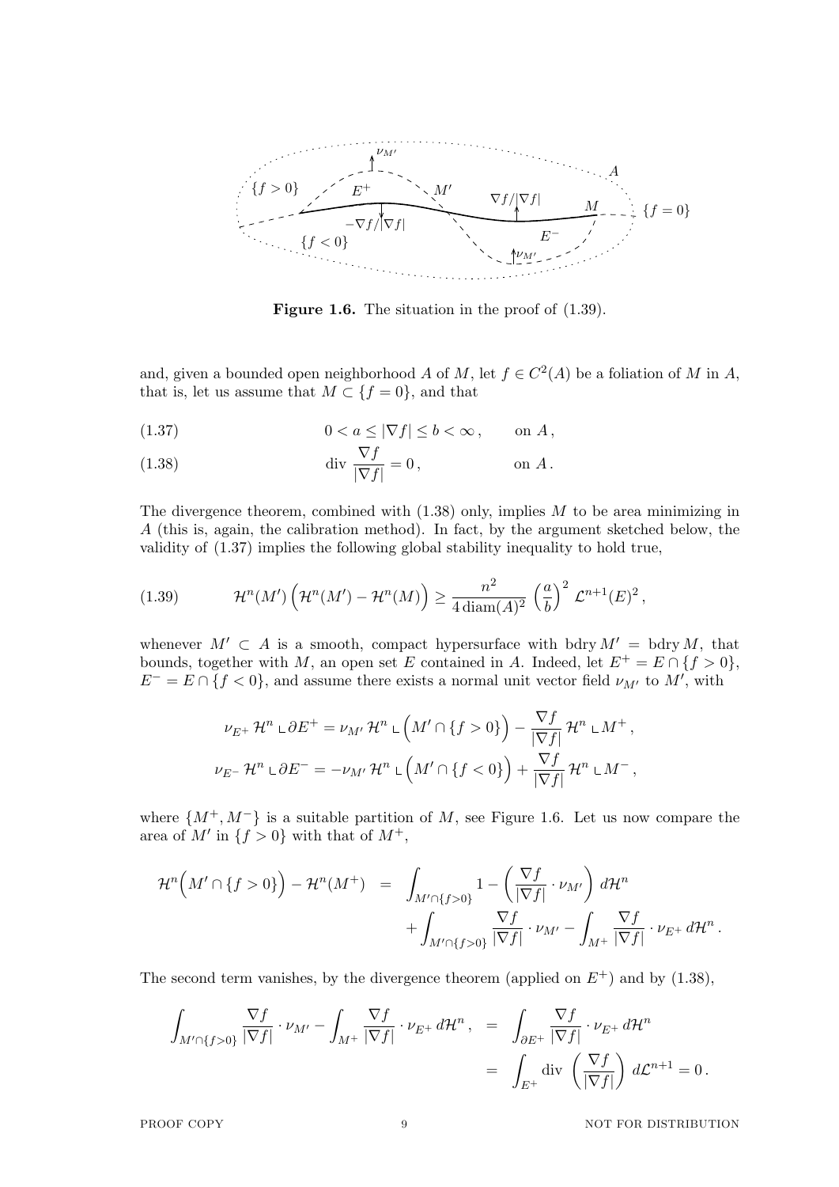**Figure 1.6.** The situation in the proof of (1.39).

and, given a bounded open neighborhood $A$ of $M$, let $f \in C^2(A)$ be a foliation of $M$ in $A$, that is, let us assume that $M \subset \{f = 0\}$, and that

$$0 < a \le |\nabla f| \le b < \infty\,, \qquad \text{on } A\,, \tag{1.37}$$

$$\operatorname{div} \frac{\nabla f}{|\nabla f|} = 0\,, \qquad \text{on } A\,. \tag{1.38}$$

The divergence theorem, combined with (1.38) only, implies $M$ to be area minimizing in $A$ (this is, again, the calibration method). In fact, by the argument sketched below, the validity of (1.37) implies the following global stability inequality to hold true,

$$\mathcal{H}^n(M')\Big(\mathcal{H}^n(M') - \mathcal{H}^n(M)\Big) \ge \frac{n^2}{4\,\operatorname{diam}(A)^2}\left(\frac{a}{b}\right)^2 \mathcal{L}^{n+1}(E)^2\,, \tag{1.39}$$

whenever $M' \subset A$ is a smooth, compact hypersurface with $\operatorname{bdry} M' = \operatorname{bdry} M$, that bounds, together with $M$, an open set $E$ contained in $A$. Indeed, let $E^+ = E \cap \{f > 0\}$, $E^- = E \cap \{f < 0\}$, and assume there exists a normal unit vector field $\nu_{M'}$ to $M'$, with

$$\nu_{E^+}\,\mathcal{H}^n \llcorner \partial E^+ = \nu_{M'}\,\mathcal{H}^n \llcorner \Big(M' \cap \{f > 0\}\Big) - \frac{\nabla f}{|\nabla f|}\,\mathcal{H}^n \llcorner M^+\,,$$
$$\nu_{E^-}\,\mathcal{H}^n \llcorner \partial E^- = -\nu_{M'}\,\mathcal{H}^n \llcorner \Big(M' \cap \{f < 0\}\Big) + \frac{\nabla f}{|\nabla f|}\,\mathcal{H}^n \llcorner M^-\,,$$

where $\{M^+, M^-\}$ is a suitable partition of $M$, see Figure 1.6. Let us now compare the area of $M'$ in $\{f > 0\}$ with that of $M^+$,

$$\begin{aligned}
\mathcal{H}^n\Big(M' \cap \{f > 0\}\Big) - \mathcal{H}^n(M^+) \;&=\; \int_{M' \cap \{f>0\}} 1 - \left(\frac{\nabla f}{|\nabla f|} \cdot \nu_{M'}\right) d\mathcal{H}^n \\
&\quad + \int_{M' \cap \{f>0\}} \frac{\nabla f}{|\nabla f|} \cdot \nu_{M'} - \int_{M^+} \frac{\nabla f}{|\nabla f|} \cdot \nu_{E^+}\, d\mathcal{H}^n\,.
\end{aligned}$$

The second term vanishes, by the divergence theorem (applied on $E^+$) and by (1.38),

$$\begin{aligned}
\int_{M' \cap \{f>0\}} \frac{\nabla f}{|\nabla f|} \cdot \nu_{M'} - \int_{M^+} \frac{\nabla f}{|\nabla f|} \cdot \nu_{E^+}\, d\mathcal{H}^n\,, \;&=\; \int_{\partial E^+} \frac{\nabla f}{|\nabla f|} \cdot \nu_{E^+}\, d\mathcal{H}^n \\
&=\; \int_{E^+} \operatorname{div}\left(\frac{\nabla f}{|\nabla f|}\right) d\mathcal{L}^{n+1} = 0\,.
\end{aligned}$$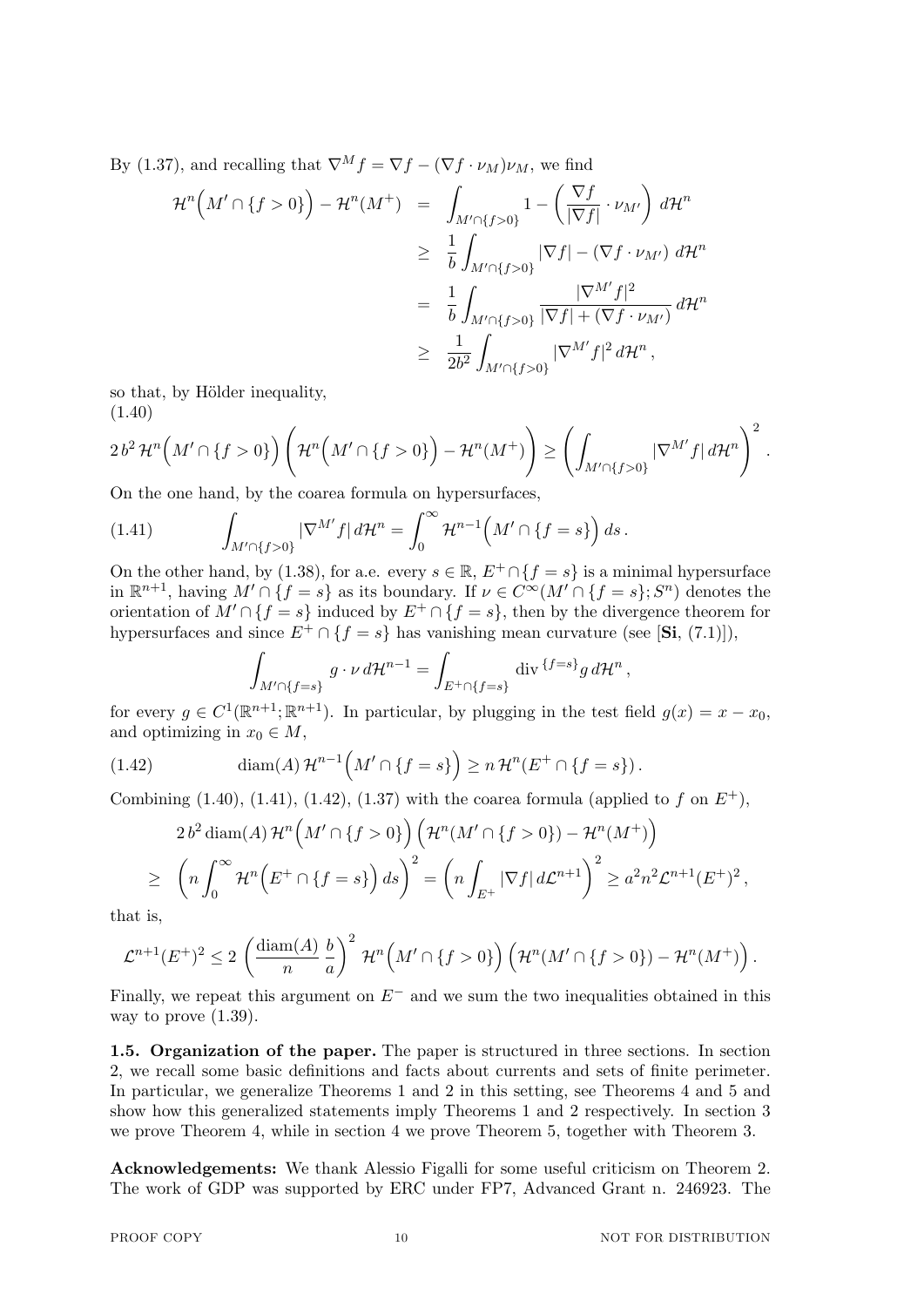By (1.37), and recalling that $\nabla^M f = \nabla f - (\nabla f \cdot \nu_M)\nu_M$, we find

$$
\begin{aligned}
\mathcal{H}^n\Big(M' \cap \{f>0\}\Big) - \mathcal{H}^n(M^+) &= \int_{M'\cap\{f>0\}} 1 - \left(\frac{\nabla f}{|\nabla f|}\cdot \nu_{M'}\right) d\mathcal{H}^n \\
&\geq \frac{1}{b}\int_{M'\cap\{f>0\}} |\nabla f| - (\nabla f\cdot \nu_{M'})\, d\mathcal{H}^n \\
&= \frac{1}{b}\int_{M'\cap\{f>0\}} \frac{|\nabla^{M'} f|^2}{|\nabla f| + (\nabla f \cdot \nu_{M'})}\, d\mathcal{H}^n \\
&\geq \frac{1}{2b^2}\int_{M'\cap\{f>0\}} |\nabla^{M'} f|^2\, d\mathcal{H}^n\,,
\end{aligned}
$$

so that, by Hölder inequality,
(1.40)

$$
2\,b^2\,\mathcal{H}^n\Big(M'\cap\{f>0\}\Big)\left(\mathcal{H}^n\Big(M'\cap\{f>0\}\Big) - \mathcal{H}^n(M^+)\right) \geq \left(\int_{M'\cap\{f>0\}} |\nabla^{M'} f|\, d\mathcal{H}^n\right)^2 .
$$

On the one hand, by the coarea formula on hypersurfaces,

$$
\int_{M'\cap\{f>0\}} |\nabla^{M'} f|\, d\mathcal{H}^n = \int_0^\infty \mathcal{H}^{n-1}\Big(M'\cap\{f=s\}\Big)\, ds\,. \tag{1.41}
$$

On the other hand, by (1.38), for a.e. every $s\in\mathbb{R}$, $E^+\cap\{f=s\}$ is a minimal hypersurface in $\mathbb{R}^{n+1}$, having $M'\cap\{f=s\}$ as its boundary. If $\nu\in C^\infty(M'\cap\{f=s\};S^n)$ denotes the orientation of $M'\cap\{f=s\}$ induced by $E^+\cap\{f=s\}$, then by the divergence theorem for hypersurfaces and since $E^+\cap\{f=s\}$ has vanishing mean curvature (see [**Si**, (7.1)]),

$$
\int_{M'\cap\{f=s\}} g\cdot\nu\, d\mathcal{H}^{n-1} = \int_{E^+\cap\{f=s\}} \mathrm{div}^{\{f=s\}} g\, d\mathcal{H}^n\,,
$$

for every $g\in C^1(\mathbb{R}^{n+1};\mathbb{R}^{n+1})$. In particular, by plugging in the test field $g(x) = x - x_0$, and optimizing in $x_0\in M$,

$$
\mathrm{diam}(A)\,\mathcal{H}^{n-1}\Big(M'\cap\{f=s\}\Big) \geq n\,\mathcal{H}^n(E^+\cap\{f=s\})\,. \tag{1.42}
$$

Combining (1.40), (1.41), (1.42), (1.37) with the coarea formula (applied to $f$ on $E^+$),

$$
\begin{aligned}
&2\,b^2\,\mathrm{diam}(A)\,\mathcal{H}^n\Big(M'\cap\{f>0\}\Big)\Big(\mathcal{H}^n(M'\cap\{f>0\}) - \mathcal{H}^n(M^+)\Big) \\
\geq\;& \left(n\int_0^\infty \mathcal{H}^n\Big(E^+\cap\{f=s\}\Big)\,ds\right)^2 = \left(n\int_{E^+}|\nabla f|\, d\mathcal{L}^{n+1}\right)^2 \geq a^2 n^2 \mathcal{L}^{n+1}(E^+)^2\,,
\end{aligned}
$$

that is,

$$
\mathcal{L}^{n+1}(E^+)^2 \leq 2\left(\frac{\mathrm{diam}(A)}{n}\,\frac{b}{a}\right)^2 \mathcal{H}^n\Big(M'\cap\{f>0\}\Big)\Big(\mathcal{H}^n(M'\cap\{f>0\}) - \mathcal{H}^n(M^+)\Big)\,.
$$

Finally, we repeat this argument on $E^-$ and we sum the two inequalities obtained in this way to prove (1.39).

**1.5. Organization of the paper.** The paper is structured in three sections. In section 2, we recall some basic definitions and facts about currents and sets of finite perimeter. In particular, we generalize Theorems 1 and 2 in this setting, see Theorems 4 and 5 and show how this generalized statements imply Theorems 1 and 2 respectively. In section 3 we prove Theorem 4, while in section 4 we prove Theorem 5, together with Theorem 3.

**Acknowledgements:** We thank Alessio Figalli for some useful criticism on Theorem 2. The work of GDP was supported by ERC under FP7, Advanced Grant n. 246923. The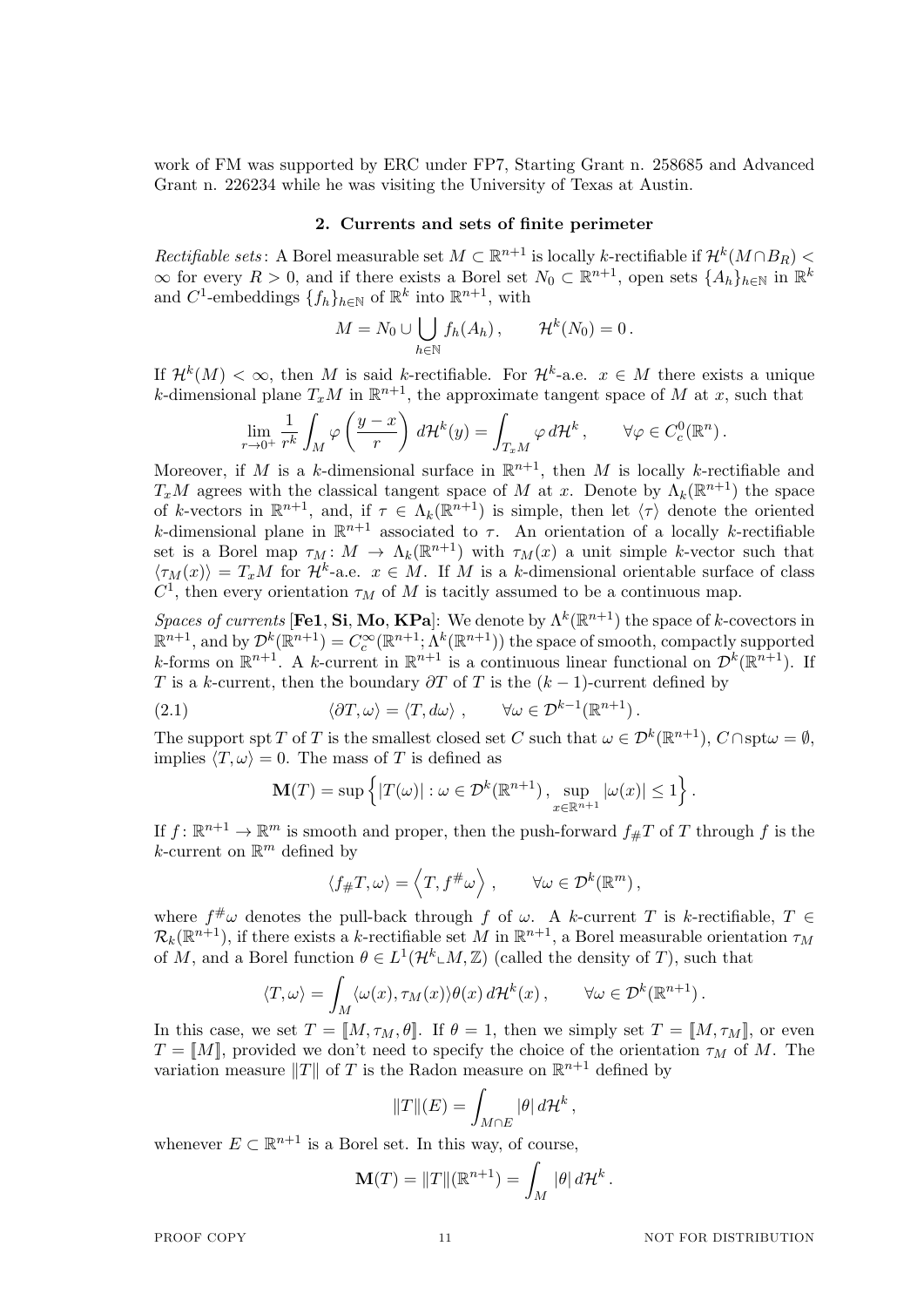work of FM was supported by ERC under FP7, Starting Grant n. 258685 and Advanced Grant n. 226234 while he was visiting the University of Texas at Austin.

## 2. Currents and sets of finite perimeter

*Rectifiable sets*: A Borel measurable set $M \subset \mathbb{R}^{n+1}$ is locally $k$-rectifiable if $\mathcal{H}^k(M \cap B_R) < \infty$ for every $R > 0$, and if there exists a Borel set $N_0 \subset \mathbb{R}^{n+1}$, open sets $\{A_h\}_{h\in\mathbb{N}}$ in $\mathbb{R}^k$ and $C^1$-embeddings $\{f_h\}_{h\in\mathbb{N}}$ of $\mathbb{R}^k$ into $\mathbb{R}^{n+1}$, with

$$M = N_0 \cup \bigcup_{h\in\mathbb{N}} f_h(A_h)\,, \qquad \mathcal{H}^k(N_0) = 0\,.$$

If $\mathcal{H}^k(M) < \infty$, then $M$ is said $k$-rectifiable. For $\mathcal{H}^k$-a.e. $x \in M$ there exists a unique $k$-dimensional plane $T_xM$ in $\mathbb{R}^{n+1}$, the approximate tangent space of $M$ at $x$, such that

$$\lim_{r\to 0^+} \frac{1}{r^k}\int_M \varphi\left(\frac{y-x}{r}\right) d\mathcal{H}^k(y) = \int_{T_xM} \varphi\, d\mathcal{H}^k\,, \qquad \forall \varphi \in C^0_c(\mathbb{R}^n)\,.$$

Moreover, if $M$ is a $k$-dimensional surface in $\mathbb{R}^{n+1}$, then $M$ is locally $k$-rectifiable and $T_xM$ agrees with the classical tangent space of $M$ at $x$. Denote by $\Lambda_k(\mathbb{R}^{n+1})$ the space of $k$-vectors in $\mathbb{R}^{n+1}$, and, if $\tau \in \Lambda_k(\mathbb{R}^{n+1})$ is simple, then let $\langle \tau \rangle$ denote the oriented $k$-dimensional plane in $\mathbb{R}^{n+1}$ associated to $\tau$. An orientation of a locally $k$-rectifiable set is a Borel map $\tau_M \colon M \to \Lambda_k(\mathbb{R}^{n+1})$ with $\tau_M(x)$ a unit simple $k$-vector such that $\langle \tau_M(x)\rangle = T_xM$ for $\mathcal{H}^k$-a.e. $x \in M$. If $M$ is a $k$-dimensional orientable surface of class $C^1$, then every orientation $\tau_M$ of $M$ is tacitly assumed to be a continuous map.

*Spaces of currents* [**Fe1**, **Si**, **Mo**, **KPa**]: We denote by $\Lambda^k(\mathbb{R}^{n+1})$ the space of $k$-covectors in $\mathbb{R}^{n+1}$, and by $\mathcal{D}^k(\mathbb{R}^{n+1}) = C^\infty_c(\mathbb{R}^{n+1};\Lambda^k(\mathbb{R}^{n+1}))$ the space of smooth, compactly supported $k$-forms on $\mathbb{R}^{n+1}$. A $k$-current in $\mathbb{R}^{n+1}$ is a continuous linear functional on $\mathcal{D}^k(\mathbb{R}^{n+1})$. If $T$ is a $k$-current, then the boundary $\partial T$ of $T$ is the $(k-1)$-current defined by

$$\langle \partial T, \omega\rangle = \langle T, d\omega\rangle\,, \qquad \forall \omega \in \mathcal{D}^{k-1}(\mathbb{R}^{n+1})\,. \tag{2.1}$$

The support $\operatorname{spt} T$ of $T$ is the smallest closed set $C$ such that $\omega \in \mathcal{D}^k(\mathbb{R}^{n+1})$, $C \cap \operatorname{spt}\omega = \emptyset$, implies $\langle T, \omega\rangle = 0$. The mass of $T$ is defined as

$$\mathbf{M}(T) = \sup\left\{ |T(\omega)| : \omega \in \mathcal{D}^k(\mathbb{R}^{n+1})\,, \sup_{x\in\mathbb{R}^{n+1}} |\omega(x)| \le 1\right\}.$$

If $f \colon \mathbb{R}^{n+1} \to \mathbb{R}^m$ is smooth and proper, then the push-forward $f_\# T$ of $T$ through $f$ is the $k$-current on $\mathbb{R}^m$ defined by

$$\langle f_\# T, \omega\rangle = \left\langle T, f^\# \omega\right\rangle\,, \qquad \forall \omega \in \mathcal{D}^k(\mathbb{R}^m)\,,$$

where $f^\#\omega$ denotes the pull-back through $f$ of $\omega$. A $k$-current $T$ is $k$-rectifiable, $T \in \mathcal{R}_k(\mathbb{R}^{n+1})$, if there exists a $k$-rectifiable set $M$ in $\mathbb{R}^{n+1}$, a Borel measurable orientation $\tau_M$ of $M$, and a Borel function $\theta \in L^1(\mathcal{H}^k \llcorner M, \mathbb{Z})$ (called the density of $T$), such that

$$\langle T, \omega\rangle = \int_M \langle \omega(x), \tau_M(x)\rangle \theta(x)\, d\mathcal{H}^k(x)\,, \qquad \forall \omega \in \mathcal{D}^k(\mathbb{R}^{n+1})\,.$$

In this case, we set $T = [\![M, \tau_M, \theta]\!]$. If $\theta = 1$, then we simply set $T = [\![M, \tau_M]\!]$, or even $T = [\![M]\!]$, provided we don't need to specify the choice of the orientation $\tau_M$ of $M$. The variation measure $\|T\|$ of $T$ is the Radon measure on $\mathbb{R}^{n+1}$ defined by

$$\|T\|(E) = \int_{M\cap E} |\theta|\, d\mathcal{H}^k\,,$$

whenever $E \subset \mathbb{R}^{n+1}$ is a Borel set. In this way, of course,

$$\mathbf{M}(T) = \|T\|(\mathbb{R}^{n+1}) = \int_M |\theta|\, d\mathcal{H}^k\,.$$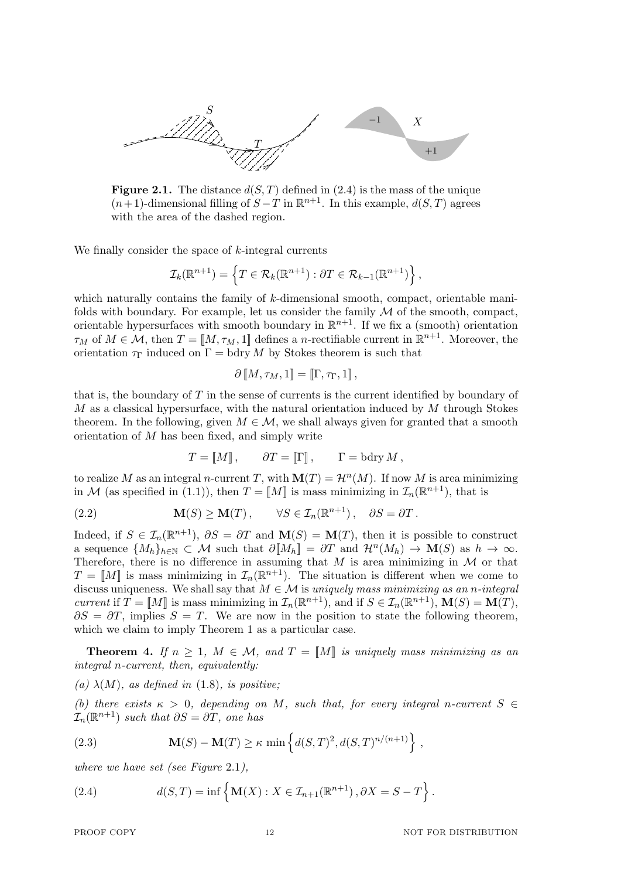**Figure 2.1.** The distance $d(S,T)$ defined in (2.4) is the mass of the unique $(n+1)$-dimensional filling of $S-T$ in $\mathbb{R}^{n+1}$. In this example, $d(S,T)$ agrees with the area of the dashed region.

We finally consider the space of $k$-integral currents

$$\mathcal{I}_k(\mathbb{R}^{n+1}) = \left\{ T \in \mathcal{R}_k(\mathbb{R}^{n+1}) : \partial T \in \mathcal{R}_{k-1}(\mathbb{R}^{n+1}) \right\},$$

which naturally contains the family of $k$-dimensional smooth, compact, orientable manifolds with boundary. For example, let us consider the family $\mathcal{M}$ of the smooth, compact, orientable hypersurfaces with smooth boundary in $\mathbb{R}^{n+1}$. If we fix a (smooth) orientation $\tau_M$ of $M \in \mathcal{M}$, then $T = [\![M, \tau_M, 1]\!]$ defines a $n$-rectifiable current in $\mathbb{R}^{n+1}$. Moreover, the orientation $\tau_\Gamma$ induced on $\Gamma = \mathrm{bdry}\, M$ by Stokes theorem is such that

$$\partial\, [\![M, \tau_M, 1]\!] = [\![\Gamma, \tau_\Gamma, 1]\!],$$

that is, the boundary of $T$ in the sense of currents is the current identified by boundary of $M$ as a classical hypersurface, with the natural orientation induced by $M$ through Stokes theorem. In the following, given $M \in \mathcal{M}$, we shall always given for granted that a smooth orientation of $M$ has been fixed, and simply write

$$T = [\![M]\!], \qquad \partial T = [\![\Gamma]\!], \qquad \Gamma = \mathrm{bdry}\, M,$$

to realize $M$ as an integral $n$-current $T$, with $\mathbf{M}(T) = \mathcal{H}^n(M)$. If now $M$ is area minimizing in $\mathcal{M}$ (as specified in (1.1)), then $T = [\![M]\!]$ is mass minimizing in $\mathcal{I}_n(\mathbb{R}^{n+1})$, that is

$$\mathbf{M}(S) \geq \mathbf{M}(T), \qquad \forall S \in \mathcal{I}_n(\mathbb{R}^{n+1}), \quad \partial S = \partial T. \tag{2.2}$$

Indeed, if $S \in \mathcal{I}_n(\mathbb{R}^{n+1})$, $\partial S = \partial T$ and $\mathbf{M}(S) = \mathbf{M}(T)$, then it is possible to construct a sequence $\{M_h\}_{h\in\mathbb{N}} \subset \mathcal{M}$ such that $\partial [\![M_h]\!] = \partial T$ and $\mathcal{H}^n(M_h) \to \mathbf{M}(S)$ as $h \to \infty$. Therefore, there is no difference in assuming that $M$ is area minimizing in $\mathcal{M}$ or that $T = [\![M]\!]$ is mass minimizing in $\mathcal{I}_n(\mathbb{R}^{n+1})$. The situation is different when we come to discuss uniqueness. We shall say that $M \in \mathcal{M}$ is *uniquely mass minimizing as an $n$-integral current* if $T = [\![M]\!]$ is mass minimizing in $\mathcal{I}_n(\mathbb{R}^{n+1})$, and if $S \in \mathcal{I}_n(\mathbb{R}^{n+1})$, $\mathbf{M}(S) = \mathbf{M}(T)$, $\partial S = \partial T$, implies $S = T$. We are now in the position to state the following theorem, which we claim to imply Theorem 1 as a particular case.

**Theorem 4.** *If $n \geq 1$, $M \in \mathcal{M}$, and $T = [\![M]\!]$ is uniquely mass minimizing as an integral $n$-current, then, equivalently:*

*(a) $\lambda(M)$, as defined in* (1.8)*, is positive;*

*(b) there exists $\kappa > 0$, depending on $M$, such that, for every integral $n$-current $S \in \mathcal{I}_n(\mathbb{R}^{n+1})$ such that $\partial S = \partial T$, one has*

$$\mathbf{M}(S) - \mathbf{M}(T) \geq \kappa \, \min\left\{ d(S,T)^2, d(S,T)^{n/(n+1)} \right\}, \tag{2.3}$$

*where we have set (see Figure* 2.1*),*

$$d(S,T) = \inf\left\{ \mathbf{M}(X) : X \in \mathcal{I}_{n+1}(\mathbb{R}^{n+1}), \partial X = S - T \right\}. \tag{2.4}$$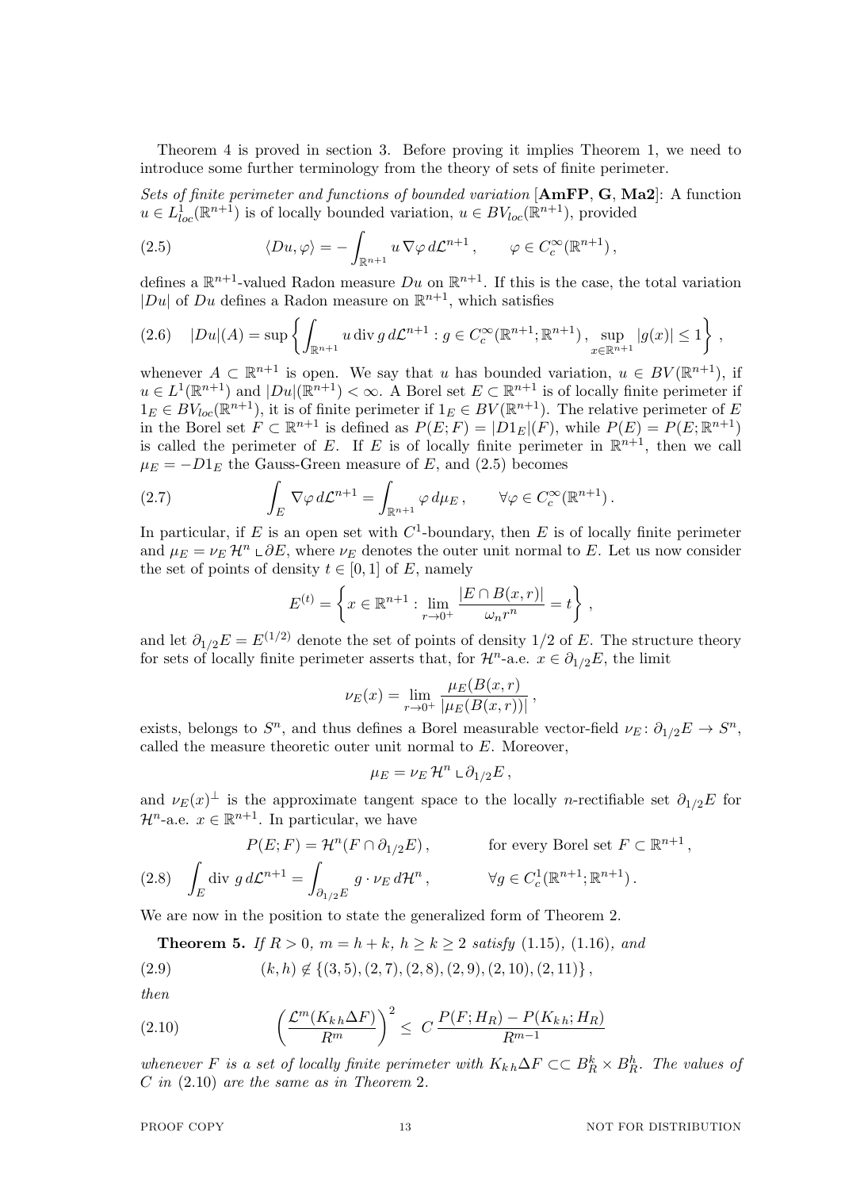Theorem 4 is proved in section 3. Before proving it implies Theorem 1, we need to introduce some further terminology from the theory of sets of finite perimeter.

*Sets of finite perimeter and functions of bounded variation* [**AmFP**, **G**, **Ma2**]: A function $u \in L^1_{loc}(\mathbb{R}^{n+1})$ is of locally bounded variation, $u \in BV_{loc}(\mathbb{R}^{n+1})$, provided

$$\langle Du, \varphi \rangle = -\int_{\mathbb{R}^{n+1}} u \, \nabla \varphi \, d\mathcal{L}^{n+1} \,, \qquad \varphi \in C^\infty_c(\mathbb{R}^{n+1}) \,, \tag{2.5}$$

defines a $\mathbb{R}^{n+1}$-valued Radon measure $Du$ on $\mathbb{R}^{n+1}$. If this is the case, the total variation $|Du|$ of $Du$ defines a Radon measure on $\mathbb{R}^{n+1}$, which satisfies

$$|Du|(A) = \sup \left\{ \int_{\mathbb{R}^{n+1}} u \, \mathrm{div}\, g \, d\mathcal{L}^{n+1} : g \in C^\infty_c(\mathbb{R}^{n+1};\mathbb{R}^{n+1}) \,, \sup_{x \in \mathbb{R}^{n+1}} |g(x)| \le 1 \right\} \,, \tag{2.6}$$

whenever $A \subset \mathbb{R}^{n+1}$ is open. We say that $u$ has bounded variation, $u \in BV(\mathbb{R}^{n+1})$, if $u \in L^1(\mathbb{R}^{n+1})$ and $|Du|(\mathbb{R}^{n+1}) < \infty$. A Borel set $E \subset \mathbb{R}^{n+1}$ is of locally finite perimeter if $1_E \in BV_{loc}(\mathbb{R}^{n+1})$, it is of finite perimeter if $1_E \in BV(\mathbb{R}^{n+1})$. The relative perimeter of $E$ in the Borel set $F \subset \mathbb{R}^{n+1}$ is defined as $P(E;F) = |D1_E|(F)$, while $P(E) = P(E;\mathbb{R}^{n+1})$ is called the perimeter of $E$. If $E$ is of locally finite perimeter in $\mathbb{R}^{n+1}$, then we call $\mu_E = -D1_E$ the Gauss-Green measure of $E$, and (2.5) becomes

$$\int_E \nabla \varphi \, d\mathcal{L}^{n+1} = \int_{\mathbb{R}^{n+1}} \varphi \, d\mu_E \,, \qquad \forall \varphi \in C^\infty_c(\mathbb{R}^{n+1}) \,. \tag{2.7}$$

In particular, if $E$ is an open set with $C^1$-boundary, then $E$ is of locally finite perimeter and $\mu_E = \nu_E \, \mathcal{H}^n \llcorner \partial E$, where $\nu_E$ denotes the outer unit normal to $E$. Let us now consider the set of points of density $t \in [0,1]$ of $E$, namely

$$E^{(t)} = \left\{ x \in \mathbb{R}^{n+1} : \lim_{r \to 0^+} \frac{|E \cap B(x,r)|}{\omega_n r^n} = t \right\} \,,$$

and let $\partial_{1/2} E = E^{(1/2)}$ denote the set of points of density $1/2$ of $E$. The structure theory for sets of locally finite perimeter asserts that, for $\mathcal{H}^n$-a.e. $x \in \partial_{1/2} E$, the limit

$$\nu_E(x) = \lim_{r \to 0^+} \frac{\mu_E(B(x,r))}{|\mu_E(B(x,r))|} \,,$$

exists, belongs to $S^n$, and thus defines a Borel measurable vector-field $\nu_E \colon \partial_{1/2} E \to S^n$, called the measure theoretic outer unit normal to $E$. Moreover,

$$\mu_E = \nu_E \, \mathcal{H}^n \llcorner \partial_{1/2} E \,,$$

and $\nu_E(x)^\perp$ is the approximate tangent space to the locally $n$-rectifiable set $\partial_{1/2} E$ for $\mathcal{H}^n$-a.e. $x \in \mathbb{R}^{n+1}$. In particular, we have

$$P(E;F) = \mathcal{H}^n(F \cap \partial_{1/2} E) \,, \qquad \text{for every Borel set } F \subset \mathbb{R}^{n+1} \,,$$

$$\int_E \mathrm{div}\, g \, d\mathcal{L}^{n+1} = \int_{\partial_{1/2} E} g \cdot \nu_E \, d\mathcal{H}^n \,, \qquad \forall g \in C^1_c(\mathbb{R}^{n+1};\mathbb{R}^{n+1}) \,. \tag{2.8}$$

We are now in the position to state the generalized form of Theorem 2.

**Theorem 5.** *If $R > 0$, $m = h + k$, $h \ge k \ge 2$ satisfy (1.15), (1.16), and*

$$(k,h) \notin \{(3,5),(2,7),(2,8),(2,9),(2,10),(2,11)\} \,, \tag{2.9}$$

*then*

$$\left( \frac{\mathcal{L}^m(K_{k\,h} \Delta F)}{R^m} \right)^2 \le C \, \frac{P(F;H_R) - P(K_{k\,h};H_R)}{R^{m-1}} \tag{2.10}$$

*whenever $F$ is a set of locally finite perimeter with $K_{k\,h} \Delta F \subset\subset B^k_R \times B^h_R$. The values of $C$ in (2.10) are the same as in Theorem 2.*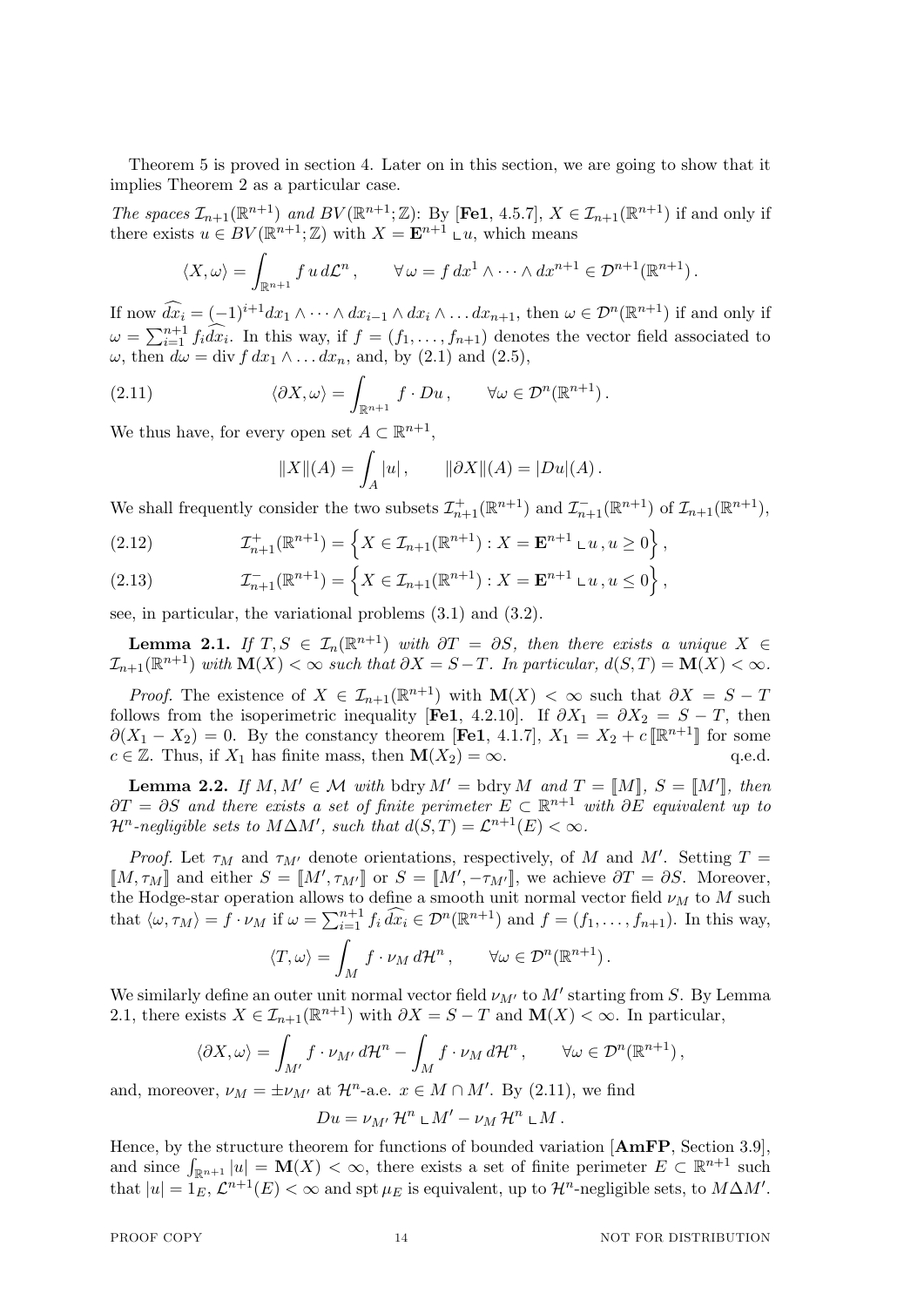Theorem 5 is proved in section 4. Later on in this section, we are going to show that it implies Theorem 2 as a particular case.

*The spaces $\mathcal{I}_{n+1}(\mathbb{R}^{n+1})$ and $BV(\mathbb{R}^{n+1};\mathbb{Z})$:* By [**Fe1**, 4.5.7], $X \in \mathcal{I}_{n+1}(\mathbb{R}^{n+1})$ if and only if there exists $u \in BV(\mathbb{R}^{n+1};\mathbb{Z})$ with $X = \mathbf{E}^{n+1} \llcorner u$, which means

$$\langle X, \omega \rangle = \int_{\mathbb{R}^{n+1}} f\, u \, d\mathcal{L}^n\,, \qquad \forall\, \omega = f\, dx^1 \wedge \cdots \wedge dx^{n+1} \in \mathcal{D}^{n+1}(\mathbb{R}^{n+1})\,.$$

If now $\widehat{dx_i} = (-1)^{i+1} dx_1 \wedge \cdots \wedge dx_{i-1} \wedge dx_i \wedge \dots dx_{n+1}$, then $\omega \in \mathcal{D}^n(\mathbb{R}^{n+1})$ if and only if $\omega = \sum_{i=1}^{n+1} f_i \widehat{dx_i}$. In this way, if $f = (f_1, \dots, f_{n+1})$ denotes the vector field associated to $\omega$, then $d\omega = \operatorname{div} f \, dx_1 \wedge \dots dx_n$, and, by (2.1) and (2.5),

$$\langle \partial X, \omega \rangle = \int_{\mathbb{R}^{n+1}} f \cdot Du\,, \qquad \forall \omega \in \mathcal{D}^n(\mathbb{R}^{n+1})\,. \tag{2.11}$$

We thus have, for every open set $A \subset \mathbb{R}^{n+1}$,

$$\|X\|(A) = \int_A |u|\,, \qquad \|\partial X\|(A) = |Du|(A)\,.$$

We shall frequently consider the two subsets $\mathcal{I}^+_{n+1}(\mathbb{R}^{n+1})$ and $\mathcal{I}^-_{n+1}(\mathbb{R}^{n+1})$ of $\mathcal{I}_{n+1}(\mathbb{R}^{n+1})$,

$$\mathcal{I}^+_{n+1}(\mathbb{R}^{n+1}) = \left\{ X \in \mathcal{I}_{n+1}(\mathbb{R}^{n+1}) : X = \mathbf{E}^{n+1} \llcorner u\,, u \geq 0 \right\}, \tag{2.12}$$

$$\mathcal{I}^-_{n+1}(\mathbb{R}^{n+1}) = \left\{ X \in \mathcal{I}_{n+1}(\mathbb{R}^{n+1}) : X = \mathbf{E}^{n+1} \llcorner u\,, u \leq 0 \right\}, \tag{2.13}$$

see, in particular, the variational problems (3.1) and (3.2).

**Lemma 2.1.** *If $T, S \in \mathcal{I}_n(\mathbb{R}^{n+1})$ with $\partial T = \partial S$, then there exists a unique $X \in \mathcal{I}_{n+1}(\mathbb{R}^{n+1})$ with $\mathbf{M}(X) < \infty$ such that $\partial X = S - T$. In particular, $d(S,T) = \mathbf{M}(X) < \infty$.*

*Proof.* The existence of $X \in \mathcal{I}_{n+1}(\mathbb{R}^{n+1})$ with $\mathbf{M}(X) < \infty$ such that $\partial X = S - T$ follows from the isoperimetric inequality [**Fe1**, 4.2.10]. If $\partial X_1 = \partial X_2 = S - T$, then $\partial(X_1 - X_2) = 0$. By the constancy theorem [**Fe1**, 4.1.7], $X_1 = X_2 + c\,[\![\mathbb{R}^{n+1}]\!]$ for some $c \in \mathbb{Z}$. Thus, if $X_1$ has finite mass, then $\mathbf{M}(X_2) = \infty$. q.e.d.

**Lemma 2.2.** *If $M, M' \in \mathcal{M}$ with $\operatorname{bdry} M' = \operatorname{bdry} M$ and $T = [\![M]\!]$, $S = [\![M']\!]$, then $\partial T = \partial S$ and there exists a set of finite perimeter $E \subset \mathbb{R}^{n+1}$ with $\partial E$ equivalent up to $\mathcal{H}^n$-negligible sets to $M \Delta M'$, such that $d(S,T) = \mathcal{L}^{n+1}(E) < \infty$.*

*Proof.* Let $\tau_M$ and $\tau_{M'}$ denote orientations, respectively, of $M$ and $M'$. Setting $T = [\![M, \tau_M]\!]$ and either $S = [\![M', \tau_{M'}]\!]$ or $S = [\![M', -\tau_{M'}]\!]$, we achieve $\partial T = \partial S$. Moreover, the Hodge-star operation allows to define a smooth unit normal vector field $\nu_M$ to $M$ such that $\langle \omega, \tau_M \rangle = f \cdot \nu_M$ if $\omega = \sum_{i=1}^{n+1} f_i\, \widehat{dx_i} \in \mathcal{D}^n(\mathbb{R}^{n+1})$ and $f = (f_1, \dots, f_{n+1})$. In this way,

$$\langle T, \omega \rangle = \int_M f \cdot \nu_M \, d\mathcal{H}^n\,, \qquad \forall \omega \in \mathcal{D}^n(\mathbb{R}^{n+1})\,.$$

We similarly define an outer unit normal vector field $\nu_{M'}$ to $M'$ starting from $S$. By Lemma 2.1, there exists $X \in \mathcal{I}_{n+1}(\mathbb{R}^{n+1})$ with $\partial X = S - T$ and $\mathbf{M}(X) < \infty$. In particular,

$$\langle \partial X, \omega \rangle = \int_{M'} f \cdot \nu_{M'} \, d\mathcal{H}^n - \int_M f \cdot \nu_M \, d\mathcal{H}^n\,, \qquad \forall \omega \in \mathcal{D}^n(\mathbb{R}^{n+1})\,,$$

and, moreover, $\nu_M = \pm \nu_{M'}$ at $\mathcal{H}^n$-a.e. $x \in M \cap M'$. By (2.11), we find

$$Du = \nu_{M'} \, \mathcal{H}^n \llcorner M' - \nu_M \, \mathcal{H}^n \llcorner M\,.$$

Hence, by the structure theorem for functions of bounded variation [**AmFP**, Section 3.9], and since $\int_{\mathbb{R}^{n+1}} |u| = \mathbf{M}(X) < \infty$, there exists a set of finite perimeter $E \subset \mathbb{R}^{n+1}$ such that $|u| = 1_E$, $\mathcal{L}^{n+1}(E) < \infty$ and $\operatorname{spt} \mu_E$ is equivalent, up to $\mathcal{H}^n$-negligible sets, to $M \Delta M'$.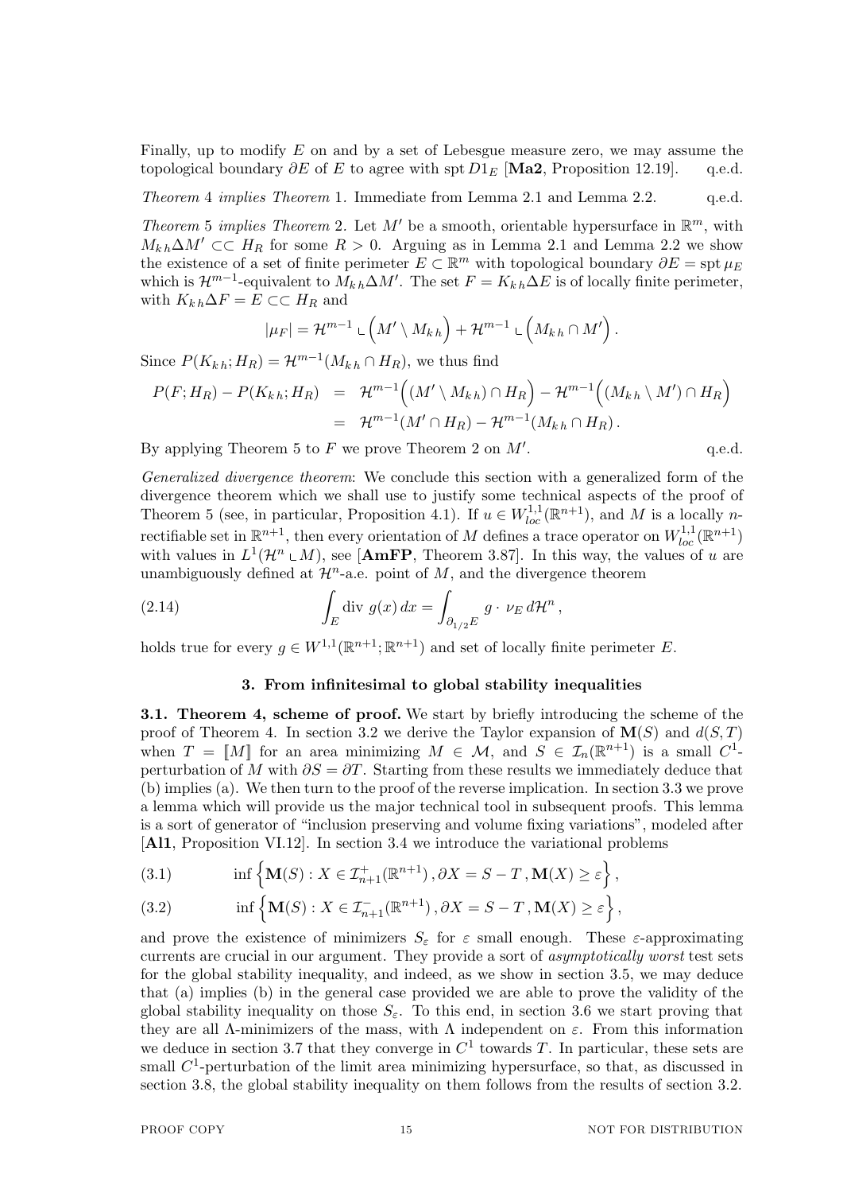Finally, up to modify $E$ on and by a set of Lebesgue measure zero, we may assume the topological boundary $\partial E$ of $E$ to agree with $\operatorname{spt} D1_E$ [**Ma2**, Proposition 12.19]. q.e.d.

*Theorem* 4 *implies Theorem* 1. Immediate from Lemma 2.1 and Lemma 2.2. q.e.d.

*Theorem* 5 *implies Theorem* 2. Let $M'$ be a smooth, orientable hypersurface in $\mathbb{R}^m$, with $M_{k\,h}\Delta M' \subset\subset H_R$ for some $R > 0$. Arguing as in Lemma 2.1 and Lemma 2.2 we show the existence of a set of finite perimeter $E \subset \mathbb{R}^m$ with topological boundary $\partial E = \operatorname{spt}\mu_E$ which is $\mathcal{H}^{m-1}$-equivalent to $M_{k\,h}\Delta M'$. The set $F = K_{k\,h}\Delta E$ is of locally finite perimeter, with $K_{k\,h}\Delta F = E \subset\subset H_R$ and

$$|\mu_F| = \mathcal{H}^{m-1} \llcorner \Big(M' \setminus M_{k\,h}\Big) + \mathcal{H}^{m-1} \llcorner \Big(M_{k\,h} \cap M'\Big)\,.$$

Since $P(K_{k\,h}; H_R) = \mathcal{H}^{m-1}(M_{k\,h} \cap H_R)$, we thus find

$$\begin{aligned} P(F; H_R) - P(K_{k\,h}; H_R) &= \mathcal{H}^{m-1}\Big((M' \setminus M_{k\,h}) \cap H_R\Big) - \mathcal{H}^{m-1}\Big((M_{k\,h} \setminus M') \cap H_R\Big) \\ &= \mathcal{H}^{m-1}(M' \cap H_R) - \mathcal{H}^{m-1}(M_{k\,h} \cap H_R)\,. \end{aligned}$$

By applying Theorem 5 to $F$ we prove Theorem 2 on $M'$. q.e.d.

*Generalized divergence theorem*: We conclude this section with a generalized form of the divergence theorem which we shall use to justify some technical aspects of the proof of Theorem 5 (see, in particular, Proposition 4.1). If $u \in W^{1,1}_{loc}(\mathbb{R}^{n+1})$, and $M$ is a locally $n$-rectifiable set in $\mathbb{R}^{n+1}$, then every orientation of $M$ defines a trace operator on $W^{1,1}_{loc}(\mathbb{R}^{n+1})$ with values in $L^1(\mathcal{H}^n \llcorner M)$, see [**AmFP**, Theorem 3.87]. In this way, the values of $u$ are unambiguously defined at $\mathcal{H}^n$-a.e. point of $M$, and the divergence theorem

$$\int_E \operatorname{div}\, g(x)\,dx = \int_{\partial_{1/2}E} g \cdot \nu_E\, d\mathcal{H}^n\,, \tag{2.14}$$

holds true for every $g \in W^{1,1}(\mathbb{R}^{n+1};\mathbb{R}^{n+1})$ and set of locally finite perimeter $E$.

## 3. From infinitesimal to global stability inequalities

**3.1. Theorem 4, scheme of proof.** We start by briefly introducing the scheme of the proof of Theorem 4. In section 3.2 we derive the Taylor expansion of $\mathbf{M}(S)$ and $d(S,T)$ when $T = [\![M]\!]$ for an area minimizing $M \in \mathcal{M}$, and $S \in \mathcal{I}_n(\mathbb{R}^{n+1})$ is a small $C^1$-perturbation of $M$ with $\partial S = \partial T$. Starting from these results we immediately deduce that (b) implies (a). We then turn to the proof of the reverse implication. In section 3.3 we prove a lemma which will provide us the major technical tool in subsequent proofs. This lemma is a sort of generator of "inclusion preserving and volume fixing variations", modeled after [**Al1**, Proposition VI.12]. In section 3.4 we introduce the variational problems

$$\inf\Big\{\mathbf{M}(S) : X \in \mathcal{I}^+_{n+1}(\mathbb{R}^{n+1})\,, \partial X = S - T\,, \mathbf{M}(X) \ge \varepsilon\Big\}\,, \tag{3.1}$$

$$\inf\Big\{\mathbf{M}(S) : X \in \mathcal{I}^-_{n+1}(\mathbb{R}^{n+1})\,, \partial X = S - T\,, \mathbf{M}(X) \ge \varepsilon\Big\}\,, \tag{3.2}$$

and prove the existence of minimizers $S_\varepsilon$ for $\varepsilon$ small enough. These $\varepsilon$-approximating currents are crucial in our argument. They provide a sort of *asymptotically worst* test sets for the global stability inequality, and indeed, as we show in section 3.5, we may deduce that (a) implies (b) in the general case provided we are able to prove the validity of the global stability inequality on those $S_\varepsilon$. To this end, in section 3.6 we start proving that they are all $\Lambda$-minimizers of the mass, with $\Lambda$ independent on $\varepsilon$. From this information we deduce in section 3.7 that they converge in $C^1$ towards $T$. In particular, these sets are small $C^1$-perturbation of the limit area minimizing hypersurface, so that, as discussed in section 3.8, the global stability inequality on them follows from the results of section 3.2.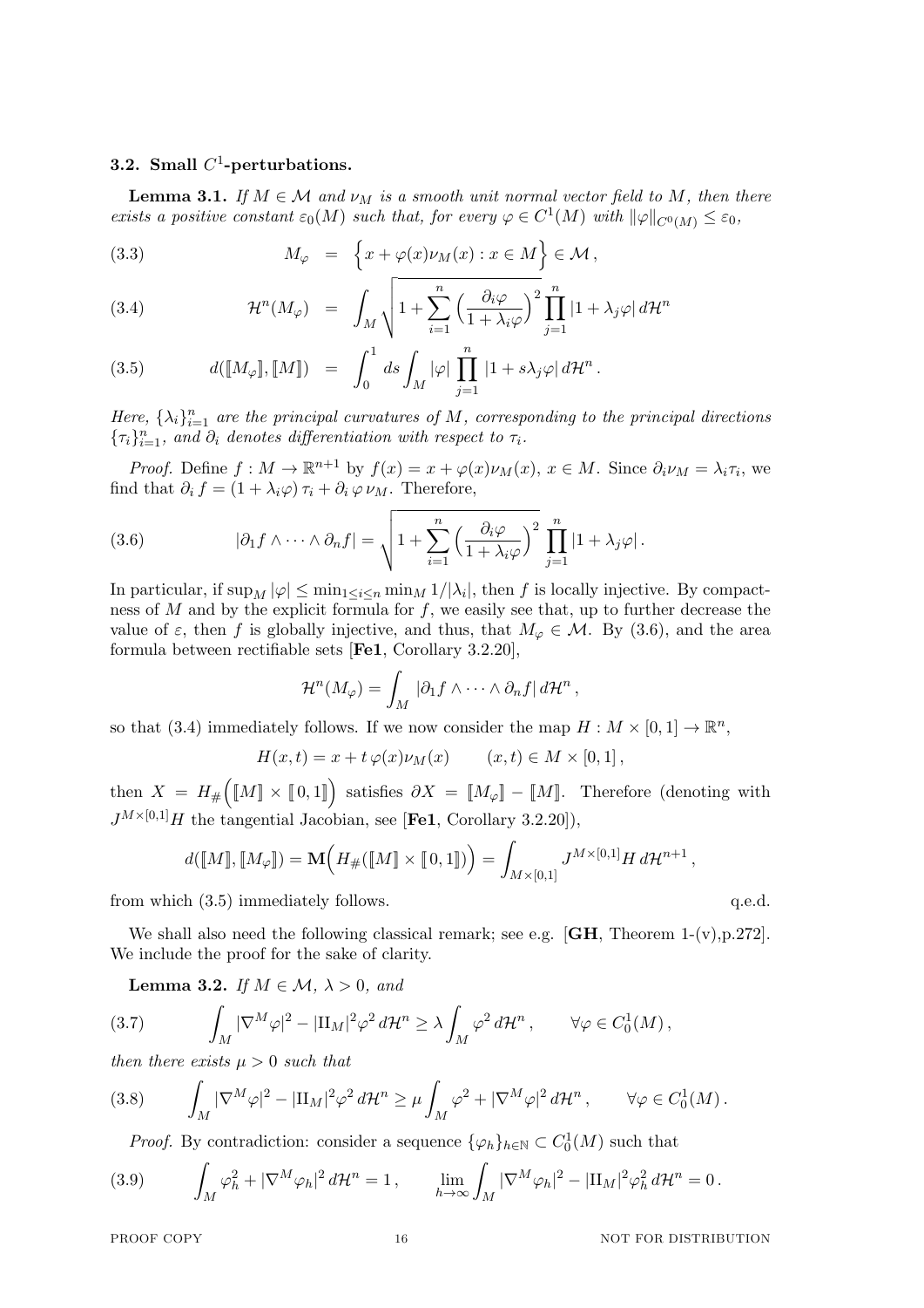### 3.2. Small $C^1$-perturbations.

**Lemma 3.1.** *If $M \in \mathcal{M}$ and $\nu_M$ is a smooth unit normal vector field to $M$, then there exists a positive constant $\varepsilon_0(M)$ such that, for every $\varphi \in C^1(M)$ with $\|\varphi\|_{C^0(M)} \le \varepsilon_0$,*

$$M_\varphi = \Big\{ x + \varphi(x)\nu_M(x) : x \in M \Big\} \in \mathcal{M}\,, \tag{3.3}$$

$$\mathcal{H}^n(M_\varphi) = \int_M \sqrt{1 + \sum_{i=1}^n \Big(\frac{\partial_i \varphi}{1+\lambda_i\varphi}\Big)^2}\,\prod_{j=1}^n |1+\lambda_j\varphi|\,d\mathcal{H}^n \tag{3.4}$$

$$d([\![M_\varphi]\!],[\![M]\!]) = \int_0^1 ds \int_M |\varphi| \prod_{j=1}^n |1 + s\lambda_j\varphi|\,d\mathcal{H}^n\,. \tag{3.5}$$

*Here, $\{\lambda_i\}_{i=1}^n$ are the principal curvatures of $M$, corresponding to the principal directions $\{\tau_i\}_{i=1}^n$, and $\partial_i$ denotes differentiation with respect to $\tau_i$.*

*Proof.* Define $f : M \to \mathbb{R}^{n+1}$ by $f(x) = x + \varphi(x)\nu_M(x)$, $x \in M$. Since $\partial_i \nu_M = \lambda_i \tau_i$, we find that $\partial_i f = (1+\lambda_i\varphi)\,\tau_i + \partial_i\varphi\,\nu_M$. Therefore,

$$|\partial_1 f \wedge \dots \wedge \partial_n f| = \sqrt{1 + \sum_{i=1}^n \Big(\frac{\partial_i \varphi}{1+\lambda_i\varphi}\Big)^2}\,\prod_{j=1}^n |1+\lambda_j\varphi|\,. \tag{3.6}$$

In particular, if $\sup_M |\varphi| \le \min_{1\le i\le n}\min_M 1/|\lambda_i|$, then $f$ is locally injective. By compactness of $M$ and by the explicit formula for $f$, we easily see that, up to further decrease the value of $\varepsilon$, then $f$ is globally injective, and thus, that $M_\varphi \in \mathcal{M}$. By (3.6), and the area formula between rectifiable sets [**Fe1**, Corollary 3.2.20],

$$\mathcal{H}^n(M_\varphi) = \int_M |\partial_1 f \wedge \dots \wedge \partial_n f|\,d\mathcal{H}^n\,,$$

so that (3.4) immediately follows. If we now consider the map $H : M \times [0,1] \to \mathbb{R}^n$,

$$H(x,t) = x + t\,\varphi(x)\nu_M(x) \qquad (x,t) \in M \times [0,1]\,,$$

then $X = H_\#\Big([\![M]\!] \times [\![0,1]\!]\Big)$ satisfies $\partial X = [\![M_\varphi]\!] - [\![M]\!]$. Therefore (denoting with $J^{M\times[0,1]}H$ the tangential Jacobian, see [**Fe1**, Corollary 3.2.20]),

$$d([\![M]\!],[\![M_\varphi]\!]) = \mathbf{M}\Big(H_\#([\![M]\!]\times[\![0,1]\!])\Big) = \int_{M\times[0,1]} J^{M\times[0,1]}H\,d\mathcal{H}^{n+1}\,,$$

from which (3.5) immediately follows. q.e.d.

We shall also need the following classical remark; see e.g. [**GH**, Theorem 1-(v),p.272]. We include the proof for the sake of clarity.

**Lemma 3.2.** *If $M \in \mathcal{M}$, $\lambda > 0$, and*

$$\int_M |\nabla^M\varphi|^2 - |\mathrm{II}_M|^2\varphi^2\,d\mathcal{H}^n \ge \lambda \int_M \varphi^2\,d\mathcal{H}^n\,, \qquad \forall \varphi \in C^1_0(M)\,, \tag{3.7}$$

*then there exists $\mu > 0$ such that*

$$\int_M |\nabla^M\varphi|^2 - |\mathrm{II}_M|^2\varphi^2\,d\mathcal{H}^n \ge \mu \int_M \varphi^2 + |\nabla^M\varphi|^2\,d\mathcal{H}^n\,, \qquad \forall \varphi \in C^1_0(M)\,. \tag{3.8}$$

*Proof.* By contradiction: consider a sequence $\{\varphi_h\}_{h\in\mathbb{N}} \subset C^1_0(M)$ such that

$$\int_M \varphi_h^2 + |\nabla^M\varphi_h|^2\,d\mathcal{H}^n = 1\,, \qquad \lim_{h\to\infty}\int_M |\nabla^M\varphi_h|^2 - |\mathrm{II}_M|^2\varphi_h^2\,d\mathcal{H}^n = 0\,. \tag{3.9}$$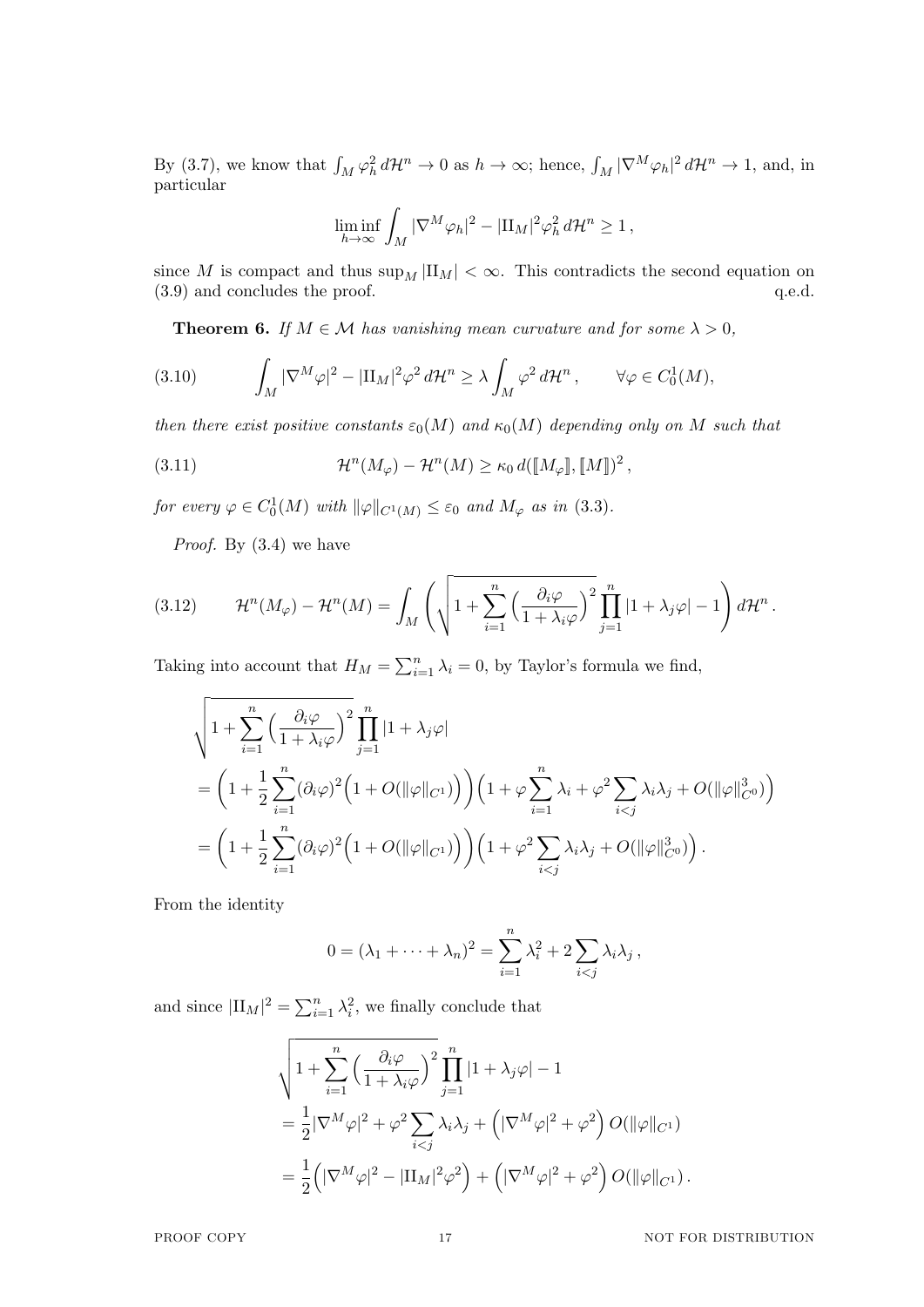By (3.7), we know that $\int_M \varphi_h^2 \, d\mathcal{H}^n \to 0$ as $h \to \infty$; hence, $\int_M |\nabla^M \varphi_h|^2 \, d\mathcal{H}^n \to 1$, and, in particular

$$\liminf_{h\to\infty} \int_M |\nabla^M \varphi_h|^2 - |\mathrm{II}_M|^2 \varphi_h^2 \, d\mathcal{H}^n \geq 1 \,,$$

since $M$ is compact and thus $\sup_M |\mathrm{II}_M| < \infty$. This contradicts the second equation on (3.9) and concludes the proof. q.e.d.

**Theorem 6.** *If $M \in \mathcal{M}$ has vanishing mean curvature and for some $\lambda > 0$,*

$$\int_M |\nabla^M \varphi|^2 - |\mathrm{II}_M|^2 \varphi^2 \, d\mathcal{H}^n \geq \lambda \int_M \varphi^2 \, d\mathcal{H}^n \,, \qquad \forall \varphi \in C_0^1(M), \tag{3.10}$$

*then there exist positive constants $\varepsilon_0(M)$ and $\kappa_0(M)$ depending only on $M$ such that*

$$\mathcal{H}^n(M_\varphi) - \mathcal{H}^n(M) \geq \kappa_0 \, d([\![M_\varphi]\!], [\![M]\!])^2 \,, \tag{3.11}$$

*for every $\varphi \in C_0^1(M)$ with $\|\varphi\|_{C^1(M)} \leq \varepsilon_0$ and $M_\varphi$ as in (3.3).*

*Proof.* By (3.4) we have

$$\mathcal{H}^n(M_\varphi) - \mathcal{H}^n(M) = \int_M \left( \sqrt{1 + \sum_{i=1}^n \Big(\frac{\partial_i \varphi}{1+\lambda_i \varphi}\Big)^2} \, \prod_{j=1}^n |1 + \lambda_j \varphi| - 1 \right) d\mathcal{H}^n \,. \tag{3.12}$$

Taking into account that $H_M = \sum_{i=1}^n \lambda_i = 0$, by Taylor's formula we find,

$$\begin{aligned}
&\sqrt{1 + \sum_{i=1}^n \Big(\frac{\partial_i \varphi}{1+\lambda_i \varphi}\Big)^2} \, \prod_{j=1}^n |1 + \lambda_j \varphi| \\
&= \Big(1 + \frac{1}{2}\sum_{i=1}^n (\partial_i \varphi)^2 \Big(1 + O(\|\varphi\|_{C^1})\Big)\Big)\Big(1 + \varphi \sum_{i=1}^n \lambda_i + \varphi^2 \sum_{i<j} \lambda_i \lambda_j + O(\|\varphi\|_{C^0}^3)\Big) \\
&= \Big(1 + \frac{1}{2}\sum_{i=1}^n (\partial_i \varphi)^2 \Big(1 + O(\|\varphi\|_{C^1})\Big)\Big)\Big(1 + \varphi^2 \sum_{i<j} \lambda_i \lambda_j + O(\|\varphi\|_{C^0}^3)\Big) \,.
\end{aligned}$$

From the identity

$$0 = (\lambda_1 + \cdots + \lambda_n)^2 = \sum_{i=1}^n \lambda_i^2 + 2 \sum_{i<j} \lambda_i \lambda_j \,,$$

and since $|\mathrm{II}_M|^2 = \sum_{i=1}^n \lambda_i^2$, we finally conclude that

$$\begin{aligned}
&\sqrt{1 + \sum_{i=1}^n \Big(\frac{\partial_i \varphi}{1+\lambda_i \varphi}\Big)^2} \, \prod_{j=1}^n |1 + \lambda_j \varphi| - 1 \\
&= \frac{1}{2}|\nabla^M \varphi|^2 + \varphi^2 \sum_{i<j} \lambda_i \lambda_j + \Big(|\nabla^M \varphi|^2 + \varphi^2\Big) \, O(\|\varphi\|_{C^1}) \\
&= \frac{1}{2}\Big(|\nabla^M \varphi|^2 - |\mathrm{II}_M|^2 \varphi^2\Big) + \Big(|\nabla^M \varphi|^2 + \varphi^2\Big) \, O(\|\varphi\|_{C^1}) \,.
\end{aligned}$$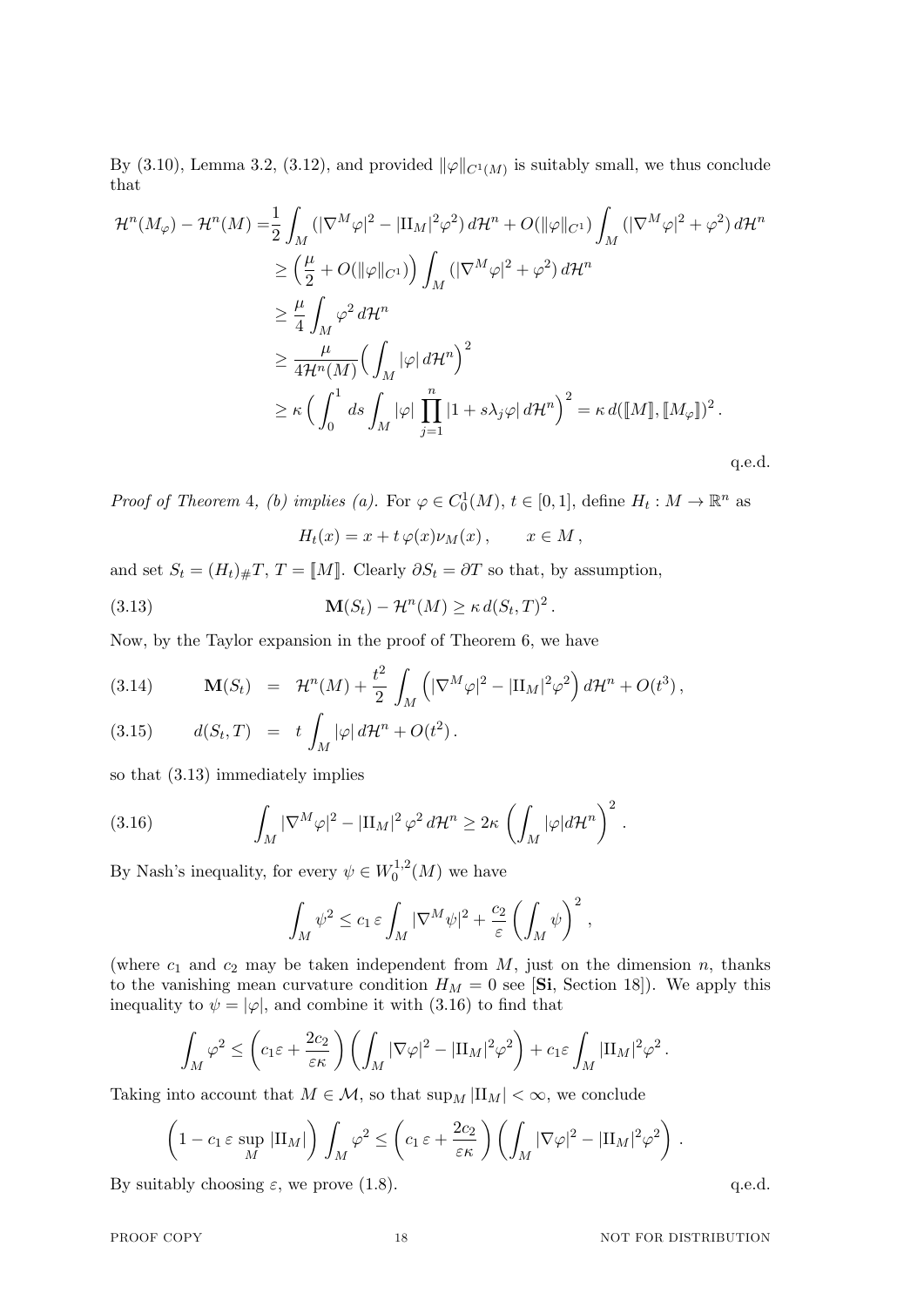By (3.10), Lemma 3.2, (3.12), and provided $\|\varphi\|_{C^1(M)}$ is suitably small, we thus conclude that

$$
\begin{aligned}
\mathcal{H}^n(M_\varphi) - \mathcal{H}^n(M) =& \frac{1}{2}\int_M (|\nabla^M\varphi|^2 - |\mathrm{II}_M|^2\varphi^2)\, d\mathcal{H}^n + O(\|\varphi\|_{C^1})\int_M (|\nabla^M\varphi|^2 + \varphi^2)\, d\mathcal{H}^n \\
&\geq \Big(\frac{\mu}{2} + O(\|\varphi\|_{C^1})\Big)\int_M (|\nabla^M\varphi|^2 + \varphi^2)\, d\mathcal{H}^n \\
&\geq \frac{\mu}{4}\int_M \varphi^2\, d\mathcal{H}^n \\
&\geq \frac{\mu}{4\mathcal{H}^n(M)}\Big(\int_M |\varphi|\, d\mathcal{H}^n\Big)^2 \\
&\geq \kappa\Big(\int_0^1 ds\int_M |\varphi|\prod_{j=1}^n |1 + s\lambda_j\varphi|\, d\mathcal{H}^n\Big)^2 = \kappa\, d([\![M]\!], [\![M_\varphi]\!])^2\,.
\end{aligned}
$$

q.e.d.

*Proof of Theorem 4, (b) implies (a).* For $\varphi \in C^1_0(M)$, $t \in [0,1]$, define $H_t : M \to \mathbb{R}^n$ as

$$
H_t(x) = x + t\,\varphi(x)\nu_M(x)\,, \qquad x \in M\,,
$$

and set $S_t = (H_t)_\# T$, $T = [\![M]\!]$. Clearly $\partial S_t = \partial T$ so that, by assumption,

$$
\mathbf{M}(S_t) - \mathcal{H}^n(M) \geq \kappa\, d(S_t, T)^2\,. \tag{3.13}
$$

Now, by the Taylor expansion in the proof of Theorem 6, we have

$$
\mathbf{M}(S_t) = \mathcal{H}^n(M) + \frac{t^2}{2}\int_M \Big(|\nabla^M\varphi|^2 - |\mathrm{II}_M|^2\varphi^2\Big)\, d\mathcal{H}^n + O(t^3)\,, \tag{3.14}
$$

$$
d(S_t, T) = t\int_M |\varphi|\, d\mathcal{H}^n + O(t^2)\,. \tag{3.15}
$$

so that (3.13) immediately implies

$$
\int_M |\nabla^M\varphi|^2 - |\mathrm{II}_M|^2\,\varphi^2\, d\mathcal{H}^n \geq 2\kappa\left(\int_M |\varphi| d\mathcal{H}^n\right)^2\,. \tag{3.16}
$$

By Nash's inequality, for every $\psi \in W^{1,2}_0(M)$ we have

$$
\int_M \psi^2 \leq c_1\,\varepsilon\int_M |\nabla^M\psi|^2 + \frac{c_2}{\varepsilon}\left(\int_M \psi\right)^2\,,
$$

(where $c_1$ and $c_2$ may be taken independent from $M$, just on the dimension $n$, thanks to the vanishing mean curvature condition $H_M = 0$ see [**Si**, Section 18]). We apply this inequality to $\psi = |\varphi|$, and combine it with (3.16) to find that

$$
\int_M \varphi^2 \leq \left(c_1\varepsilon + \frac{2c_2}{\varepsilon\kappa}\right)\left(\int_M |\nabla\varphi|^2 - |\mathrm{II}_M|^2\varphi^2\right) + c_1\varepsilon\int_M |\mathrm{II}_M|^2\varphi^2\,.
$$

Taking into account that $M \in \mathcal{M}$, so that $\sup_M |\mathrm{II}_M| < \infty$, we conclude

$$
\left(1 - c_1\,\varepsilon\,\sup_M |\mathrm{II}_M|\right)\int_M \varphi^2 \leq \left(c_1\,\varepsilon + \frac{2c_2}{\varepsilon\kappa}\right)\left(\int_M |\nabla\varphi|^2 - |\mathrm{II}_M|^2\varphi^2\right)\,.
$$

By suitably choosing $\varepsilon$, we prove (1.8). q.e.d.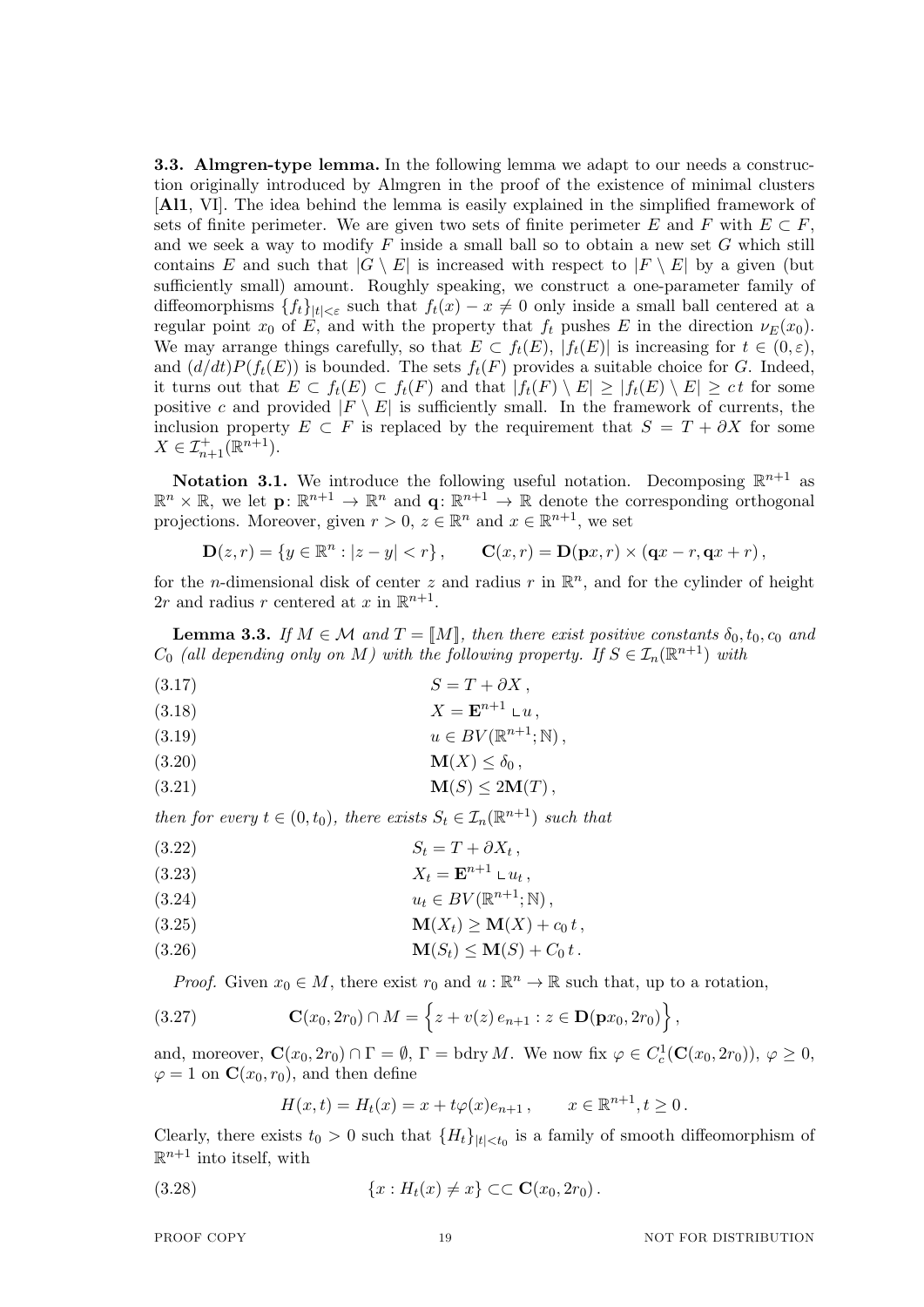**3.3. Almgren-type lemma.** In the following lemma we adapt to our needs a construction originally introduced by Almgren in the proof of the existence of minimal clusters [**Al1**, VI]. The idea behind the lemma is easily explained in the simplified framework of sets of finite perimeter. We are given two sets of finite perimeter $E$ and $F$ with $E \subset F$, and we seek a way to modify $F$ inside a small ball so to obtain a new set $G$ which still contains $E$ and such that $|G \setminus E|$ is increased with respect to $|F \setminus E|$ by a given (but sufficiently small) amount. Roughly speaking, we construct a one-parameter family of diffeomorphisms $\{f_t\}_{|t|<\varepsilon}$ such that $f_t(x) - x \neq 0$ only inside a small ball centered at a regular point $x_0$ of $E$, and with the property that $f_t$ pushes $E$ in the direction $\nu_E(x_0)$. We may arrange things carefully, so that $E \subset f_t(E)$, $|f_t(E)|$ is increasing for $t \in (0, \varepsilon)$, and $(d/dt)P(f_t(E))$ is bounded. The sets $f_t(F)$ provides a suitable choice for $G$. Indeed, it turns out that $E \subset f_t(E) \subset f_t(F)$ and that $|f_t(F) \setminus E| \geq |f_t(E) \setminus E| \geq c\,t$ for some positive $c$ and provided $|F \setminus E|$ is sufficiently small. In the framework of currents, the inclusion property $E \subset F$ is replaced by the requirement that $S = T + \partial X$ for some $X \in \mathcal{I}^+_{n+1}(\mathbb{R}^{n+1})$.

**Notation 3.1.** We introduce the following useful notation. Decomposing $\mathbb{R}^{n+1}$ as $\mathbb{R}^n \times \mathbb{R}$, we let $\mathbf{p}\colon \mathbb{R}^{n+1} \to \mathbb{R}^n$ and $\mathbf{q}\colon \mathbb{R}^{n+1} \to \mathbb{R}$ denote the corresponding orthogonal projections. Moreover, given $r > 0$, $z \in \mathbb{R}^n$ and $x \in \mathbb{R}^{n+1}$, we set

$$\mathbf{D}(z, r) = \{y \in \mathbb{R}^n : |z - y| < r\}, \qquad \mathbf{C}(x, r) = \mathbf{D}(\mathbf{p}x, r) \times (\mathbf{q}x - r, \mathbf{q}x + r),$$

for the $n$-dimensional disk of center $z$ and radius $r$ in $\mathbb{R}^n$, and for the cylinder of height $2r$ and radius $r$ centered at $x$ in $\mathbb{R}^{n+1}$.

**Lemma 3.3.** *If $M \in \mathcal{M}$ and $T = [\![M]\!]$, then there exist positive constants $\delta_0, t_0, c_0$ and $C_0$ (all depending only on $M$) with the following property. If $S \in \mathcal{I}_n(\mathbb{R}^{n+1})$ with*

$$S = T + \partial X\,, \tag{3.17}$$

$$X = \mathbf{E}^{n+1} \llcorner u\,, \tag{3.18}$$

$$u \in BV(\mathbb{R}^{n+1}; \mathbb{N})\,, \tag{3.19}$$

$$\mathbf{M}(X) \leq \delta_0\,, \tag{3.20}$$

$$\mathbf{M}(S) \leq 2\mathbf{M}(T)\,, \tag{3.21}$$

*then for every $t \in (0, t_0)$, there exists $S_t \in \mathcal{I}_n(\mathbb{R}^{n+1})$ such that*

$$S_t = T + \partial X_t\,, \tag{3.22}$$

$$X_t = \mathbf{E}^{n+1} \llcorner u_t\,, \tag{3.23}$$

$$u_t \in BV(\mathbb{R}^{n+1}; \mathbb{N})\,, \tag{3.24}$$

$$\mathbf{M}(X_t) \geq \mathbf{M}(X) + c_0\, t\,, \tag{3.25}$$

$$\mathbf{M}(S_t) \leq \mathbf{M}(S) + C_0\, t\,. \tag{3.26}$$

*Proof.* Given $x_0 \in M$, there exist $r_0$ and $u : \mathbb{R}^n \to \mathbb{R}$ such that, up to a rotation,

$$\mathbf{C}(x_0, 2r_0) \cap M = \Big\{ z + v(z)\, e_{n+1} : z \in \mathbf{D}(\mathbf{p}x_0, 2r_0) \Big\}\,, \tag{3.27}$$

and, moreover, $\mathbf{C}(x_0, 2r_0) \cap \Gamma = \emptyset$, $\Gamma = \operatorname{bdry} M$. We now fix $\varphi \in C^1_c(\mathbf{C}(x_0, 2r_0))$, $\varphi \geq 0$, $\varphi = 1$ on $\mathbf{C}(x_0, r_0)$, and then define

$$H(x, t) = H_t(x) = x + t\varphi(x)e_{n+1}\,, \qquad x \in \mathbb{R}^{n+1}, t \geq 0\,.$$

Clearly, there exists $t_0 > 0$ such that $\{H_t\}_{|t|<t_0}$ is a family of smooth diffeomorphism of $\mathbb{R}^{n+1}$ into itself, with

$$\{x : H_t(x) \neq x\} \subset\subset \mathbf{C}(x_0, 2r_0)\,. \tag{3.28}$$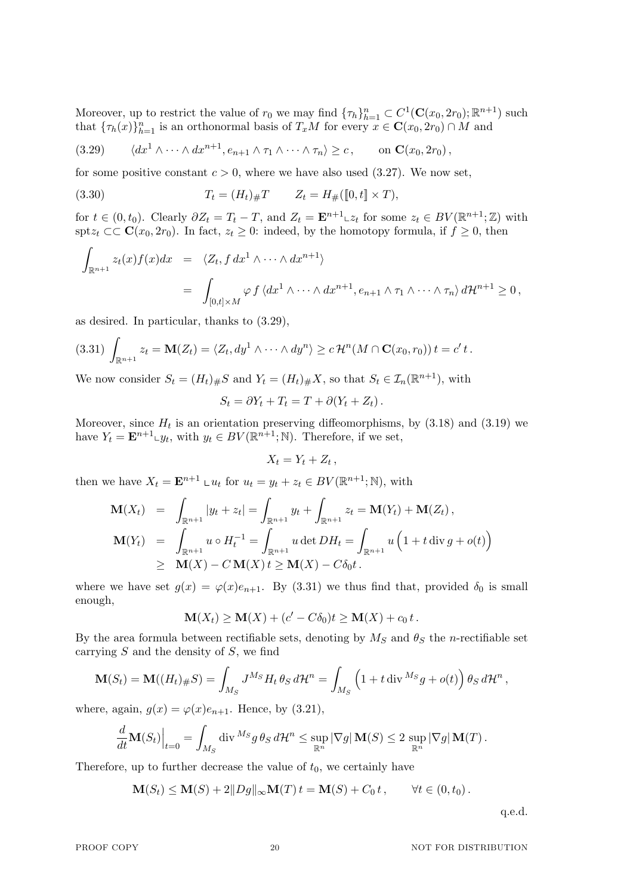Moreover, up to restrict the value of $r_0$ we may find $\{\tau_h\}_{h=1}^n \subset C^1(\mathbf{C}(x_0, 2r_0); \mathbb{R}^{n+1})$ such that $\{\tau_h(x)\}_{h=1}^n$ is an orthonormal basis of $T_xM$ for every $x \in \mathbf{C}(x_0, 2r_0) \cap M$ and

$$\langle dx^1 \wedge \cdots \wedge dx^{n+1}, e_{n+1} \wedge \tau_1 \wedge \cdots \wedge \tau_n \rangle \geq c \,, \qquad \text{on } \mathbf{C}(x_0, 2r_0)\,, \tag{3.29}$$

for some positive constant $c > 0$, where we have also used (3.27). We now set,

$$T_t = (H_t)_\# T \qquad Z_t = H_\#([\![0,t]\!] \times T), \tag{3.30}$$

for $t \in (0, t_0)$. Clearly $\partial Z_t = T_t - T$, and $Z_t = \mathbf{E}^{n+1} \llcorner z_t$ for some $z_t \in BV(\mathbb{R}^{n+1}; \mathbb{Z})$ with $\mathrm{spt} z_t \subset\subset \mathbf{C}(x_0, 2r_0)$. In fact, $z_t \geq 0$: indeed, by the homotopy formula, if $f \geq 0$, then

$$\begin{aligned}
\int_{\mathbb{R}^{n+1}} z_t(x) f(x) dx &= \langle Z_t, f\, dx^1 \wedge \cdots \wedge dx^{n+1} \rangle \\
&= \int_{[0,t] \times M} \varphi\, f\, \langle dx^1 \wedge \cdots \wedge dx^{n+1}, e_{n+1} \wedge \tau_1 \wedge \cdots \wedge \tau_n \rangle \, d\mathcal{H}^{n+1} \geq 0\,,
\end{aligned}$$

as desired. In particular, thanks to (3.29),

$$\int_{\mathbb{R}^{n+1}} z_t = \mathbf{M}(Z_t) = \langle Z_t, dy^1 \wedge \cdots \wedge dy^n \rangle \geq c\, \mathcal{H}^n(M \cap \mathbf{C}(x_0, r_0))\, t = c'\, t\,. \tag{3.31}$$

We now consider $S_t = (H_t)_\# S$ and $Y_t = (H_t)_\# X$, so that $S_t \in \mathcal{I}_n(\mathbb{R}^{n+1})$, with

$$S_t = \partial Y_t + T_t = T + \partial(Y_t + Z_t)\,.$$

Moreover, since $H_t$ is an orientation preserving diffeomorphisms, by (3.18) and (3.19) we have $Y_t = \mathbf{E}^{n+1} \llcorner y_t$, with $y_t \in BV(\mathbb{R}^{n+1}; \mathbb{N})$. Therefore, if we set,

$$X_t = Y_t + Z_t\,,$$

then we have $X_t = \mathbf{E}^{n+1} \llcorner u_t$ for $u_t = y_t + z_t \in BV(\mathbb{R}^{n+1}; \mathbb{N})$, with

$$\begin{aligned}
\mathbf{M}(X_t) &= \int_{\mathbb{R}^{n+1}} |y_t + z_t| = \int_{\mathbb{R}^{n+1}} y_t + \int_{\mathbb{R}^{n+1}} z_t = \mathbf{M}(Y_t) + \mathbf{M}(Z_t)\,, \\
\mathbf{M}(Y_t) &= \int_{\mathbb{R}^{n+1}} u \circ H_t^{-1} = \int_{\mathbb{R}^{n+1}} u \det DH_t = \int_{\mathbb{R}^{n+1}} u \left(1 + t \operatorname{div} g + o(t)\right) \\
&\geq \mathbf{M}(X) - C\, \mathbf{M}(X)\, t \geq \mathbf{M}(X) - C\delta_0 t\,.
\end{aligned}$$

where we have set $g(x) = \varphi(x) e_{n+1}$. By (3.31) we thus find that, provided $\delta_0$ is small enough,

$$\mathbf{M}(X_t) \geq \mathbf{M}(X) + (c' - C\delta_0)t \geq \mathbf{M}(X) + c_0\, t\,.$$

By the area formula between rectifiable sets, denoting by $M_S$ and $\theta_S$ the $n$-rectifiable set carrying $S$ and the density of $S$, we find

$$\mathbf{M}(S_t) = \mathbf{M}((H_t)_\# S) = \int_{M_S} J^{M_S} H_t\, \theta_S\, d\mathcal{H}^n = \int_{M_S} \left(1 + t \operatorname{div}^{M_S} g + o(t)\right) \theta_S\, d\mathcal{H}^n\,,$$

where, again, $g(x) = \varphi(x) e_{n+1}$. Hence, by (3.21),

$$\frac{d}{dt} \mathbf{M}(S_t)\Big|_{t=0} = \int_{M_S} \operatorname{div}^{M_S} g\, \theta_S\, d\mathcal{H}^n \leq \sup_{\mathbb{R}^n} |\nabla g|\, \mathbf{M}(S) \leq 2 \sup_{\mathbb{R}^n} |\nabla g|\, \mathbf{M}(T)\,.$$

Therefore, up to further decrease the value of $t_0$, we certainly have

$$\mathbf{M}(S_t) \leq \mathbf{M}(S) + 2\|Dg\|_\infty \mathbf{M}(T)\, t = \mathbf{M}(S) + C_0\, t\,, \qquad \forall t \in (0, t_0)\,.$$

q.e.d.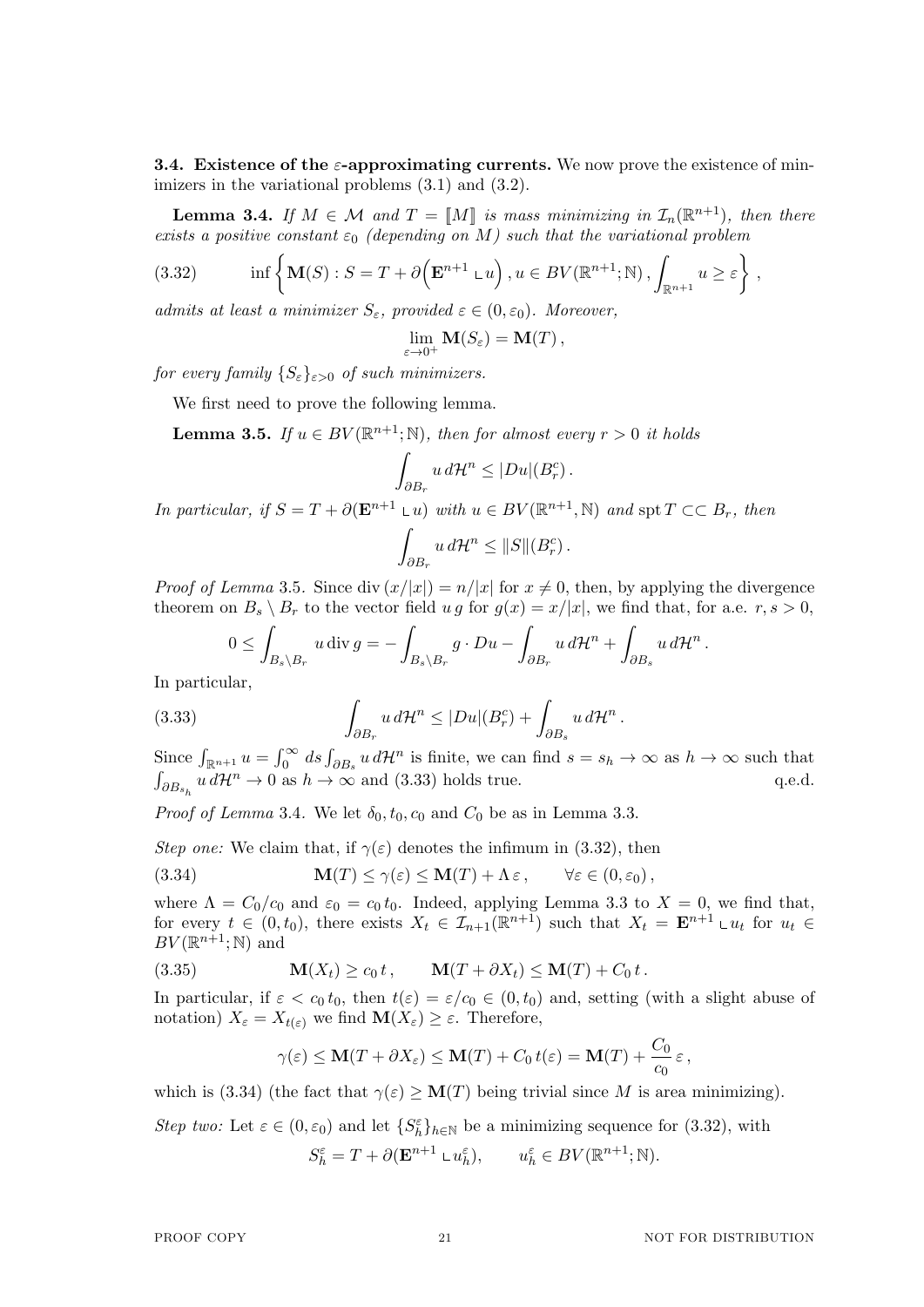**3.4. Existence of the $\varepsilon$-approximating currents.** We now prove the existence of minimizers in the variational problems (3.1) and (3.2).

**Lemma 3.4.** *If $M \in \mathcal{M}$ and $T = [\![M]\!]$ is mass minimizing in $\mathcal{I}_n(\mathbb{R}^{n+1})$, then there exists a positive constant $\varepsilon_0$ (depending on $M$) such that the variational problem*

$$\inf\left\{ \mathbf{M}(S) : S = T + \partial\Big(\mathbf{E}^{n+1} \llcorner u\Big)\,, u \in BV(\mathbb{R}^{n+1};\mathbb{N})\,, \int_{\mathbb{R}^{n+1}} u \geq \varepsilon \right\}\,, \tag{3.32}$$

*admits at least a minimizer $S_\varepsilon$, provided $\varepsilon \in (0, \varepsilon_0)$. Moreover,*

$$\lim_{\varepsilon \to 0^+} \mathbf{M}(S_\varepsilon) = \mathbf{M}(T)\,,$$

*for every family $\{S_\varepsilon\}_{\varepsilon>0}$ of such minimizers.*

We first need to prove the following lemma.

**Lemma 3.5.** *If $u \in BV(\mathbb{R}^{n+1};\mathbb{N})$, then for almost every $r > 0$ it holds*

$$\int_{\partial B_r} u\, d\mathcal{H}^n \leq |Du|(B_r^c)\,.$$

*In particular, if $S = T + \partial(\mathbf{E}^{n+1} \llcorner u)$ with $u \in BV(\mathbb{R}^{n+1},\mathbb{N})$ and $\operatorname{spt} T \subset\subset B_r$, then*

$$\int_{\partial B_r} u\, d\mathcal{H}^n \leq \|S\|(B_r^c)\,.$$

*Proof of Lemma* 3.5. Since $\operatorname{div}(x/|x|) = n/|x|$ for $x \neq 0$, then, by applying the divergence theorem on $B_s \setminus B_r$ to the vector field $u\,g$ for $g(x) = x/|x|$, we find that, for a.e. $r, s > 0$,

$$0 \leq \int_{B_s \setminus B_r} u \operatorname{div} g = -\int_{B_s \setminus B_r} g \cdot Du - \int_{\partial B_r} u\, d\mathcal{H}^n + \int_{\partial B_s} u\, d\mathcal{H}^n\,.$$

In particular,

$$\int_{\partial B_r} u\, d\mathcal{H}^n \leq |Du|(B_r^c) + \int_{\partial B_s} u\, d\mathcal{H}^n\,. \tag{3.33}$$

Since $\int_{\mathbb{R}^{n+1}} u = \int_0^\infty ds \int_{\partial B_s} u\, d\mathcal{H}^n$ is finite, we can find $s = s_h \to \infty$ as $h \to \infty$ such that $\int_{\partial B_{s_h}} u\, d\mathcal{H}^n \to 0$ as $h \to \infty$ and (3.33) holds true. q.e.d.

*Proof of Lemma* 3.4. We let $\delta_0, t_0, c_0$ and $C_0$ be as in Lemma 3.3.

*Step one:* We claim that, if $\gamma(\varepsilon)$ denotes the infimum in (3.32), then

$$\mathbf{M}(T) \leq \gamma(\varepsilon) \leq \mathbf{M}(T) + \Lambda\,\varepsilon\,, \qquad \forall \varepsilon \in (0, \varepsilon_0)\,, \tag{3.34}$$

where $\Lambda = C_0/c_0$ and $\varepsilon_0 = c_0\,t_0$. Indeed, applying Lemma 3.3 to $X = 0$, we find that, for every $t \in (0, t_0)$, there exists $X_t \in \mathcal{I}_{n+1}(\mathbb{R}^{n+1})$ such that $X_t = \mathbf{E}^{n+1} \llcorner u_t$ for $u_t \in BV(\mathbb{R}^{n+1};\mathbb{N})$ and

$$\mathbf{M}(X_t) \geq c_0\, t\,, \qquad \mathbf{M}(T + \partial X_t) \leq \mathbf{M}(T) + C_0\, t\,. \tag{3.35}$$

In particular, if $\varepsilon < c_0\, t_0$, then $t(\varepsilon) = \varepsilon/c_0 \in (0, t_0)$ and, setting (with a slight abuse of notation) $X_\varepsilon = X_{t(\varepsilon)}$ we find $\mathbf{M}(X_\varepsilon) \geq \varepsilon$. Therefore,

$$\gamma(\varepsilon) \leq \mathbf{M}(T + \partial X_\varepsilon) \leq \mathbf{M}(T) + C_0\, t(\varepsilon) = \mathbf{M}(T) + \frac{C_0}{c_0}\,\varepsilon\,,$$

which is (3.34) (the fact that $\gamma(\varepsilon) \geq \mathbf{M}(T)$ being trivial since $M$ is area minimizing).

*Step two:* Let $\varepsilon \in (0, \varepsilon_0)$ and let $\{S_h^\varepsilon\}_{h\in\mathbb{N}}$ be a minimizing sequence for (3.32), with

$$S_h^\varepsilon = T + \partial(\mathbf{E}^{n+1} \llcorner u_h^\varepsilon), \qquad u_h^\varepsilon \in BV(\mathbb{R}^{n+1};\mathbb{N}).$$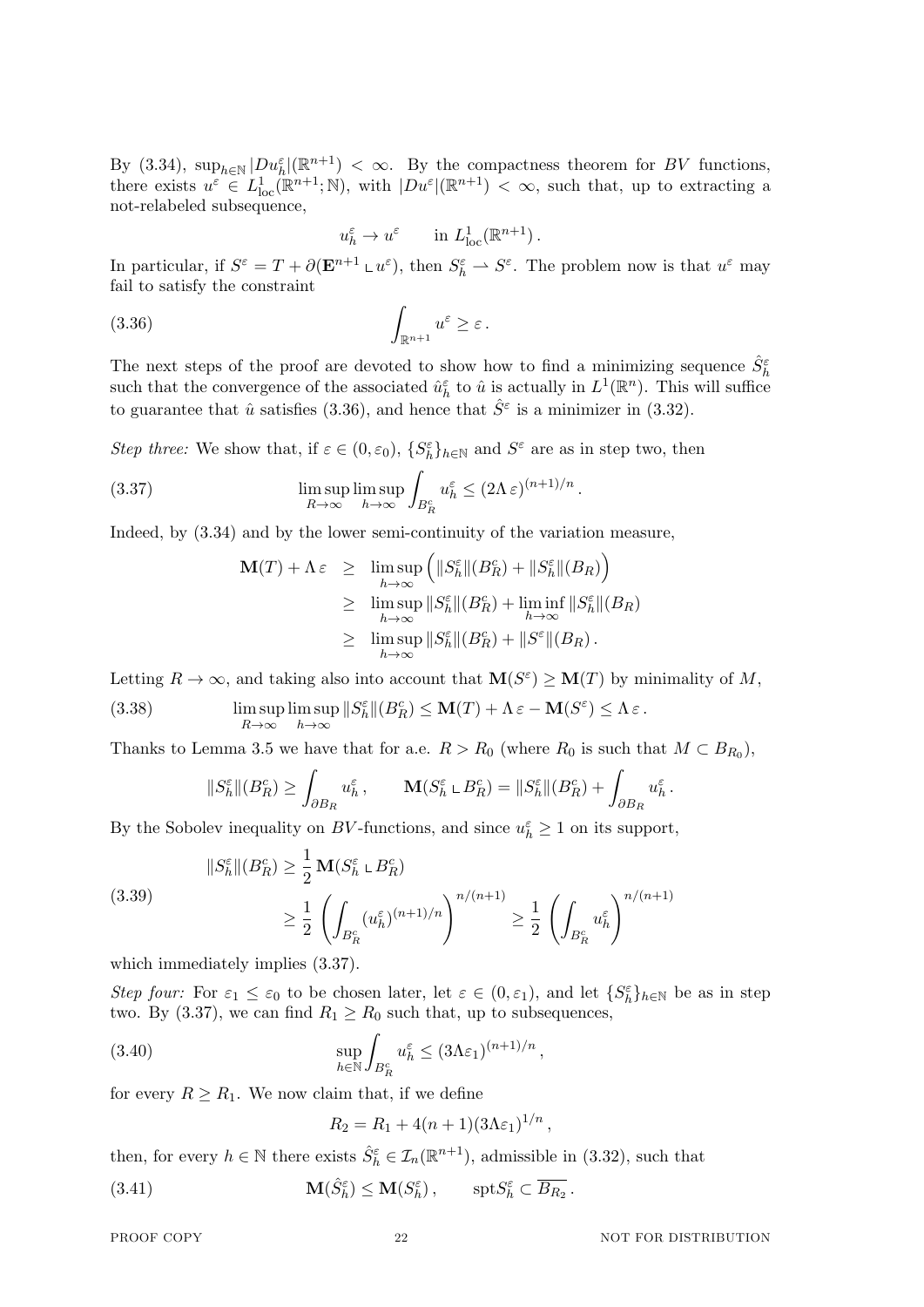By (3.34), $\sup_{h\in\mathbb{N}}|Du_h^\varepsilon|(\mathbb{R}^{n+1})<\infty$. By the compactness theorem for $BV$ functions, there exists $u^\varepsilon\in L^1_{\rm loc}(\mathbb{R}^{n+1};\mathbb{N})$, with $|Du^\varepsilon|(\mathbb{R}^{n+1})<\infty$, such that, up to extracting a not-relabeled subsequence,

$$
u_h^\varepsilon \to u^\varepsilon \qquad \text{in } L^1_{\rm loc}(\mathbb{R}^{n+1})\,.
$$

In particular, if $S^\varepsilon = T + \partial(\mathbf{E}^{n+1}\llcorner u^\varepsilon)$, then $S_h^\varepsilon \rightharpoonup S^\varepsilon$. The problem now is that $u^\varepsilon$ may fail to satisfy the constraint

$$
\int_{\mathbb{R}^{n+1}} u^\varepsilon \geq \varepsilon\,. \tag{3.36}
$$

The next steps of the proof are devoted to show how to find a minimizing sequence $\hat{S}_h^\varepsilon$ such that the convergence of the associated $\hat{u}_h^\varepsilon$ to $\hat{u}$ is actually in $L^1(\mathbb{R}^n)$. This will suffice to guarantee that $\hat{u}$ satisfies (3.36), and hence that $\hat{S}^\varepsilon$ is a minimizer in (3.32).

*Step three:* We show that, if $\varepsilon\in(0,\varepsilon_0)$, $\{S_h^\varepsilon\}_{h\in\mathbb{N}}$ and $S^\varepsilon$ are as in step two, then

$$
\limsup_{R\to\infty}\limsup_{h\to\infty}\int_{B_R^c} u_h^\varepsilon \leq (2\Lambda\,\varepsilon)^{(n+1)/n}\,. \tag{3.37}
$$

Indeed, by (3.34) and by the lower semi-continuity of the variation measure,

$$
\begin{aligned}
\mathbf{M}(T)+\Lambda\,\varepsilon &\geq \limsup_{h\to\infty}\Big(\|S_h^\varepsilon\|(B_R^c)+\|S_h^\varepsilon\|(B_R)\Big)\\
&\geq \limsup_{h\to\infty}\|S_h^\varepsilon\|(B_R^c)+\liminf_{h\to\infty}\|S_h^\varepsilon\|(B_R)\\
&\geq \limsup_{h\to\infty}\|S_h^\varepsilon\|(B_R^c)+\|S^\varepsilon\|(B_R)\,.
\end{aligned}
$$

Letting $R\to\infty$, and taking also into account that $\mathbf{M}(S^\varepsilon)\geq\mathbf{M}(T)$ by minimality of $M$,

$$
\limsup_{R\to\infty}\limsup_{h\to\infty}\|S_h^\varepsilon\|(B_R^c)\leq \mathbf{M}(T)+\Lambda\,\varepsilon-\mathbf{M}(S^\varepsilon)\leq\Lambda\,\varepsilon\,. \tag{3.38}
$$

Thanks to Lemma 3.5 we have that for a.e. $R>R_0$ (where $R_0$ is such that $M\subset B_{R_0}$),

$$
\|S_h^\varepsilon\|(B_R^c)\geq\int_{\partial B_R}u_h^\varepsilon\,,\qquad \mathbf{M}(S_h^\varepsilon\llcorner B_R^c)=\|S_h^\varepsilon\|(B_R^c)+\int_{\partial B_R}u_h^\varepsilon\,.
$$

By the Sobolev inequality on $BV$-functions, and since $u_h^\varepsilon\geq 1$ on its support,

$$
\begin{aligned}
\|S_h^\varepsilon\|(B_R^c) &\geq \frac{1}{2}\,\mathbf{M}(S_h^\varepsilon\llcorner B_R^c)\\
&\geq \frac{1}{2}\left(\int_{B_R^c}(u_h^\varepsilon)^{(n+1)/n}\right)^{n/(n+1)}\geq\frac{1}{2}\left(\int_{B_R^c}u_h^\varepsilon\right)^{n/(n+1)}
\end{aligned}
\tag{3.39}
$$

which immediately implies (3.37).

*Step four:* For $\varepsilon_1\leq\varepsilon_0$ to be chosen later, let $\varepsilon\in(0,\varepsilon_1)$, and let $\{S_h^\varepsilon\}_{h\in\mathbb{N}}$ be as in step two. By (3.37), we can find $R_1\geq R_0$ such that, up to subsequences,

$$
\sup_{h\in\mathbb{N}}\int_{B_R^c}u_h^\varepsilon\leq(3\Lambda\varepsilon_1)^{(n+1)/n}\,, \tag{3.40}
$$

for every $R\geq R_1$. We now claim that, if we define

$$
R_2 = R_1 + 4(n+1)(3\Lambda\varepsilon_1)^{1/n}\,,
$$

then, for every $h\in\mathbb{N}$ there exists $\hat{S}_h^\varepsilon\in\mathcal{I}_n(\mathbb{R}^{n+1})$, admissible in (3.32), such that

$$
\mathbf{M}(\hat{S}_h^\varepsilon)\leq\mathbf{M}(S_h^\varepsilon)\,,\qquad {\rm spt}S_h^\varepsilon\subset\overline{B_{R_2}}\,. \tag{3.41}
$$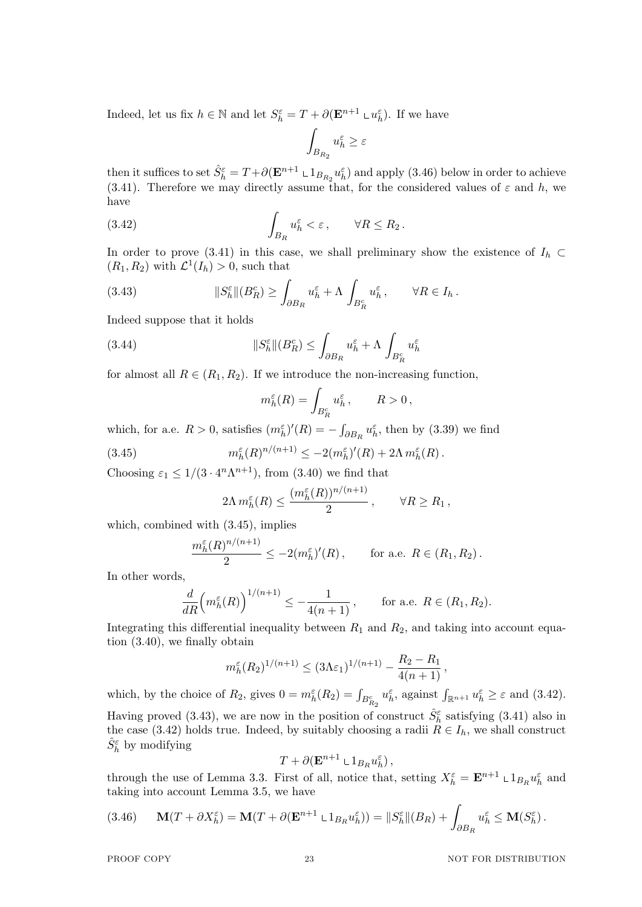Indeed, let us fix $h \in \mathbb{N}$ and let $S_h^\varepsilon = T + \partial(\mathbf{E}^{n+1} \llcorner u_h^\varepsilon)$. If we have

$$\int_{B_{R_2}} u_h^\varepsilon \geq \varepsilon$$

then it suffices to set $\hat{S}_h^\varepsilon = T + \partial(\mathbf{E}^{n+1} \llcorner 1_{B_{R_2}} u_h^\varepsilon)$ and apply (3.46) below in order to achieve (3.41). Therefore we may directly assume that, for the considered values of $\varepsilon$ and $h$, we have

$$\int_{B_R} u_h^\varepsilon < \varepsilon\,, \qquad \forall R \leq R_2\,. \tag{3.42}$$

In order to prove (3.41) in this case, we shall preliminary show the existence of $I_h \subset (R_1, R_2)$ with $\mathcal{L}^1(I_h) > 0$, such that

$$\|S_h^\varepsilon\|(B_R^c) \geq \int_{\partial B_R} u_h^\varepsilon + \Lambda \int_{B_R^c} u_h^\varepsilon\,, \qquad \forall R \in I_h\,. \tag{3.43}$$

Indeed suppose that it holds

$$\|S_h^\varepsilon\|(B_R^c) \leq \int_{\partial B_R} u_h^\varepsilon + \Lambda \int_{B_R^c} u_h^\varepsilon \tag{3.44}$$

for almost all $R \in (R_1, R_2)$. If we introduce the non-increasing function,

$$m_h^\varepsilon(R) = \int_{B_R^c} u_h^\varepsilon\,, \qquad R > 0\,,$$

which, for a.e. $R > 0$, satisfies $(m_h^\varepsilon)'(R) = -\int_{\partial B_R} u_h^\varepsilon$, then by (3.39) we find

$$m_h^\varepsilon(R)^{n/(n+1)} \leq -2(m_h^\varepsilon)'(R) + 2\Lambda\, m_h^\varepsilon(R)\,. \tag{3.45}$$

Choosing $\varepsilon_1 \leq 1/(3 \cdot 4^n \Lambda^{n+1})$, from (3.40) we find that

$$2\Lambda\, m_h^\varepsilon(R) \leq \frac{(m_h^\varepsilon(R))^{n/(n+1)}}{2}\,, \qquad \forall R \geq R_1\,,$$

which, combined with (3.45), implies

$$\frac{m_h^\varepsilon(R)^{n/(n+1)}}{2} \leq -2(m_h^\varepsilon)'(R)\,, \qquad \text{for a.e. } R \in (R_1, R_2)\,.$$

In other words,

$$\frac{d}{dR}\Big(m_h^\varepsilon(R)\Big)^{1/(n+1)} \leq -\frac{1}{4(n+1)}\,, \qquad \text{for a.e. } R \in (R_1, R_2).$$

Integrating this differential inequality between $R_1$ and $R_2$, and taking into account equation (3.40), we finally obtain

$$m_h^\varepsilon(R_2)^{1/(n+1)} \leq (3\Lambda\varepsilon_1)^{1/(n+1)} - \frac{R_2 - R_1}{4(n+1)}\,,$$

which, by the choice of $R_2$, gives $0 = m_h^\varepsilon(R_2) = \int_{B_{R_2}^c} u_h^\varepsilon$, against $\int_{\mathbb{R}^{n+1}} u_h^\varepsilon \geq \varepsilon$ and (3.42).

Having proved (3.43), we are now in the position of construct $\hat{S}_h^\varepsilon$ satisfying (3.41) also in the case (3.42) holds true. Indeed, by suitably choosing a radii $R \in I_h$, we shall construct $\hat{S}_h^\varepsilon$ by modifying

$$T + \partial(\mathbf{E}^{n+1} \llcorner 1_{B_R} u_h^\varepsilon)\,,$$

through the use of Lemma 3.3. First of all, notice that, setting $X_h^\varepsilon = \mathbf{E}^{n+1} \llcorner 1_{B_R} u_h^\varepsilon$ and taking into account Lemma 3.5, we have

$$\mathbf{M}(T + \partial X_h^\varepsilon) = \mathbf{M}(T + \partial(\mathbf{E}^{n+1} \llcorner 1_{B_R} u_h^\varepsilon)) = \|S_h^\varepsilon\|(B_R) + \int_{\partial B_R} u_h^\varepsilon \leq \mathbf{M}(S_h^\varepsilon)\,. \tag{3.46}$$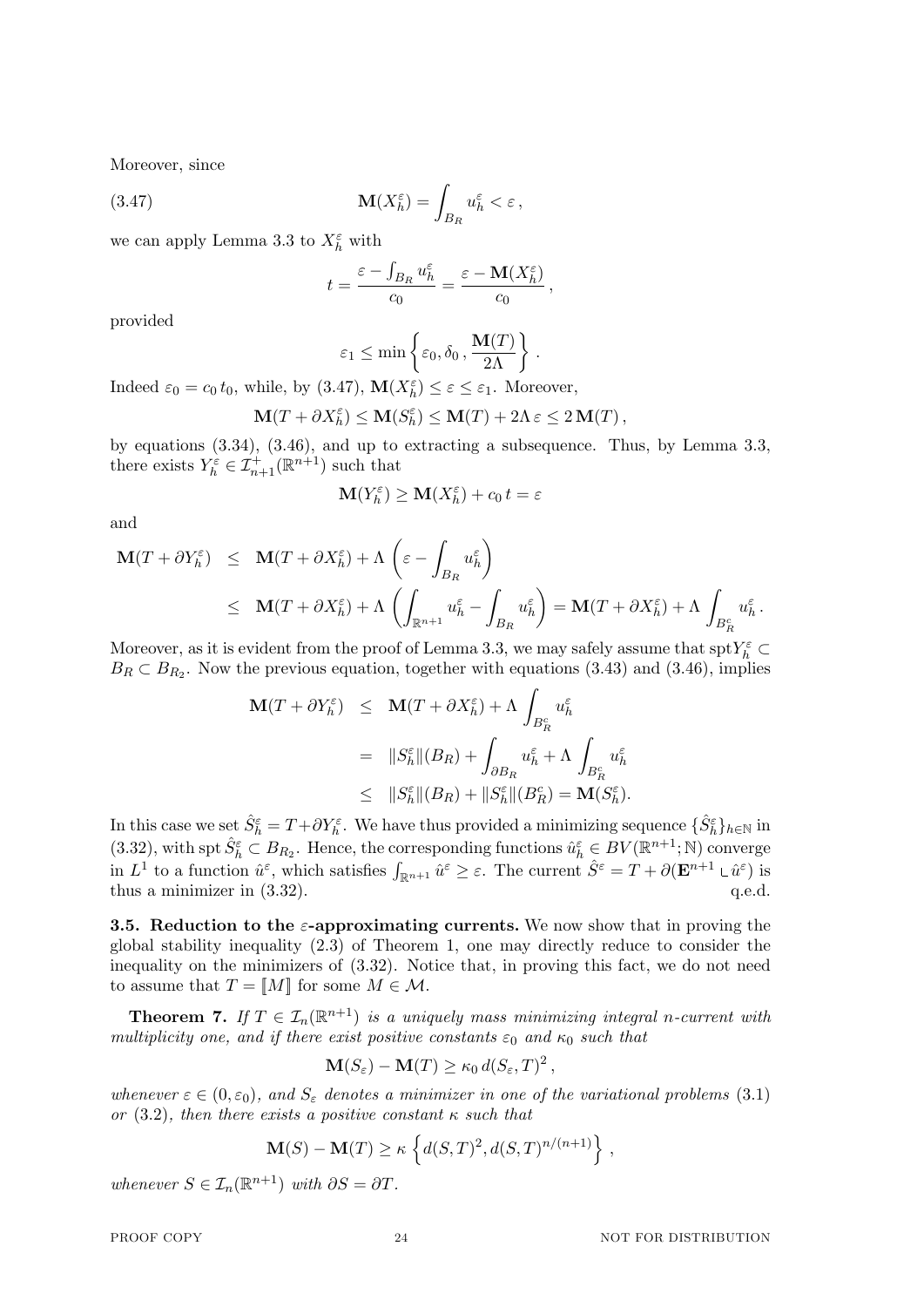Moreover, since

$$\mathbf{M}(X_h^\varepsilon) = \int_{B_R} u_h^\varepsilon < \varepsilon \,, \tag{3.47}$$

we can apply Lemma 3.3 to $X_h^\varepsilon$ with

$$t = \frac{\varepsilon - \int_{B_R} u_h^\varepsilon}{c_0} = \frac{\varepsilon - \mathbf{M}(X_h^\varepsilon)}{c_0} \,,$$

provided

$$\varepsilon_1 \le \min \left\{ \varepsilon_0, \delta_0 \,, \frac{\mathbf{M}(T)}{2\Lambda} \right\} .$$

Indeed $\varepsilon_0 = c_0 \, t_0$, while, by (3.47), $\mathbf{M}(X_h^\varepsilon) \le \varepsilon \le \varepsilon_1$. Moreover,

$$\mathbf{M}(T + \partial X_h^\varepsilon) \le \mathbf{M}(S_h^\varepsilon) \le \mathbf{M}(T) + 2\Lambda\, \varepsilon \le 2\, \mathbf{M}(T) \,,$$

by equations (3.34), (3.46), and up to extracting a subsequence. Thus, by Lemma 3.3, there exists $Y_h^\varepsilon \in \mathcal{I}_{n+1}^+(\mathbb{R}^{n+1})$ such that

$$\mathbf{M}(Y_h^\varepsilon) \ge \mathbf{M}(X_h^\varepsilon) + c_0 \, t = \varepsilon$$

and

$$\begin{aligned}
\mathbf{M}(T + \partial Y_h^\varepsilon) &\le \mathbf{M}(T + \partial X_h^\varepsilon) + \Lambda \left( \varepsilon - \int_{B_R} u_h^\varepsilon \right) \\
&\le \mathbf{M}(T + \partial X_h^\varepsilon) + \Lambda \left( \int_{\mathbb{R}^{n+1}} u_h^\varepsilon - \int_{B_R} u_h^\varepsilon \right) = \mathbf{M}(T + \partial X_h^\varepsilon) + \Lambda \int_{B_R^c} u_h^\varepsilon \,.
\end{aligned}$$

Moreover, as it is evident from the proof of Lemma 3.3, we may safely assume that $\mathrm{spt} Y_h^\varepsilon \subset B_R \subset B_{R_2}$. Now the previous equation, together with equations (3.43) and (3.46), implies

$$\begin{aligned}
\mathbf{M}(T + \partial Y_h^\varepsilon) &\le \mathbf{M}(T + \partial X_h^\varepsilon) + \Lambda \int_{B_R^c} u_h^\varepsilon \\
&= \|S_h^\varepsilon\|(B_R) + \int_{\partial B_R} u_h^\varepsilon + \Lambda \int_{B_R^c} u_h^\varepsilon \\
&\le \|S_h^\varepsilon\|(B_R) + \|S_h^\varepsilon\|(B_R^c) = \mathbf{M}(S_h^\varepsilon).
\end{aligned}$$

In this case we set $\hat{S}_h^\varepsilon = T + \partial Y_h^\varepsilon$. We have thus provided a minimizing sequence $\{\hat{S}_h^\varepsilon\}_{h\in\mathbb{N}}$ in (3.32), with $\mathrm{spt}\, \hat{S}_h^\varepsilon \subset B_{R_2}$. Hence, the corresponding functions $\hat{u}_h^\varepsilon \in BV(\mathbb{R}^{n+1};\mathbb{N})$ converge in $L^1$ to a function $\hat{u}^\varepsilon$, which satisfies $\int_{\mathbb{R}^{n+1}} \hat{u}^\varepsilon \ge \varepsilon$. The current $\hat{S}^\varepsilon = T + \partial(\mathbf{E}^{n+1} \llcorner \hat{u}^\varepsilon)$ is thus a minimizer in (3.32). q.e.d.

**3.5. Reduction to the $\varepsilon$-approximating currents.** We now show that in proving the global stability inequality (2.3) of Theorem 1, one may directly reduce to consider the inequality on the minimizers of (3.32). Notice that, in proving this fact, we do not need to assume that $T = [\![M]\!]$ for some $M \in \mathcal{M}$.

**Theorem 7.** *If $T \in \mathcal{I}_n(\mathbb{R}^{n+1})$ is a uniquely mass minimizing integral $n$-current with multiplicity one, and if there exist positive constants $\varepsilon_0$ and $\kappa_0$ such that*

$$\mathbf{M}(S_\varepsilon) - \mathbf{M}(T) \ge \kappa_0 \, d(S_\varepsilon, T)^2 \,,$$

*whenever $\varepsilon \in (0, \varepsilon_0)$, and $S_\varepsilon$ denotes a minimizer in one of the variational problems (3.1) or (3.2), then there exists a positive constant $\kappa$ such that*

$$\mathbf{M}(S) - \mathbf{M}(T) \ge \kappa \left\{ d(S,T)^2, d(S,T)^{n/(n+1)} \right\} \,,$$

*whenever $S \in \mathcal{I}_n(\mathbb{R}^{n+1})$ with $\partial S = \partial T$.*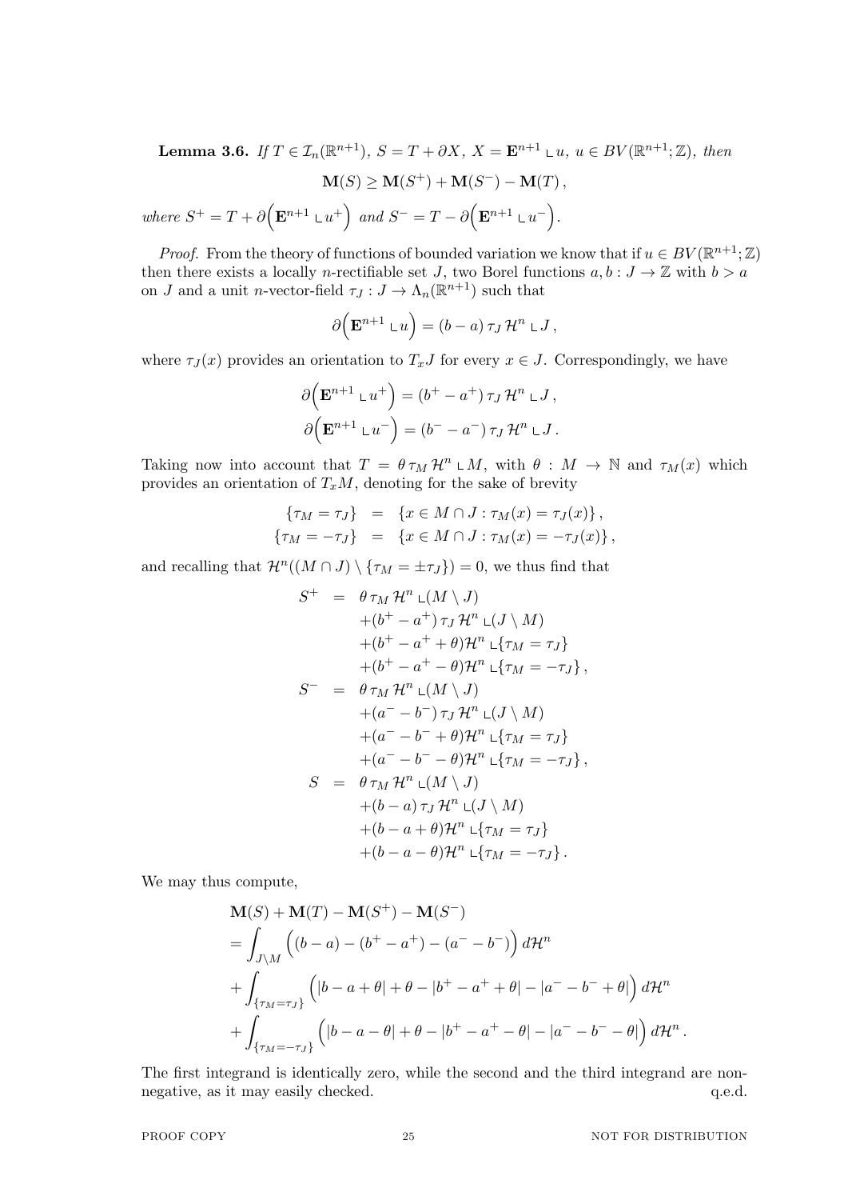**Lemma 3.6.** *If $T \in \mathcal{I}_n(\mathbb{R}^{n+1})$, $S = T + \partial X$, $X = \mathbf{E}^{n+1} \llcorner u$, $u \in BV(\mathbb{R}^{n+1};\mathbb{Z})$, then*

$$\mathbf{M}(S) \geq \mathbf{M}(S^+) + \mathbf{M}(S^-) - \mathbf{M}(T)\,,$$

*where $S^+ = T + \partial\Big(\mathbf{E}^{n+1} \llcorner u^+\Big)$ and $S^- = T - \partial\Big(\mathbf{E}^{n+1} \llcorner u^-\Big)$.*

*Proof.* From the theory of functions of bounded variation we know that if $u \in BV(\mathbb{R}^{n+1};\mathbb{Z})$ then there exists a locally $n$-rectifiable set $J$, two Borel functions $a, b : J \to \mathbb{Z}$ with $b > a$ on $J$ and a unit $n$-vector-field $\tau_J : J \to \Lambda_n(\mathbb{R}^{n+1})$ such that

$$\partial\Big(\mathbf{E}^{n+1} \llcorner u\Big) = (b-a)\,\tau_J\,\mathcal{H}^n \llcorner J\,,$$

where $\tau_J(x)$ provides an orientation to $T_xJ$ for every $x \in J$. Correspondingly, we have

$$\partial\Big(\mathbf{E}^{n+1} \llcorner u^+\Big) = (b^+ - a^+)\,\tau_J\,\mathcal{H}^n \llcorner J\,,$$
$$\partial\Big(\mathbf{E}^{n+1} \llcorner u^-\Big) = (b^- - a^-)\,\tau_J\,\mathcal{H}^n \llcorner J\,.$$

Taking now into account that $T = \theta\,\tau_M\,\mathcal{H}^n \llcorner M$, with $\theta : M \to \mathbb{N}$ and $\tau_M(x)$ which provides an orientation of $T_xM$, denoting for the sake of brevity

$$\begin{aligned}
\{\tau_M = \tau_J\} &= \{x \in M \cap J : \tau_M(x) = \tau_J(x)\}\,,\\
\{\tau_M = -\tau_J\} &= \{x \in M \cap J : \tau_M(x) = -\tau_J(x)\}\,,
\end{aligned}$$

and recalling that $\mathcal{H}^n((M \cap J) \setminus \{\tau_M = \pm\tau_J\}) = 0$, we thus find that

$$\begin{aligned}
S^+ &= \theta\,\tau_M\,\mathcal{H}^n \llcorner (M \setminus J)\\
&\quad + (b^+ - a^+)\,\tau_J\,\mathcal{H}^n \llcorner (J \setminus M)\\
&\quad + (b^+ - a^+ + \theta)\mathcal{H}^n \llcorner \{\tau_M = \tau_J\}\\
&\quad + (b^+ - a^+ - \theta)\mathcal{H}^n \llcorner \{\tau_M = -\tau_J\}\,,\\
S^- &= \theta\,\tau_M\,\mathcal{H}^n \llcorner (M \setminus J)\\
&\quad + (a^- - b^-)\,\tau_J\,\mathcal{H}^n \llcorner (J \setminus M)\\
&\quad + (a^- - b^- + \theta)\mathcal{H}^n \llcorner \{\tau_M = \tau_J\}\\
&\quad + (a^- - b^- - \theta)\mathcal{H}^n \llcorner \{\tau_M = -\tau_J\}\,,\\
S &= \theta\,\tau_M\,\mathcal{H}^n \llcorner (M \setminus J)\\
&\quad + (b - a)\,\tau_J\,\mathcal{H}^n \llcorner (J \setminus M)\\
&\quad + (b - a + \theta)\mathcal{H}^n \llcorner \{\tau_M = \tau_J\}\\
&\quad + (b - a - \theta)\mathcal{H}^n \llcorner \{\tau_M = -\tau_J\}\,.
\end{aligned}$$

We may thus compute,

$$\begin{aligned}
&\mathbf{M}(S) + \mathbf{M}(T) - \mathbf{M}(S^+) - \mathbf{M}(S^-)\\
&= \int_{J \setminus M} \Big((b-a) - (b^+ - a^+) - (a^- - b^-)\Big)\,d\mathcal{H}^n\\
&+ \int_{\{\tau_M = \tau_J\}} \Big(|b - a + \theta| + \theta - |b^+ - a^+ + \theta| - |a^- - b^- + \theta|\Big)\,d\mathcal{H}^n\\
&+ \int_{\{\tau_M = -\tau_J\}} \Big(|b - a - \theta| + \theta - |b^+ - a^+ - \theta| - |a^- - b^- - \theta|\Big)\,d\mathcal{H}^n\,.
\end{aligned}$$

The first integrand is identically zero, while the second and the third integrand are non-negative, as it may easily checked. q.e.d.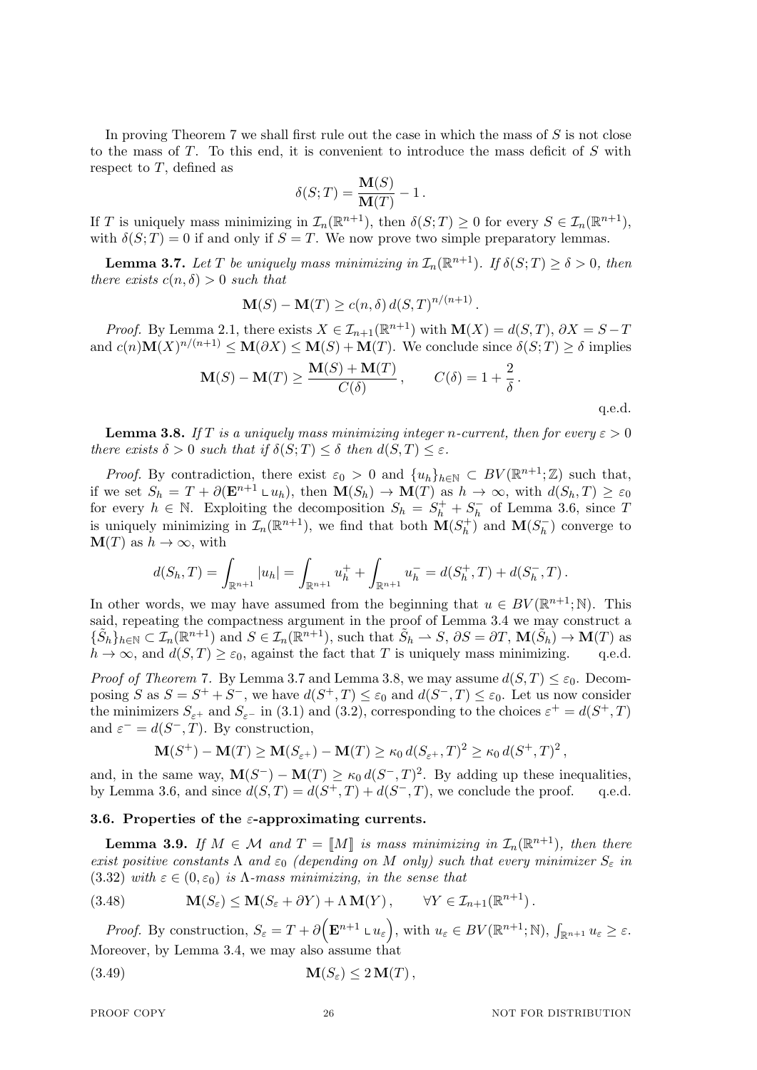In proving Theorem 7 we shall first rule out the case in which the mass of $S$ is not close to the mass of $T$. To this end, it is convenient to introduce the mass deficit of $S$ with respect to $T$, defined as

$$\delta(S;T) = \frac{\mathbf{M}(S)}{\mathbf{M}(T)} - 1\,.$$

If $T$ is uniquely mass minimizing in $\mathcal{I}_n(\mathbb{R}^{n+1})$, then $\delta(S;T) \ge 0$ for every $S \in \mathcal{I}_n(\mathbb{R}^{n+1})$, with $\delta(S;T) = 0$ if and only if $S = T$. We now prove two simple preparatory lemmas.

**Lemma 3.7.** *Let $T$ be uniquely mass minimizing in $\mathcal{I}_n(\mathbb{R}^{n+1})$. If $\delta(S;T) \ge \delta > 0$, then there exists $c(n,\delta) > 0$ such that*

$$\mathbf{M}(S) - \mathbf{M}(T) \ge c(n,\delta)\, d(S,T)^{n/(n+1)}\,.$$

*Proof.* By Lemma 2.1, there exists $X \in \mathcal{I}_{n+1}(\mathbb{R}^{n+1})$ with $\mathbf{M}(X) = d(S,T)$, $\partial X = S - T$ and $c(n)\mathbf{M}(X)^{n/(n+1)} \le \mathbf{M}(\partial X) \le \mathbf{M}(S) + \mathbf{M}(T)$. We conclude since $\delta(S;T) \ge \delta$ implies

$$\mathbf{M}(S) - \mathbf{M}(T) \ge \frac{\mathbf{M}(S) + \mathbf{M}(T)}{C(\delta)}\,, \qquad C(\delta) = 1 + \frac{2}{\delta}\,.$$

q.e.d.

**Lemma 3.8.** *If $T$ is a uniquely mass minimizing integer $n$-current, then for every $\varepsilon > 0$ there exists $\delta > 0$ such that if $\delta(S;T) \le \delta$ then $d(S,T) \le \varepsilon$.*

*Proof.* By contradiction, there exist $\varepsilon_0 > 0$ and $\{u_h\}_{h\in\mathbb{N}} \subset BV(\mathbb{R}^{n+1};\mathbb{Z})$ such that, if we set $S_h = T + \partial(\mathbf{E}^{n+1} \llcorner u_h)$, then $\mathbf{M}(S_h) \to \mathbf{M}(T)$ as $h \to \infty$, with $d(S_h,T) \ge \varepsilon_0$ for every $h \in \mathbb{N}$. Exploiting the decomposition $S_h = S_h^+ + S_h^-$ of Lemma 3.6, since $T$ is uniquely minimizing in $\mathcal{I}_n(\mathbb{R}^{n+1})$, we find that both $\mathbf{M}(S_h^+)$ and $\mathbf{M}(S_h^-)$ converge to $\mathbf{M}(T)$ as $h \to \infty$, with

$$d(S_h,T) = \int_{\mathbb{R}^{n+1}} |u_h| = \int_{\mathbb{R}^{n+1}} u_h^+ + \int_{\mathbb{R}^{n+1}} u_h^- = d(S_h^+,T) + d(S_h^-,T)\,.$$

In other words, we may have assumed from the beginning that $u \in BV(\mathbb{R}^{n+1};\mathbb{N})$. This said, repeating the compactness argument in the proof of Lemma 3.4 we may construct a $\{\tilde{S}_h\}_{h\in\mathbb{N}} \subset \mathcal{I}_n(\mathbb{R}^{n+1})$ and $S \in \mathcal{I}_n(\mathbb{R}^{n+1})$, such that $\tilde{S}_h \rightharpoonup S$, $\partial S = \partial T$, $\mathbf{M}(\tilde{S}_h) \to \mathbf{M}(T)$ as $h \to \infty$, and $d(S,T) \ge \varepsilon_0$, against the fact that $T$ is uniquely mass minimizing. q.e.d.

*Proof of Theorem* 7. By Lemma 3.7 and Lemma 3.8, we may assume $d(S,T) \le \varepsilon_0$. Decomposing $S$ as $S = S^+ + S^-$, we have $d(S^+,T) \le \varepsilon_0$ and $d(S^-,T) \le \varepsilon_0$. Let us now consider the minimizers $S_{\varepsilon^+}$ and $S_{\varepsilon^-}$ in (3.1) and (3.2), corresponding to the choices $\varepsilon^+ = d(S^+,T)$ and $\varepsilon^- = d(S^-,T)$. By construction,

$$\mathbf{M}(S^+) - \mathbf{M}(T) \ge \mathbf{M}(S_{\varepsilon^+}) - \mathbf{M}(T) \ge \kappa_0\, d(S_{\varepsilon^+},T)^2 \ge \kappa_0\, d(S^+,T)^2\,,$$

and, in the same way, $\mathbf{M}(S^-) - \mathbf{M}(T) \ge \kappa_0\, d(S^-,T)^2$. By adding up these inequalities, by Lemma 3.6, and since $d(S,T) = d(S^+,T) + d(S^-,T)$, we conclude the proof. q.e.d.

### 3.6. Properties of the $\varepsilon$-approximating currents.

**Lemma 3.9.** *If $M \in \mathcal{M}$ and $T = [\![M]\!]$ is mass minimizing in $\mathcal{I}_n(\mathbb{R}^{n+1})$, then there exist positive constants $\Lambda$ and $\varepsilon_0$ (depending on $M$ only) such that every minimizer $S_\varepsilon$ in (3.32) with $\varepsilon \in (0,\varepsilon_0)$ is $\Lambda$-mass minimizing, in the sense that*

$$\mathbf{M}(S_\varepsilon) \le \mathbf{M}(S_\varepsilon + \partial Y) + \Lambda\, \mathbf{M}(Y)\,, \qquad \forall Y \in \mathcal{I}_{n+1}(\mathbb{R}^{n+1})\,. \tag{3.48}$$

*Proof.* By construction, $S_\varepsilon = T + \partial\Big(\mathbf{E}^{n+1} \llcorner u_\varepsilon\Big)$, with $u_\varepsilon \in BV(\mathbb{R}^{n+1};\mathbb{N})$, $\int_{\mathbb{R}^{n+1}} u_\varepsilon \ge \varepsilon$. Moreover, by Lemma 3.4, we may also assume that

$$\mathbf{M}(S_\varepsilon) \le 2\,\mathbf{M}(T)\,, \tag{3.49}$$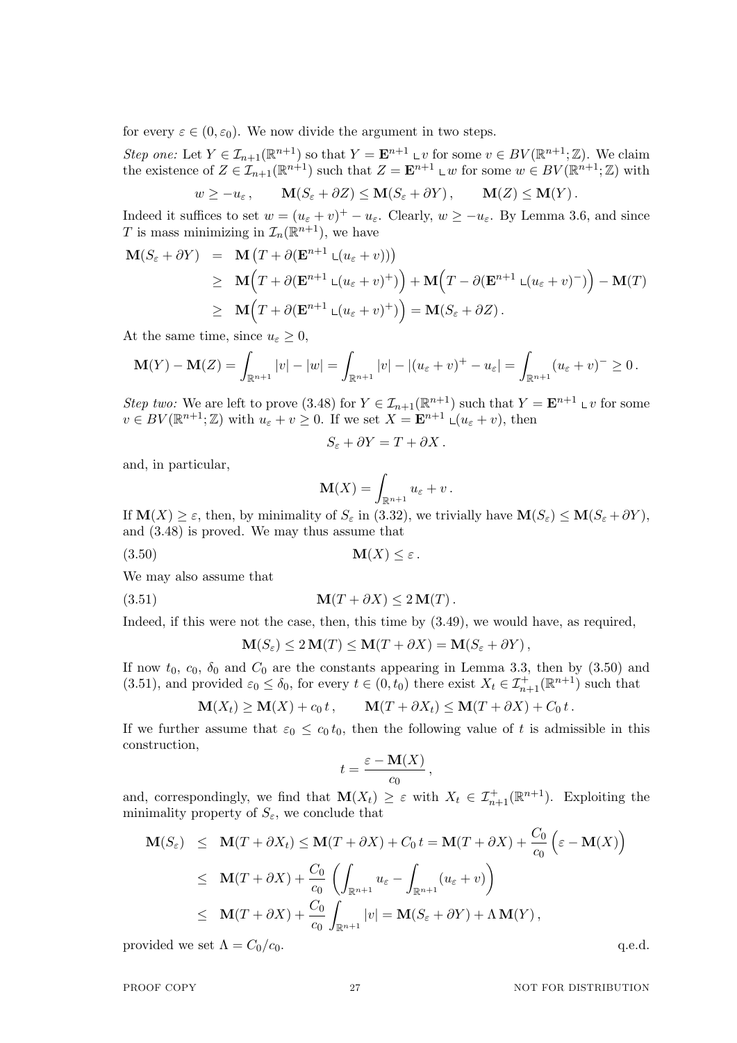for every $\varepsilon \in (0, \varepsilon_0)$. We now divide the argument in two steps.

*Step one:* Let $Y \in \mathcal{I}_{n+1}(\mathbb{R}^{n+1})$ so that $Y = \mathbf{E}^{n+1} \llcorner v$ for some $v \in BV(\mathbb{R}^{n+1}; \mathbb{Z})$. We claim the existence of $Z \in \mathcal{I}_{n+1}(\mathbb{R}^{n+1})$ such that $Z = \mathbf{E}^{n+1} \llcorner w$ for some $w \in BV(\mathbb{R}^{n+1}; \mathbb{Z})$ with

$$w \geq -u_\varepsilon , \qquad \mathbf{M}(S_\varepsilon + \partial Z) \leq \mathbf{M}(S_\varepsilon + \partial Y) , \qquad \mathbf{M}(Z) \leq \mathbf{M}(Y) .$$

Indeed it suffices to set $w = (u_\varepsilon + v)^+ - u_\varepsilon$. Clearly, $w \geq -u_\varepsilon$. By Lemma 3.6, and since $T$ is mass minimizing in $\mathcal{I}_n(\mathbb{R}^{n+1})$, we have

$$\begin{aligned}
\mathbf{M}(S_\varepsilon + \partial Y) &= \mathbf{M}\left(T + \partial(\mathbf{E}^{n+1} \llcorner (u_\varepsilon + v))\right) \\
&\geq \mathbf{M}\Big(T + \partial(\mathbf{E}^{n+1} \llcorner (u_\varepsilon + v)^+)\Big) + \mathbf{M}\Big(T - \partial(\mathbf{E}^{n+1} \llcorner (u_\varepsilon + v)^-)\Big) - \mathbf{M}(T) \\
&\geq \mathbf{M}\Big(T + \partial(\mathbf{E}^{n+1} \llcorner (u_\varepsilon + v)^+)\Big) = \mathbf{M}(S_\varepsilon + \partial Z) .
\end{aligned}$$

At the same time, since $u_\varepsilon \geq 0$,

$$\mathbf{M}(Y) - \mathbf{M}(Z) = \int_{\mathbb{R}^{n+1}} |v| - |w| = \int_{\mathbb{R}^{n+1}} |v| - |(u_\varepsilon + v)^+ - u_\varepsilon| = \int_{\mathbb{R}^{n+1}} (u_\varepsilon + v)^- \geq 0 .$$

*Step two:* We are left to prove (3.48) for $Y \in \mathcal{I}_{n+1}(\mathbb{R}^{n+1})$ such that $Y = \mathbf{E}^{n+1} \llcorner v$ for some $v \in BV(\mathbb{R}^{n+1}; \mathbb{Z})$ with $u_\varepsilon + v \geq 0$. If we set $X = \mathbf{E}^{n+1} \llcorner (u_\varepsilon + v)$, then

$$S_\varepsilon + \partial Y = T + \partial X .$$

and, in particular,

$$\mathbf{M}(X) = \int_{\mathbb{R}^{n+1}} u_\varepsilon + v .$$

If $\mathbf{M}(X) \geq \varepsilon$, then, by minimality of $S_\varepsilon$ in (3.32), we trivially have $\mathbf{M}(S_\varepsilon) \leq \mathbf{M}(S_\varepsilon + \partial Y)$, and (3.48) is proved. We may thus assume that

$$\mathbf{M}(X) \leq \varepsilon . \tag{3.50}$$

We may also assume that

$$\mathbf{M}(T + \partial X) \leq 2\,\mathbf{M}(T) . \tag{3.51}$$

Indeed, if this were not the case, then, this time by (3.49), we would have, as required,

$$\mathbf{M}(S_\varepsilon) \leq 2\,\mathbf{M}(T) \leq \mathbf{M}(T + \partial X) = \mathbf{M}(S_\varepsilon + \partial Y) ,$$

If now $t_0$, $c_0$, $\delta_0$ and $C_0$ are the constants appearing in Lemma 3.3, then by (3.50) and (3.51), and provided $\varepsilon_0 \leq \delta_0$, for every $t \in (0, t_0)$ there exist $X_t \in \mathcal{I}^+_{n+1}(\mathbb{R}^{n+1})$ such that

$$\mathbf{M}(X_t) \geq \mathbf{M}(X) + c_0\, t , \qquad \mathbf{M}(T + \partial X_t) \leq \mathbf{M}(T + \partial X) + C_0\, t .$$

If we further assume that $\varepsilon_0 \leq c_0\, t_0$, then the following value of $t$ is admissible in this construction,

$$t = \frac{\varepsilon - \mathbf{M}(X)}{c_0} ,$$

and, correspondingly, we find that $\mathbf{M}(X_t) \geq \varepsilon$ with $X_t \in \mathcal{I}^+_{n+1}(\mathbb{R}^{n+1})$. Exploiting the minimality property of $S_\varepsilon$, we conclude that

$$\begin{aligned}
\mathbf{M}(S_\varepsilon) &\leq \mathbf{M}(T + \partial X_t) \leq \mathbf{M}(T + \partial X) + C_0\, t = \mathbf{M}(T + \partial X) + \frac{C_0}{c_0}\Big(\varepsilon - \mathbf{M}(X)\Big) \\
&\leq \mathbf{M}(T + \partial X) + \frac{C_0}{c_0}\left(\int_{\mathbb{R}^{n+1}} u_\varepsilon - \int_{\mathbb{R}^{n+1}} (u_\varepsilon + v)\right) \\
&\leq \mathbf{M}(T + \partial X) + \frac{C_0}{c_0} \int_{\mathbb{R}^{n+1}} |v| = \mathbf{M}(S_\varepsilon + \partial Y) + \Lambda\, \mathbf{M}(Y) ,
\end{aligned}$$

provided we set $\Lambda = C_0/c_0$. q.e.d.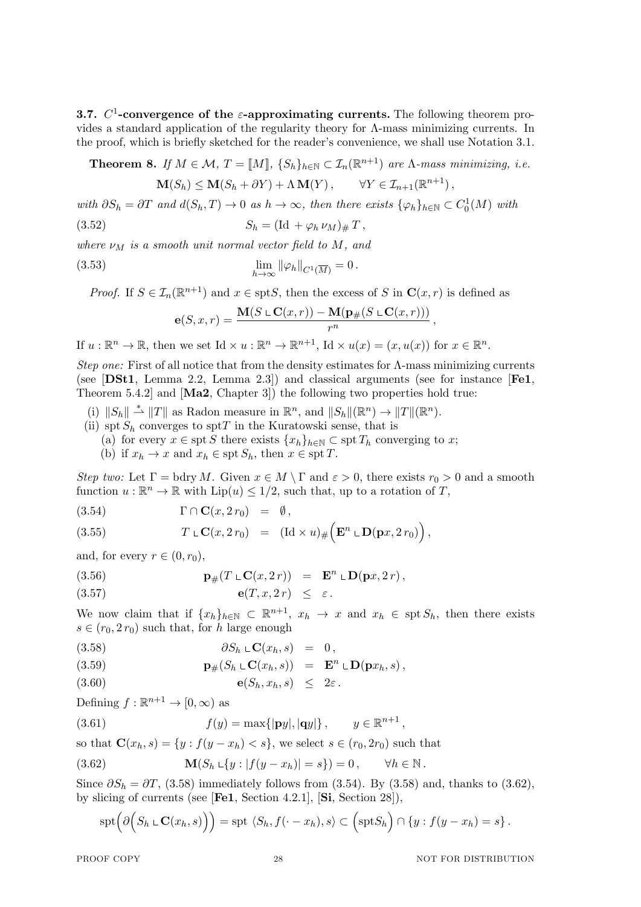**3.7. $C^1$-convergence of the $\varepsilon$-approximating currents.** The following theorem provides a standard application of the regularity theory for $\Lambda$-mass minimizing currents. In the proof, which is briefly sketched for the reader's convenience, we shall use Notation 3.1.

**Theorem 8.** *If $M \in \mathcal{M}$, $T = [\![M]\!]$, $\{S_h\}_{h\in\mathbb{N}} \subset \mathcal{I}_n(\mathbb{R}^{n+1})$ are $\Lambda$-mass minimizing, i.e.*

$$\mathbf{M}(S_h) \le \mathbf{M}(S_h + \partial Y) + \Lambda\, \mathbf{M}(Y)\,, \qquad \forall Y \in \mathcal{I}_{n+1}(\mathbb{R}^{n+1})\,,$$

*with $\partial S_h = \partial T$ and $d(S_h, T) \to 0$ as $h \to \infty$, then there exists $\{\varphi_h\}_{h\in\mathbb{N}} \subset C^1_0(M)$ with*

$$S_h = (\mathrm{Id} + \varphi_h\, \nu_M)_\# \, T\,, \tag{3.52}$$

*where $\nu_M$ is a smooth unit normal vector field to $M$, and*

$$\lim_{h\to\infty} \|\varphi_h\|_{C^1(\overline{M})} = 0\,. \tag{3.53}$$

*Proof.* If $S \in \mathcal{I}_n(\mathbb{R}^{n+1})$ and $x \in \mathrm{spt} S$, then the excess of $S$ in $\mathbf{C}(x,r)$ is defined as

$$\mathbf{e}(S,x,r) = \frac{\mathbf{M}(S \llcorner \mathbf{C}(x,r)) - \mathbf{M}(\mathbf{p}_\#(S \llcorner \mathbf{C}(x,r)))}{r^n}\,,$$

If $u : \mathbb{R}^n \to \mathbb{R}$, then we set $\mathrm{Id} \times u : \mathbb{R}^n \to \mathbb{R}^{n+1}$, $\mathrm{Id} \times u(x) = (x, u(x))$ for $x \in \mathbb{R}^n$.

*Step one:* First of all notice that from the density estimates for $\Lambda$-mass minimizing currents (see [**DSt1**, Lemma 2.2, Lemma 2.3]) and classical arguments (see for instance [**Fe1**, Theorem 5.4.2] and [**Ma2**, Chapter 3]) the following two properties hold true:

(i) $\|S_h\| \overset{*}{\rightharpoonup} \|T\|$ as Radon measure in $\mathbb{R}^n$, and $\|S_h\|(\mathbb{R}^n) \to \|T\|(\mathbb{R}^n)$.

(ii) $\mathrm{spt}\, S_h$ converges to $\mathrm{spt} T$ in the Kuratowski sense, that is
  (a) for every $x \in \mathrm{spt}\, S$ there exists $\{x_h\}_{h\in\mathbb{N}} \subset \mathrm{spt}\, T_h$ converging to $x$;
  (b) if $x_h \to x$ and $x_h \in \mathrm{spt}\, S_h$, then $x \in \mathrm{spt}\, T$.

*Step two:* Let $\Gamma = \mathrm{bdry}\, M$. Given $x \in M \setminus \Gamma$ and $\varepsilon > 0$, there exists $r_0 > 0$ and a smooth function $u : \mathbb{R}^n \to \mathbb{R}$ with $\mathrm{Lip}(u) \le 1/2$, such that, up to a rotation of $T$,

$$\Gamma \cap \mathbf{C}(x, 2\, r_0) \;=\; \emptyset\,, \tag{3.54}$$

$$T \llcorner \mathbf{C}(x, 2\, r_0) \;=\; (\mathrm{Id} \times u)_\# \Big( \mathbf{E}^n \llcorner \mathbf{D}(\mathbf{p}x, 2\, r_0) \Big)\,, \tag{3.55}$$

and, for every $r \in (0, r_0)$,

$$\mathbf{p}_\#(T \llcorner \mathbf{C}(x, 2\, r)) \;=\; \mathbf{E}^n \llcorner \mathbf{D}(\mathbf{p}x, 2\, r)\,, \tag{3.56}$$

$$\mathbf{e}(T, x, 2\, r) \;\le\; \varepsilon\,. \tag{3.57}$$

We now claim that if $\{x_h\}_{h\in\mathbb{N}} \subset \mathbb{R}^{n+1}$, $x_h \to x$ and $x_h \in \mathrm{spt}\, S_h$, then there exists $s \in (r_0, 2\, r_0)$ such that, for $h$ large enough

$$\partial S_h \llcorner \mathbf{C}(x_h, s) \;=\; 0\,, \tag{3.58}$$

$$\mathbf{p}_\#(S_h \llcorner \mathbf{C}(x_h, s)) \;=\; \mathbf{E}^n \llcorner \mathbf{D}(\mathbf{p}x_h, s)\,, \tag{3.59}$$

$$\mathbf{e}(S_h, x_h, s) \;\le\; 2\varepsilon\,. \tag{3.60}$$

Defining $f : \mathbb{R}^{n+1} \to [0, \infty)$ as

$$f(y) = \max\{|\mathbf{p}y|, |\mathbf{q}y|\}\,, \qquad y \in \mathbb{R}^{n+1}\,, \tag{3.61}$$

so that $\mathbf{C}(x_h, s) = \{y : f(y - x_h) < s\}$, we select $s \in (r_0, 2r_0)$ such that

$$\mathbf{M}(S_h \llcorner \{y : |f(y - x_h)| = s\}) = 0\,, \qquad \forall h \in \mathbb{N}\,. \tag{3.62}$$

Since $\partial S_h = \partial T$, (3.58) immediately follows from (3.54). By (3.58) and, thanks to (3.62), by slicing of currents (see [**Fe1**, Section 4.2.1], [**Si**, Section 28]),

$$\mathrm{spt}\Big(\partial\Big(S_h \llcorner \mathbf{C}(x_h, s)\Big)\Big) = \mathrm{spt}\; \langle S_h, f(\cdot - x_h), s\rangle \subset \Big(\mathrm{spt} S_h\Big) \cap \{y : f(y - x_h) = s\}\,.$$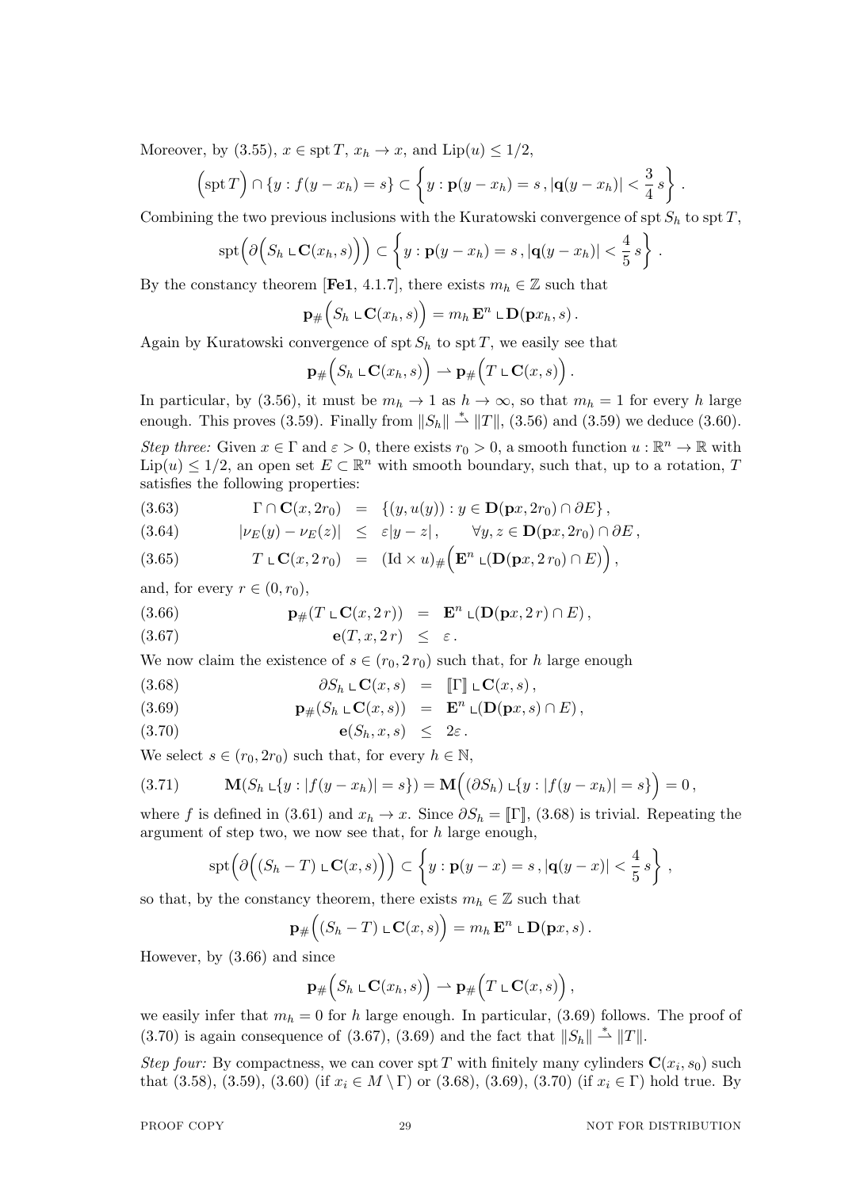Moreover, by (3.55), $x \in \operatorname{spt} T$, $x_h \to x$, and $\operatorname{Lip}(u) \le 1/2$,

$$\Big(\operatorname{spt} T\Big) \cap \{y : f(y - x_h) = s\} \subset \left\{ y : \mathbf{p}(y - x_h) = s \,, |\mathbf{q}(y - x_h)| < \frac{3}{4}\, s \right\}.$$

Combining the two previous inclusions with the Kuratowski convergence of $\operatorname{spt} S_h$ to $\operatorname{spt} T$,

$$\operatorname{spt}\Big(\partial\Big(S_h \llcorner \mathbf{C}(x_h, s)\Big)\Big) \subset \left\{ y : \mathbf{p}(y - x_h) = s \,, |\mathbf{q}(y - x_h)| < \frac{4}{5}\, s \right\}.$$

By the constancy theorem [**Fe1**, 4.1.7], there exists $m_h \in \mathbb{Z}$ such that

$$\mathbf{p}_\#\Big(S_h \llcorner \mathbf{C}(x_h, s)\Big) = m_h\, \mathbf{E}^n \llcorner \mathbf{D}(\mathbf{p}x_h, s)\,.$$

Again by Kuratowski convergence of $\operatorname{spt} S_h$ to $\operatorname{spt} T$, we easily see that

$$\mathbf{p}_\#\Big(S_h \llcorner \mathbf{C}(x_h, s)\Big) \rightharpoonup \mathbf{p}_\#\Big(T \llcorner \mathbf{C}(x, s)\Big)\,.$$

In particular, by (3.56), it must be $m_h \to 1$ as $h \to \infty$, so that $m_h = 1$ for every $h$ large enough. This proves (3.59). Finally from $\|S_h\| \stackrel{*}{\rightharpoonup} \|T\|$, (3.56) and (3.59) we deduce (3.60).

*Step three:* Given $x \in \Gamma$ and $\varepsilon > 0$, there exists $r_0 > 0$, a smooth function $u : \mathbb{R}^n \to \mathbb{R}$ with $\operatorname{Lip}(u) \le 1/2$, an open set $E \subset \mathbb{R}^n$ with smooth boundary, such that, up to a rotation, $T$ satisfies the following properties:

$$\Gamma \cap \mathbf{C}(x, 2r_0) = \{(y, u(y)) : y \in \mathbf{D}(\mathbf{p}x, 2r_0) \cap \partial E\}\,, \tag{3.63}$$

$$|\nu_E(y) - \nu_E(z)| \le \varepsilon |y - z|\,, \qquad \forall y, z \in \mathbf{D}(\mathbf{p}x, 2r_0) \cap \partial E\,, \tag{3.64}$$

$$T \llcorner \mathbf{C}(x, 2\, r_0) = (\operatorname{Id} \times u)_\#\Big(\mathbf{E}^n \llcorner (\mathbf{D}(\mathbf{p}x, 2\, r_0) \cap E)\Big)\,, \tag{3.65}$$

and, for every $r \in (0, r_0)$,

$$\mathbf{p}_\#(T \llcorner \mathbf{C}(x, 2\, r)) = \mathbf{E}^n \llcorner (\mathbf{D}(\mathbf{p}x, 2\, r) \cap E)\,, \tag{3.66}$$

$$\mathbf{e}(T, x, 2\, r) \le \varepsilon\,. \tag{3.67}$$

We now claim the existence of $s \in (r_0, 2\, r_0)$ such that, for $h$ large enough

$$\partial S_h \llcorner \mathbf{C}(x, s) = [\![\Gamma]\!] \llcorner \mathbf{C}(x, s)\,, \tag{3.68}$$

$$\mathbf{p}_\#(S_h \llcorner \mathbf{C}(x, s)) = \mathbf{E}^n \llcorner (\mathbf{D}(\mathbf{p}x, s) \cap E)\,, \tag{3.69}$$

$$\mathbf{e}(S_h, x, s) \le 2\varepsilon\,. \tag{3.70}$$

We select $s \in (r_0, 2r_0)$ such that, for every $h \in \mathbb{N}$,

$$\mathbf{M}(S_h \llcorner \{y : |f(y - x_h)| = s\}) = \mathbf{M}\Big((\partial S_h) \llcorner \{y : |f(y - x_h)| = s\}\Big) = 0\,, \tag{3.71}$$

where $f$ is defined in (3.61) and $x_h \to x$. Since $\partial S_h = [\![\Gamma]\!]$, (3.68) is trivial. Repeating the argument of step two, we now see that, for $h$ large enough,

$$\operatorname{spt}\Big(\partial\Big((S_h - T) \llcorner \mathbf{C}(x, s)\Big)\Big) \subset \left\{ y : \mathbf{p}(y - x) = s \,, |\mathbf{q}(y - x)| < \frac{4}{5}\, s \right\},$$

so that, by the constancy theorem, there exists $m_h \in \mathbb{Z}$ such that

$$\mathbf{p}_\#\Big((S_h - T) \llcorner \mathbf{C}(x, s)\Big) = m_h\, \mathbf{E}^n \llcorner \mathbf{D}(\mathbf{p}x, s)\,.$$

However, by (3.66) and since

$$\mathbf{p}_\#\Big(S_h \llcorner \mathbf{C}(x_h, s)\Big) \rightharpoonup \mathbf{p}_\#\Big(T \llcorner \mathbf{C}(x, s)\Big)\,,$$

we easily infer that $m_h = 0$ for $h$ large enough. In particular, (3.69) follows. The proof of (3.70) is again consequence of (3.67), (3.69) and the fact that $\|S_h\| \stackrel{*}{\rightharpoonup} \|T\|$.

*Step four:* By compactness, we can cover $\operatorname{spt} T$ with finitely many cylinders $\mathbf{C}(x_i, s_0)$ such that (3.58), (3.59), (3.60) (if $x_i \in M \setminus \Gamma$) or (3.68), (3.69), (3.70) (if $x_i \in \Gamma$) hold true. By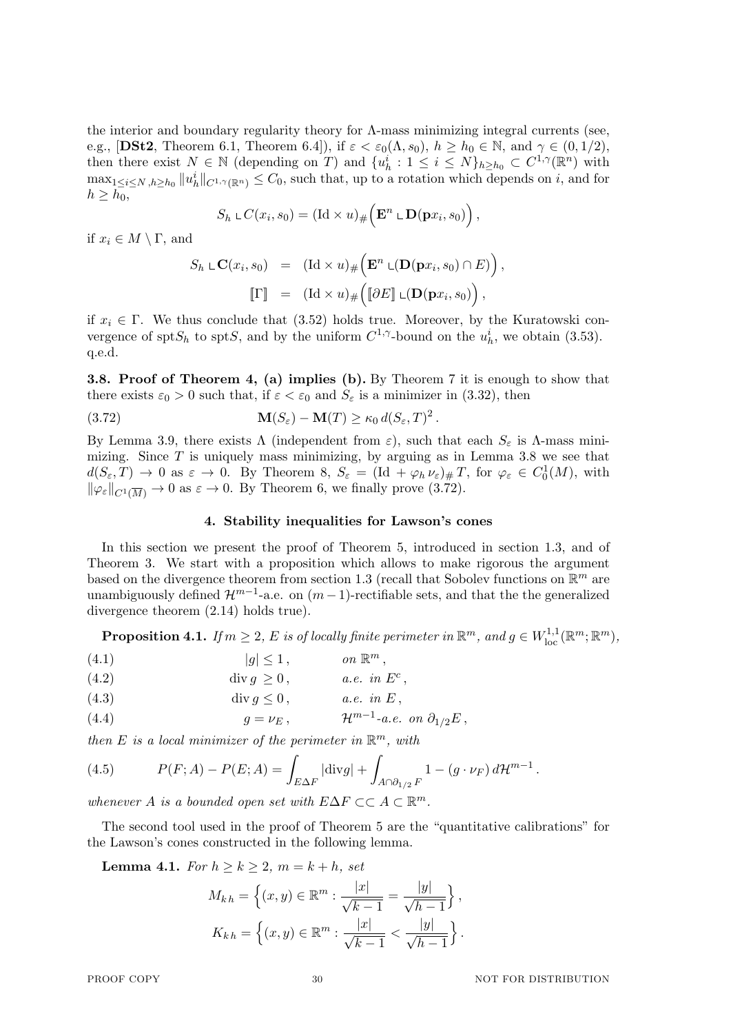the interior and boundary regularity theory for $\Lambda$-mass minimizing integral currents (see, e.g., [**DSt2**, Theorem 6.1, Theorem 6.4]), if $\varepsilon < \varepsilon_0(\Lambda, s_0)$, $h \ge h_0 \in \mathbb{N}$, and $\gamma \in (0, 1/2)$, then there exist $N \in \mathbb{N}$ (depending on $T$) and $\{u_h^i : 1 \le i \le N\}_{h \ge h_0} \subset C^{1,\gamma}(\mathbb{R}^n)$ with $\max_{1 \le i \le N, h \ge h_0} \|u_h^i\|_{C^{1,\gamma}(\mathbb{R}^n)} \le C_0$, such that, up to a rotation which depends on $i$, and for $h \ge h_0$,

$$S_h \llcorner C(x_i, s_0) = (\mathrm{Id} \times u)_\# \Big( \mathbf{E}^n \llcorner \mathbf{D}(\mathbf{p} x_i, s_0) \Big) ,$$

if $x_i \in M \setminus \Gamma$, and

$$\begin{aligned} S_h \llcorner \mathbf{C}(x_i, s_0) &= (\mathrm{Id} \times u)_\# \Big( \mathbf{E}^n \llcorner (\mathbf{D}(\mathbf{p} x_i, s_0) \cap E) \Big) , \\ [\![\Gamma]\!] &= (\mathrm{Id} \times u)_\# \Big( [\![\partial E]\!] \llcorner (\mathbf{D}(\mathbf{p} x_i, s_0) \Big) , \end{aligned}$$

if $x_i \in \Gamma$. We thus conclude that (3.52) holds true. Moreover, by the Kuratowski convergence of $\mathrm{spt} S_h$ to $\mathrm{spt} S$, and by the uniform $C^{1,\gamma}$-bound on the $u_h^i$, we obtain (3.53). q.e.d.

**3.8. Proof of Theorem 4, (a) implies (b).** By Theorem 7 it is enough to show that there exists $\varepsilon_0 > 0$ such that, if $\varepsilon < \varepsilon_0$ and $S_\varepsilon$ is a minimizer in (3.32), then

$$\mathbf{M}(S_\varepsilon) - \mathbf{M}(T) \ge \kappa_0 \, d(S_\varepsilon, T)^2 . \tag{3.72}$$

By Lemma 3.9, there exists $\Lambda$ (independent from $\varepsilon$), such that each $S_\varepsilon$ is $\Lambda$-mass minimizing. Since $T$ is uniquely mass minimizing, by arguing as in Lemma 3.8 we see that $d(S_\varepsilon, T) \to 0$ as $\varepsilon \to 0$. By Theorem 8, $S_\varepsilon = (\mathrm{Id} + \varphi_h \nu_\varepsilon)_\# T$, for $\varphi_\varepsilon \in C^1_0(M)$, with $\|\varphi_\varepsilon\|_{C^1(\overline{M})} \to 0$ as $\varepsilon \to 0$. By Theorem 6, we finally prove (3.72).

## 4. Stability inequalities for Lawson's cones

In this section we present the proof of Theorem 5, introduced in section 1.3, and of Theorem 3. We start with a proposition which allows to make rigorous the argument based on the divergence theorem from section 1.3 (recall that Sobolev functions on $\mathbb{R}^m$ are unambiguously defined $\mathcal{H}^{m-1}$-a.e. on $(m-1)$-rectifiable sets, and that the the generalized divergence theorem (2.14) holds true).

**Proposition 4.1.** *If $m \ge 2$, $E$ is of locally finite perimeter in $\mathbb{R}^m$, and $g \in W^{1,1}_{\mathrm{loc}}(\mathbb{R}^m; \mathbb{R}^m)$,*

$$|g| \le 1 , \qquad \text{on } \mathbb{R}^m , \tag{4.1}$$

$$\mathrm{div}\, g \ge 0 , \qquad \text{a.e. in } E^c , \tag{4.2}$$

$$\mathrm{div}\, g \le 0 , \qquad \text{a.e. in } E , \tag{4.3}$$

$$g = \nu_E , \qquad \mathcal{H}^{m-1}\text{-a.e. on } \partial_{1/2} E , \tag{4.4}$$

*then $E$ is a local minimizer of the perimeter in $\mathbb{R}^m$, with*

$$P(F; A) - P(E; A) = \int_{E \Delta F} |\mathrm{div} g| + \int_{A \cap \partial_{1/2} F} 1 - (g \cdot \nu_F) \, d\mathcal{H}^{m-1} . \tag{4.5}$$

*whenever $A$ is a bounded open set with $E \Delta F \subset\subset A \subset \mathbb{R}^m$.*

The second tool used in the proof of Theorem 5 are the "quantitative calibrations" for the Lawson's cones constructed in the following lemma.

**Lemma 4.1.** *For $h \ge k \ge 2$, $m = k + h$, set*

$$M_{k\,h} = \Big\{ (x, y) \in \mathbb{R}^m : \frac{|x|}{\sqrt{k-1}} = \frac{|y|}{\sqrt{h-1}} \Big\} ,$$

$$K_{k\,h} = \Big\{ (x, y) \in \mathbb{R}^m : \frac{|x|}{\sqrt{k-1}} < \frac{|y|}{\sqrt{h-1}} \Big\} .$$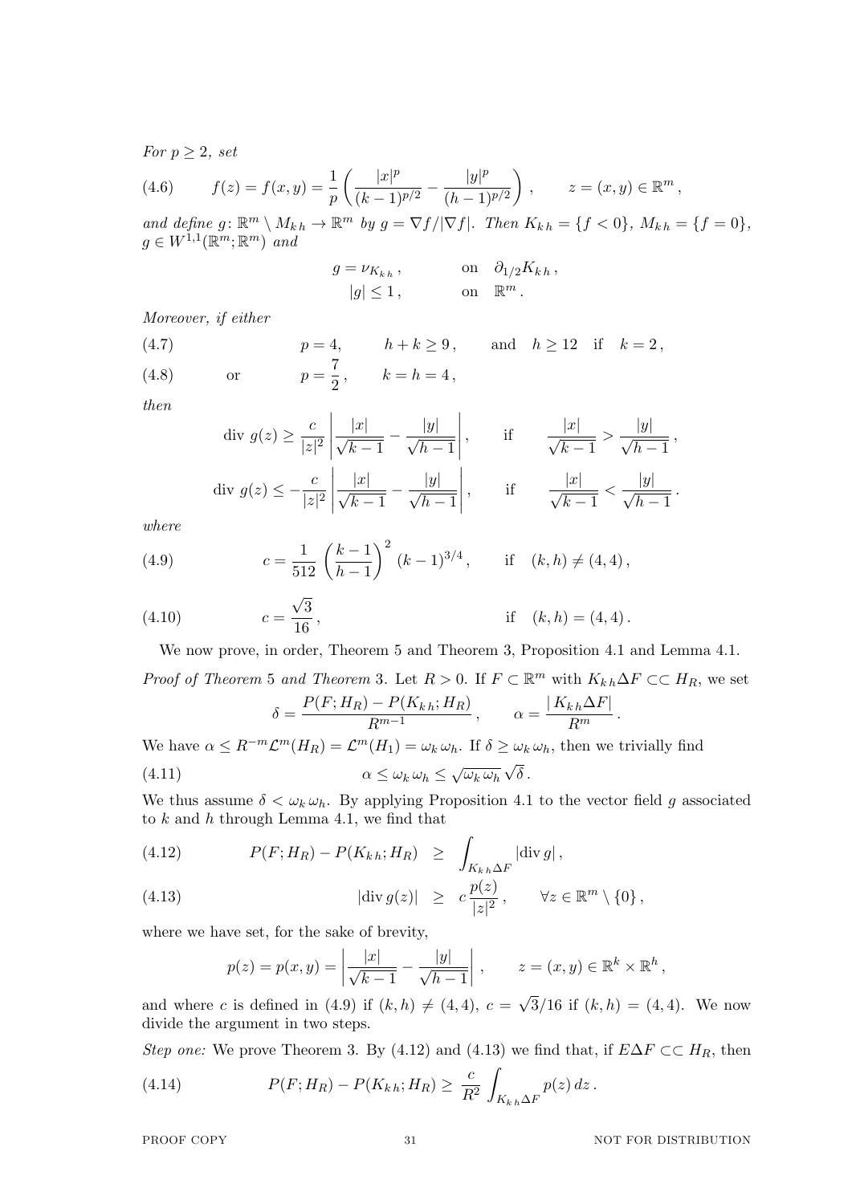*For $p \geq 2$, set*

$$f(z) = f(x,y) = \frac{1}{p}\left(\frac{|x|^p}{(k-1)^{p/2}} - \frac{|y|^p}{(h-1)^{p/2}}\right), \qquad z=(x,y) \in \mathbb{R}^m, \tag{4.6}$$

*and define $g\colon \mathbb{R}^m \setminus M_{k\,h} \to \mathbb{R}^m$ by $g = \nabla f/|\nabla f|$. Then $K_{k\,h} = \{f<0\}$, $M_{k\,h} = \{f=0\}$, $g \in W^{1,1}(\mathbb{R}^m;\mathbb{R}^m)$ and*

$$\begin{aligned} g &= \nu_{K_{k\,h}}, && \text{on} \quad \partial_{1/2} K_{k\,h}, \\ |g| &\leq 1, && \text{on} \quad \mathbb{R}^m. \end{aligned}$$

*Moreover, if either*

$$p = 4, \qquad h+k \geq 9, \qquad \text{and} \quad h \geq 12 \quad \text{if} \quad k=2, \tag{4.7}$$

$$\text{or} \qquad p = \frac{7}{2}, \qquad k=h=4, \tag{4.8}$$

*then*

$$\begin{aligned} \operatorname{div} g(z) &\geq \frac{c}{|z|^2}\left|\frac{|x|}{\sqrt{k-1}} - \frac{|y|}{\sqrt{h-1}}\right|, && \text{if} \quad \frac{|x|}{\sqrt{k-1}} > \frac{|y|}{\sqrt{h-1}}, \\ \operatorname{div} g(z) &\leq -\frac{c}{|z|^2}\left|\frac{|x|}{\sqrt{k-1}} - \frac{|y|}{\sqrt{h-1}}\right|, && \text{if} \quad \frac{|x|}{\sqrt{k-1}} < \frac{|y|}{\sqrt{h-1}}. \end{aligned}$$

*where*

$$c = \frac{1}{512}\left(\frac{k-1}{h-1}\right)^2 (k-1)^{3/4}, \qquad \text{if} \quad (k,h) \neq (4,4), \tag{4.9}$$

$$c = \frac{\sqrt{3}}{16}, \qquad \text{if} \quad (k,h) = (4,4). \tag{4.10}$$

We now prove, in order, Theorem 5 and Theorem 3, Proposition 4.1 and Lemma 4.1.

*Proof of Theorem* 5 *and Theorem* 3. Let $R>0$. If $F \subset \mathbb{R}^m$ with $K_{k\,h} \Delta F \subset\subset H_R$, we set

$$\delta = \frac{P(F;H_R) - P(K_{k\,h};H_R)}{R^{m-1}}, \qquad \alpha = \frac{|\,K_{k\,h}\Delta F|}{R^m}.$$

We have $\alpha \leq R^{-m}\mathcal{L}^m(H_R) = \mathcal{L}^m(H_1) = \omega_k\,\omega_h$. If $\delta \geq \omega_k\,\omega_h$, then we trivially find

$$\alpha \leq \omega_k\,\omega_h \leq \sqrt{\omega_k\,\omega_h}\,\sqrt{\delta}. \tag{4.11}$$

We thus assume $\delta < \omega_k\,\omega_h$. By applying Proposition 4.1 to the vector field $g$ associated to $k$ and $h$ through Lemma 4.1, we find that

$$P(F;H_R) - P(K_{k\,h};H_R) \;\; \geq \;\; \int_{K_{k\,h}\Delta F} |\operatorname{div} g|, \tag{4.12}$$

$$|\operatorname{div} g(z)| \;\; \geq \;\; c\,\frac{p(z)}{|z|^2}, \qquad \forall z \in \mathbb{R}^m \setminus \{0\}, \tag{4.13}$$

where we have set, for the sake of brevity,

$$p(z) = p(x,y) = \left|\frac{|x|}{\sqrt{k-1}} - \frac{|y|}{\sqrt{h-1}}\right|, \qquad z=(x,y) \in \mathbb{R}^k \times \mathbb{R}^h,$$

and where $c$ is defined in (4.9) if $(k,h) \neq (4,4)$, $c = \sqrt{3}/16$ if $(k,h) = (4,4)$. We now divide the argument in two steps.

*Step one:* We prove Theorem 3. By (4.12) and (4.13) we find that, if $E\Delta F \subset\subset H_R$, then

$$P(F;H_R) - P(K_{k\,h};H_R) \geq \frac{c}{R^2}\int_{K_{k\,h}\Delta F} p(z)\,dz. \tag{4.14}$$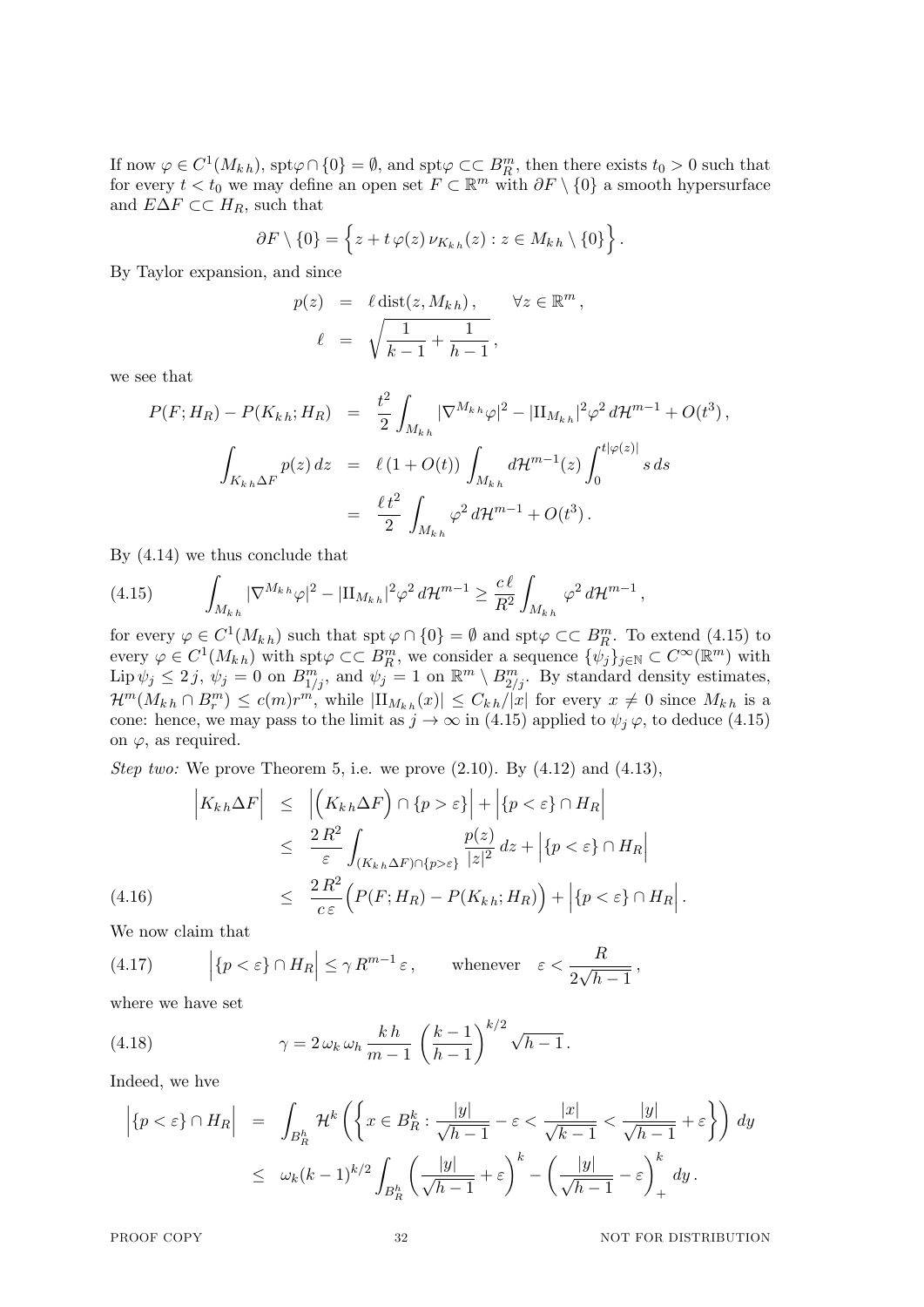If now $\varphi \in C^1(M_{k\,h})$, $\mathrm{spt}\varphi \cap \{0\} = \emptyset$, and $\mathrm{spt}\varphi \subset\subset B_R^m$, then there exists $t_0 > 0$ such that for every $t < t_0$ we may define an open set $F \subset \mathbb{R}^m$ with $\partial F \setminus \{0\}$ a smooth hypersurface and $E \Delta F \subset\subset H_R$, such that

$$\partial F \setminus \{0\} = \Big\{ z + t\,\varphi(z)\,\nu_{K_{k\,h}}(z) : z \in M_{k\,h} \setminus \{0\} \Big\} .$$

By Taylor expansion, and since

$$\begin{aligned} p(z) &= \ell \,\mathrm{dist}(z, M_{k\,h}) , \qquad \forall z \in \mathbb{R}^m , \\ \ell &= \sqrt{\frac{1}{k-1} + \frac{1}{h-1}} , \end{aligned}$$

we see that

$$\begin{aligned} P(F; H_R) - P(K_{k\,h}; H_R) &= \frac{t^2}{2} \int_{M_{k\,h}} |\nabla^{M_{k\,h}} \varphi|^2 - |\mathrm{II}_{M_{k\,h}}|^2 \varphi^2 \, d\mathcal{H}^{m-1} + O(t^3) , \\ \int_{K_{k\,h} \Delta F} p(z)\, dz &= \ell\,(1 + O(t)) \int_{M_{k\,h}} d\mathcal{H}^{m-1}(z) \int_0^{t|\varphi(z)|} s\, ds \\ &= \frac{\ell\, t^2}{2} \int_{M_{k\,h}} \varphi^2 \, d\mathcal{H}^{m-1} + O(t^3) . \end{aligned}$$

By (4.14) we thus conclude that

$$\int_{M_{k\,h}} |\nabla^{M_{k\,h}} \varphi|^2 - |\mathrm{II}_{M_{k\,h}}|^2 \varphi^2 \, d\mathcal{H}^{m-1} \ge \frac{c\,\ell}{R^2} \int_{M_{k\,h}} \varphi^2 \, d\mathcal{H}^{m-1} , \tag{4.15}$$

for every $\varphi \in C^1(M_{k\,h})$ such that $\mathrm{spt}\,\varphi \cap \{0\} = \emptyset$ and $\mathrm{spt}\varphi \subset\subset B_R^m$. To extend (4.15) to every $\varphi \in C^1(M_{k\,h})$ with $\mathrm{spt}\varphi \subset\subset B_R^m$, we consider a sequence $\{\psi_j\}_{j \in \mathbb{N}} \subset C^\infty(\mathbb{R}^m)$ with $\mathrm{Lip}\,\psi_j \le 2\,j$, $\psi_j = 0$ on $B_{1/j}^m$, and $\psi_j = 1$ on $\mathbb{R}^m \setminus B_{2/j}^m$. By standard density estimates, $\mathcal{H}^m(M_{k\,h} \cap B_r^m) \le c(m) r^m$, while $|\mathrm{II}_{M_{k\,h}}(x)| \le C_{k\,h}/|x|$ for every $x \ne 0$ since $M_{k\,h}$ is a cone: hence, we may pass to the limit as $j \to \infty$ in (4.15) applied to $\psi_j\,\varphi$, to deduce (4.15) on $\varphi$, as required.

*Step two:* We prove Theorem 5, i.e. we prove (2.10). By (4.12) and (4.13),

$$\begin{aligned} \Big| K_{k\,h} \Delta F \Big| &\le \Big| \Big( K_{k\,h} \Delta F \Big) \cap \{p > \varepsilon\} \Big| + \Big| \{p < \varepsilon\} \cap H_R \Big| \\ &\le \frac{2\,R^2}{\varepsilon} \int_{(K_{k\,h} \Delta F) \cap \{p > \varepsilon\}} \frac{p(z)}{|z|^2} \, dz + \Big| \{p < \varepsilon\} \cap H_R \Big| \\ &\le \frac{2\,R^2}{c\,\varepsilon} \Big( P(F; H_R) - P(K_{k\,h}; H_R) \Big) + \Big| \{p < \varepsilon\} \cap H_R \Big| . \end{aligned} \tag{4.16}$$

We now claim that

$$\Big| \{p < \varepsilon\} \cap H_R \Big| \le \gamma\, R^{m-1}\, \varepsilon , \qquad \text{whenever} \quad \varepsilon < \frac{R}{2\sqrt{h-1}} , \tag{4.17}$$

where we have set

$$\gamma = 2\,\omega_k\,\omega_h \,\frac{k\,h}{m-1} \left( \frac{k-1}{h-1} \right)^{k/2} \sqrt{h-1} . \tag{4.18}$$

Indeed, we hve

$$\begin{aligned} \Big| \{p < \varepsilon\} \cap H_R \Big| &= \int_{B_R^h} \mathcal{H}^k \left( \left\{ x \in B_R^k : \frac{|y|}{\sqrt{h-1}} - \varepsilon < \frac{|x|}{\sqrt{k-1}} < \frac{|y|}{\sqrt{h-1}} + \varepsilon \right\} \right) dy \\ &\le \omega_k (k-1)^{k/2} \int_{B_R^h} \left( \frac{|y|}{\sqrt{h-1}} + \varepsilon \right)^k - \left( \frac{|y|}{\sqrt{h-1}} - \varepsilon \right)_+^k dy . \end{aligned}$$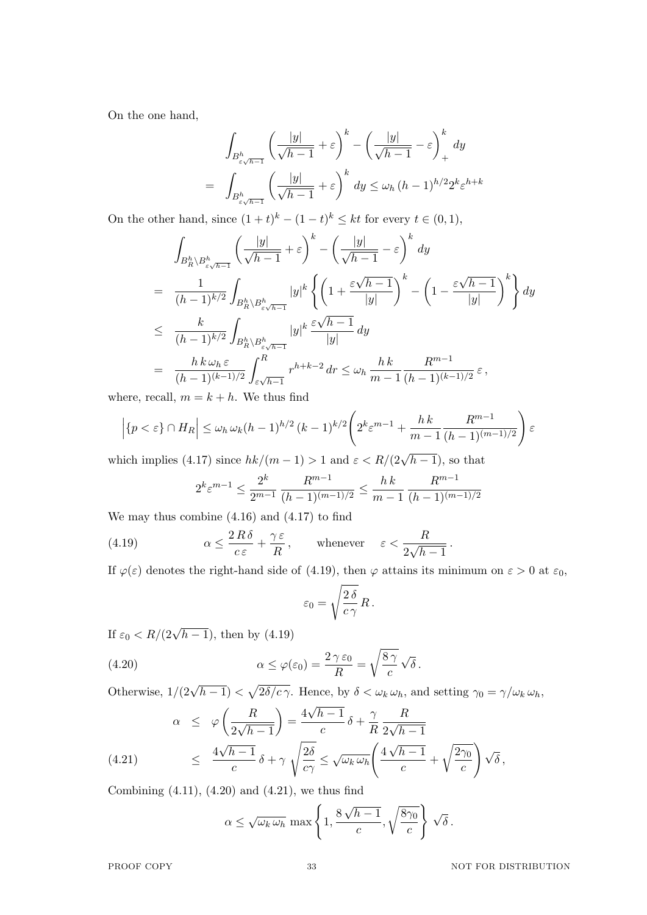On the one hand,

$$
\begin{aligned}
&\int_{B^h_{\varepsilon\sqrt{h-1}}} \left(\frac{|y|}{\sqrt{h-1}}+\varepsilon\right)^k - \left(\frac{|y|}{\sqrt{h-1}}-\varepsilon\right)_+^k\,dy \\
=\;& \int_{B^h_{\varepsilon\sqrt{h-1}}} \left(\frac{|y|}{\sqrt{h-1}}+\varepsilon\right)^k\,dy \le \omega_h\,(h-1)^{h/2}2^k\varepsilon^{h+k}
\end{aligned}
$$

On the other hand, since $(1+t)^k-(1-t)^k\le kt$ for every $t\in(0,1)$,

$$
\begin{aligned}
&\int_{B^h_R\setminus B^h_{\varepsilon\sqrt{h-1}}} \left(\frac{|y|}{\sqrt{h-1}}+\varepsilon\right)^k - \left(\frac{|y|}{\sqrt{h-1}}-\varepsilon\right)^k\,dy \\
=\;& \frac{1}{(h-1)^{k/2}}\int_{B^h_R\setminus B^h_{\varepsilon\sqrt{h-1}}} |y|^k\left\{\left(1+\frac{\varepsilon\sqrt{h-1}}{|y|}\right)^k-\left(1-\frac{\varepsilon\sqrt{h-1}}{|y|}\right)^k\right\}dy \\
\le\;& \frac{k}{(h-1)^{k/2}}\int_{B^h_R\setminus B^h_{\varepsilon\sqrt{h-1}}} |y|^k\,\frac{\varepsilon\sqrt{h-1}}{|y|}\,dy \\
=\;& \frac{h\,k\,\omega_h\,\varepsilon}{(h-1)^{(k-1)/2}}\int_{\varepsilon\sqrt{h-1}}^R r^{h+k-2}\,dr \le \omega_h\,\frac{h\,k}{m-1}\,\frac{R^{m-1}}{(h-1)^{(k-1)/2}}\,\varepsilon\,,
\end{aligned}
$$

where, recall, $m=k+h$. We thus find

$$
\Big|\{p<\varepsilon\}\cap H_R\Big| \le \omega_h\,\omega_k(h-1)^{h/2}\,(k-1)^{k/2}\left(2^k\varepsilon^{m-1}+\frac{h\,k}{m-1}\frac{R^{m-1}}{(h-1)^{(m-1)/2}}\right)\varepsilon
$$

which implies (4.17) since $hk/(m-1)>1$ and $\varepsilon<R/(2\sqrt{h-1})$, so that

$$
2^k\varepsilon^{m-1}\le\frac{2^k}{2^{m-1}}\,\frac{R^{m-1}}{(h-1)^{(m-1)/2}}\le\frac{h\,k}{m-1}\,\frac{R^{m-1}}{(h-1)^{(m-1)/2}}
$$

We may thus combine (4.16) and (4.17) to find

$$
\alpha\le\frac{2\,R\,\delta}{c\,\varepsilon}+\frac{\gamma\,\varepsilon}{R}\,,\qquad\text{whenever}\quad \varepsilon<\frac{R}{2\sqrt{h-1}}\,. \tag{4.19}
$$

If $\varphi(\varepsilon)$ denotes the right-hand side of (4.19), then $\varphi$ attains its minimum on $\varepsilon>0$ at $\varepsilon_0$,

$$
\varepsilon_0=\sqrt{\frac{2\,\delta}{c\,\gamma}}\,R\,.
$$

If $\varepsilon_0<R/(2\sqrt{h-1})$, then by (4.19)

$$
\alpha\le\varphi(\varepsilon_0)=\frac{2\,\gamma\,\varepsilon_0}{R}=\sqrt{\frac{8\,\gamma}{c}}\,\sqrt{\delta}\,. \tag{4.20}
$$

Otherwise, $1/(2\sqrt{h-1})<\sqrt{2\delta/c\gamma}$. Hence, by $\delta<\omega_k\,\omega_h$, and setting $\gamma_0=\gamma/\omega_k\,\omega_h$,

$$
\begin{aligned}
\alpha &\le \varphi\left(\frac{R}{2\sqrt{h-1}}\right)=\frac{4\sqrt{h-1}}{c}\,\delta+\frac{\gamma}{R}\,\frac{R}{2\sqrt{h-1}} \\
&\le \frac{4\sqrt{h-1}}{c}\,\delta+\gamma\,\sqrt{\frac{2\delta}{c\gamma}}\le\sqrt{\omega_k\,\omega_h}\left(\frac{4\sqrt{h-1}}{c}+\sqrt{\frac{2\gamma_0}{c}}\right)\sqrt{\delta}\,,
\end{aligned}
\tag{4.21}
$$

Combining (4.11), (4.20) and (4.21), we thus find

$$
\alpha\le\sqrt{\omega_k\,\omega_h}\,\max\left\{1,\frac{8\sqrt{h-1}}{c},\sqrt{\frac{8\gamma_0}{c}}\right\}\,\sqrt{\delta}\,.
$$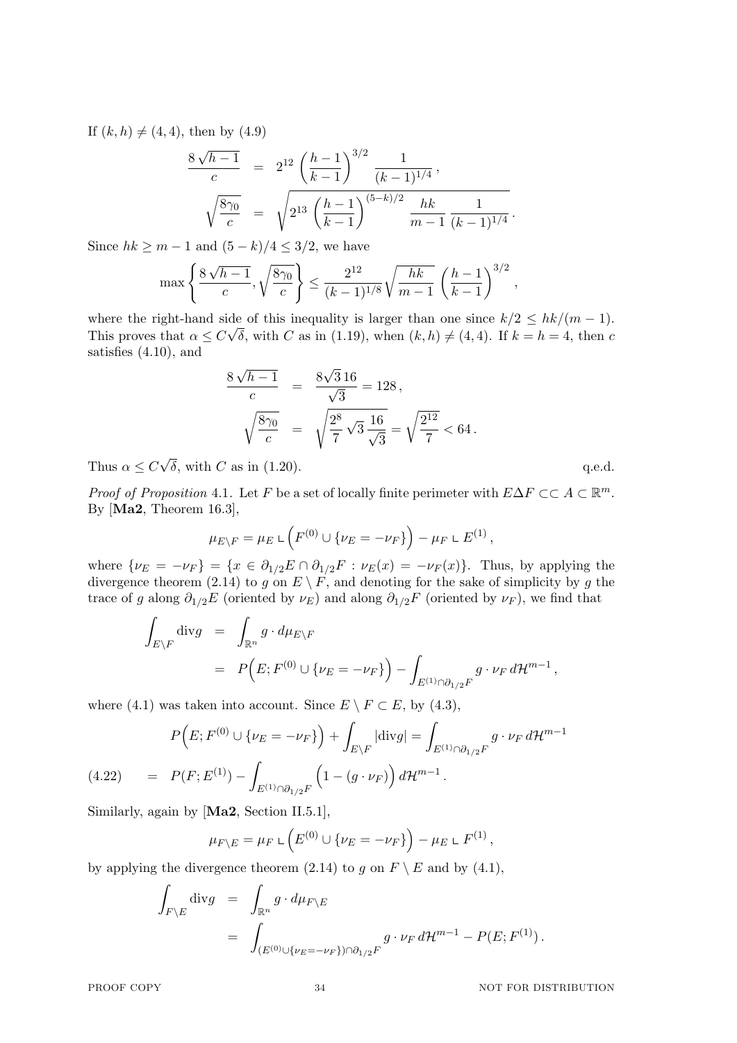If $(k,h)\neq(4,4)$, then by (4.9)

$$
\begin{aligned}
\frac{8\sqrt{h-1}}{c} &= 2^{12}\left(\frac{h-1}{k-1}\right)^{3/2}\frac{1}{(k-1)^{1/4}}\,,\\
\sqrt{\frac{8\gamma_0}{c}} &= \sqrt{2^{13}\left(\frac{h-1}{k-1}\right)^{(5-k)/2}\frac{hk}{m-1}\,\frac{1}{(k-1)^{1/4}}}\,.
\end{aligned}
$$

Since $hk\geq m-1$ and $(5-k)/4\leq 3/2$, we have

$$
\max\left\{\frac{8\sqrt{h-1}}{c},\sqrt{\frac{8\gamma_0}{c}}\right\}\leq\frac{2^{12}}{(k-1)^{1/8}}\sqrt{\frac{hk}{m-1}}\,\left(\frac{h-1}{k-1}\right)^{3/2}\,,
$$

where the right-hand side of this inequality is larger than one since $k/2\leq hk/(m-1)$. This proves that $\alpha\leq C\sqrt{\delta}$, with $C$ as in (1.19), when $(k,h)\neq(4,4)$. If $k=h=4$, then $c$ satisfies (4.10), and

$$
\begin{aligned}
\frac{8\sqrt{h-1}}{c} &= \frac{8\sqrt{3}\,16}{\sqrt{3}}=128\,,\\
\sqrt{\frac{8\gamma_0}{c}} &= \sqrt{\frac{2^8}{7}\sqrt{3}\,\frac{16}{\sqrt{3}}}=\sqrt{\frac{2^{12}}{7}}<64\,.
\end{aligned}
$$

Thus $\alpha\leq C\sqrt{\delta}$, with $C$ as in (1.20). q.e.d.

*Proof of Proposition* 4.1. Let $F$ be a set of locally finite perimeter with $E\Delta F\subset\subset A\subset\mathbb{R}^m$. By [**Ma2**, Theorem 16.3],

$$
\mu_{E\setminus F}=\mu_E\llcorner\Big(F^{(0)}\cup\{\nu_E=-\nu_F\}\Big)-\mu_F\llcorner E^{(1)}\,,
$$

where $\{\nu_E=-\nu_F\}=\{x\in\partial_{1/2}E\cap\partial_{1/2}F:\nu_E(x)=-\nu_F(x)\}$. Thus, by applying the divergence theorem (2.14) to $g$ on $E\setminus F$, and denoting for the sake of simplicity by $g$ the trace of $g$ along $\partial_{1/2}E$ (oriented by $\nu_E$) and along $\partial_{1/2}F$ (oriented by $\nu_F$), we find that

$$
\begin{aligned}
\int_{E\setminus F}\mathrm{div}g &= \int_{\mathbb{R}^n}g\cdot d\mu_{E\setminus F}\\
&= P\Big(E;F^{(0)}\cup\{\nu_E=-\nu_F\}\Big)-\int_{E^{(1)}\cap\partial_{1/2}F}g\cdot\nu_F\,d\mathcal{H}^{m-1}\,,
\end{aligned}
$$

where (4.1) was taken into account. Since $E\setminus F\subset E$, by (4.3),

$$
\begin{aligned}
&P\Big(E;F^{(0)}\cup\{\nu_E=-\nu_F\}\Big)+\int_{E\setminus F}|\mathrm{div}g|=\int_{E^{(1)}\cap\partial_{1/2}F}g\cdot\nu_F\,d\mathcal{H}^{m-1}\\
&\qquad= P(F;E^{(1)})-\int_{E^{(1)}\cap\partial_{1/2}F}\Big(1-(g\cdot\nu_F)\Big)\,d\mathcal{H}^{m-1}\,. \qquad (4.22)
\end{aligned}
$$

Similarly, again by [**Ma2**, Section II.5.1],

$$
\mu_{F\setminus E}=\mu_F\llcorner\Big(E^{(0)}\cup\{\nu_E=-\nu_F\}\Big)-\mu_E\llcorner F^{(1)}\,,
$$

by applying the divergence theorem (2.14) to $g$ on $F\setminus E$ and by (4.1),

$$
\begin{aligned}
\int_{F\setminus E}\mathrm{div}g &= \int_{\mathbb{R}^n}g\cdot d\mu_{F\setminus E}\\
&= \int_{(E^{(0)}\cup\{\nu_E=-\nu_F\})\cap\partial_{1/2}F}g\cdot\nu_F\,d\mathcal{H}^{m-1}-P(E;F^{(1)})\,.
\end{aligned}
$$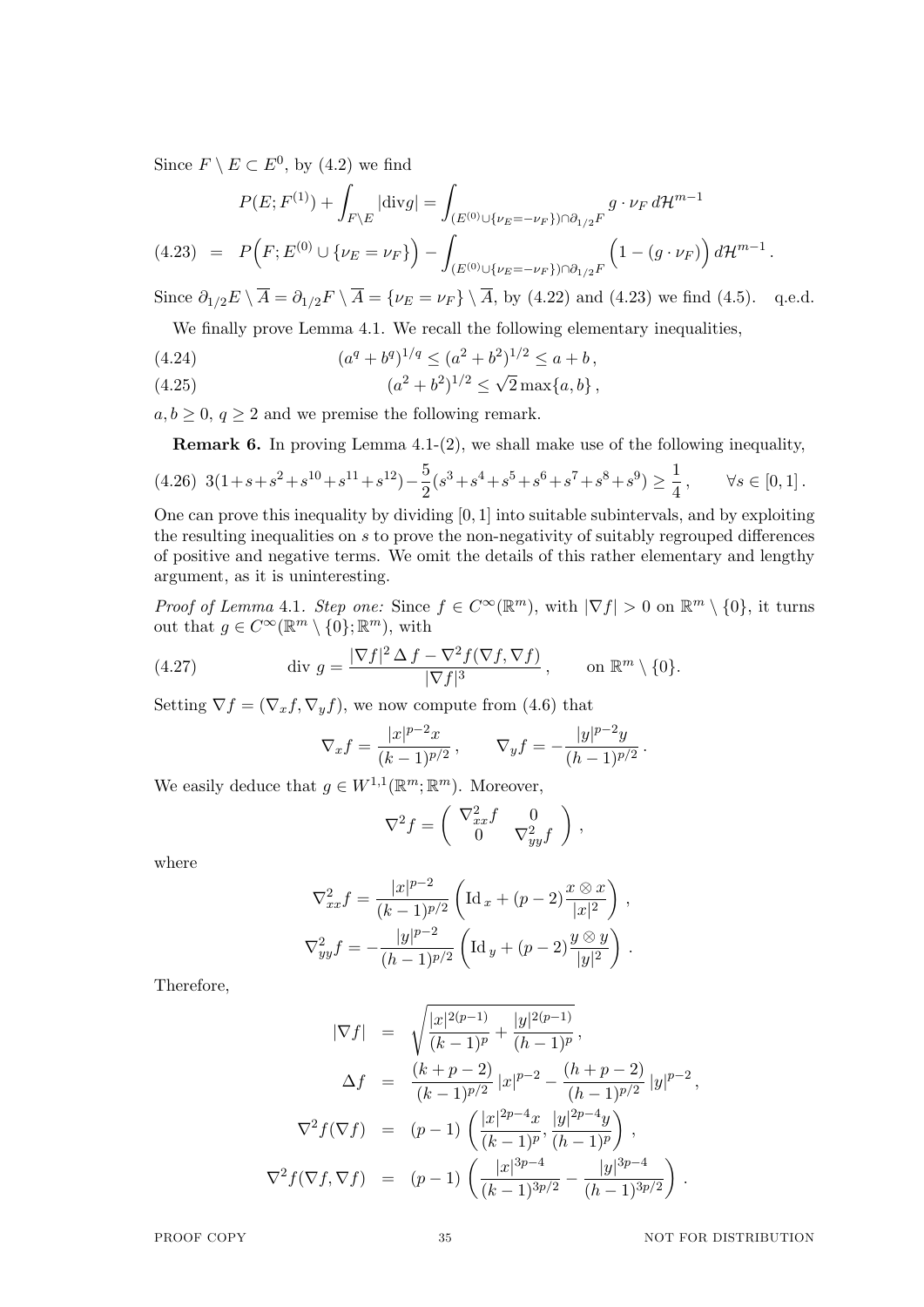Since $F \setminus E \subset E^0$, by (4.2) we find

$$
\begin{aligned}
& P(E; F^{(1)}) + \int_{F\setminus E} |\mathrm{div} g| = \int_{(E^{(0)}\cup\{\nu_E=-\nu_F\})\cap\partial_{1/2}F} g\cdot\nu_F \, d\mathcal{H}^{m-1} \\
(4.23) \quad = \quad & P\Big(F; E^{(0)}\cup\{\nu_E=\nu_F\}\Big) - \int_{(E^{(0)}\cup\{\nu_E=-\nu_F\})\cap\partial_{1/2}F} \Big(1-(g\cdot\nu_F)\Big)\, d\mathcal{H}^{m-1}\,.
\end{aligned}
$$

Since $\partial_{1/2}E\setminus\overline{A} = \partial_{1/2}F\setminus\overline{A} = \{\nu_E=\nu_F\}\setminus\overline{A}$, by (4.22) and (4.23) we find (4.5). q.e.d.

We finally prove Lemma 4.1. We recall the following elementary inequalities,

$$
(a^q+b^q)^{1/q} \le (a^2+b^2)^{1/2} \le a+b\,, \tag{4.24}
$$

$$
(a^2+b^2)^{1/2} \le \sqrt{2}\max\{a,b\}\,, \tag{4.25}
$$

$a,b\ge 0$, $q\ge 2$ and we premise the following remark.

**Remark 6.** In proving Lemma 4.1-(2), we shall make use of the following inequality,

$$
3(1+s+s^2+s^{10}+s^{11}+s^{12}) - \frac{5}{2}(s^3+s^4+s^5+s^6+s^7+s^8+s^9) \ge \frac{1}{4}\,, \qquad \forall s\in[0,1]\,. \tag{4.26}
$$

One can prove this inequality by dividing $[0,1]$ into suitable subintervals, and by exploiting the resulting inequalities on $s$ to prove the non-negativity of suitably regrouped differences of positive and negative terms. We omit the details of this rather elementary and lengthy argument, as it is uninteresting.

*Proof of Lemma* 4.1. *Step one:* Since $f\in C^\infty(\mathbb{R}^m)$, with $|\nabla f|>0$ on $\mathbb{R}^m\setminus\{0\}$, it turns out that $g\in C^\infty(\mathbb{R}^m\setminus\{0\};\mathbb{R}^m)$, with

$$
\mathrm{div}\; g = \frac{|\nabla f|^2\,\Delta f - \nabla^2 f(\nabla f,\nabla f)}{|\nabla f|^3}\,, \qquad \text{on } \mathbb{R}^m\setminus\{0\}. \tag{4.27}
$$

Setting $\nabla f = (\nabla_x f, \nabla_y f)$, we now compute from (4.6) that

$$
\nabla_x f = \frac{|x|^{p-2}x}{(k-1)^{p/2}}\,, \qquad \nabla_y f = -\frac{|y|^{p-2}y}{(h-1)^{p/2}}\,.
$$

We easily deduce that $g\in W^{1,1}(\mathbb{R}^m;\mathbb{R}^m)$. Moreover,

$$
\nabla^2 f = \left(\begin{array}{cc} \nabla^2_{xx}f & 0 \\ 0 & \nabla^2_{yy}f \end{array}\right)\,,
$$

where

$$
\begin{aligned}
\nabla^2_{xx}f &= \frac{|x|^{p-2}}{(k-1)^{p/2}}\left(\mathrm{Id}_{\,x} + (p-2)\frac{x\otimes x}{|x|^2}\right)\,,\\
\nabla^2_{yy}f &= -\frac{|y|^{p-2}}{(h-1)^{p/2}}\left(\mathrm{Id}_{\,y} + (p-2)\frac{y\otimes y}{|y|^2}\right)\,.
\end{aligned}
$$

Therefore,

$$
\begin{aligned}
|\nabla f| &= \sqrt{\frac{|x|^{2(p-1)}}{(k-1)^p} + \frac{|y|^{2(p-1)}}{(h-1)^p}}\,,\\
\Delta f &= \frac{(k+p-2)}{(k-1)^{p/2}}\,|x|^{p-2} - \frac{(h+p-2)}{(h-1)^{p/2}}\,|y|^{p-2}\,,\\
\nabla^2 f(\nabla f) &= (p-1)\left(\frac{|x|^{2p-4}x}{(k-1)^p}, \frac{|y|^{2p-4}y}{(h-1)^p}\right)\,,\\
\nabla^2 f(\nabla f,\nabla f) &= (p-1)\left(\frac{|x|^{3p-4}}{(k-1)^{3p/2}} - \frac{|y|^{3p-4}}{(h-1)^{3p/2}}\right)\,.
\end{aligned}
$$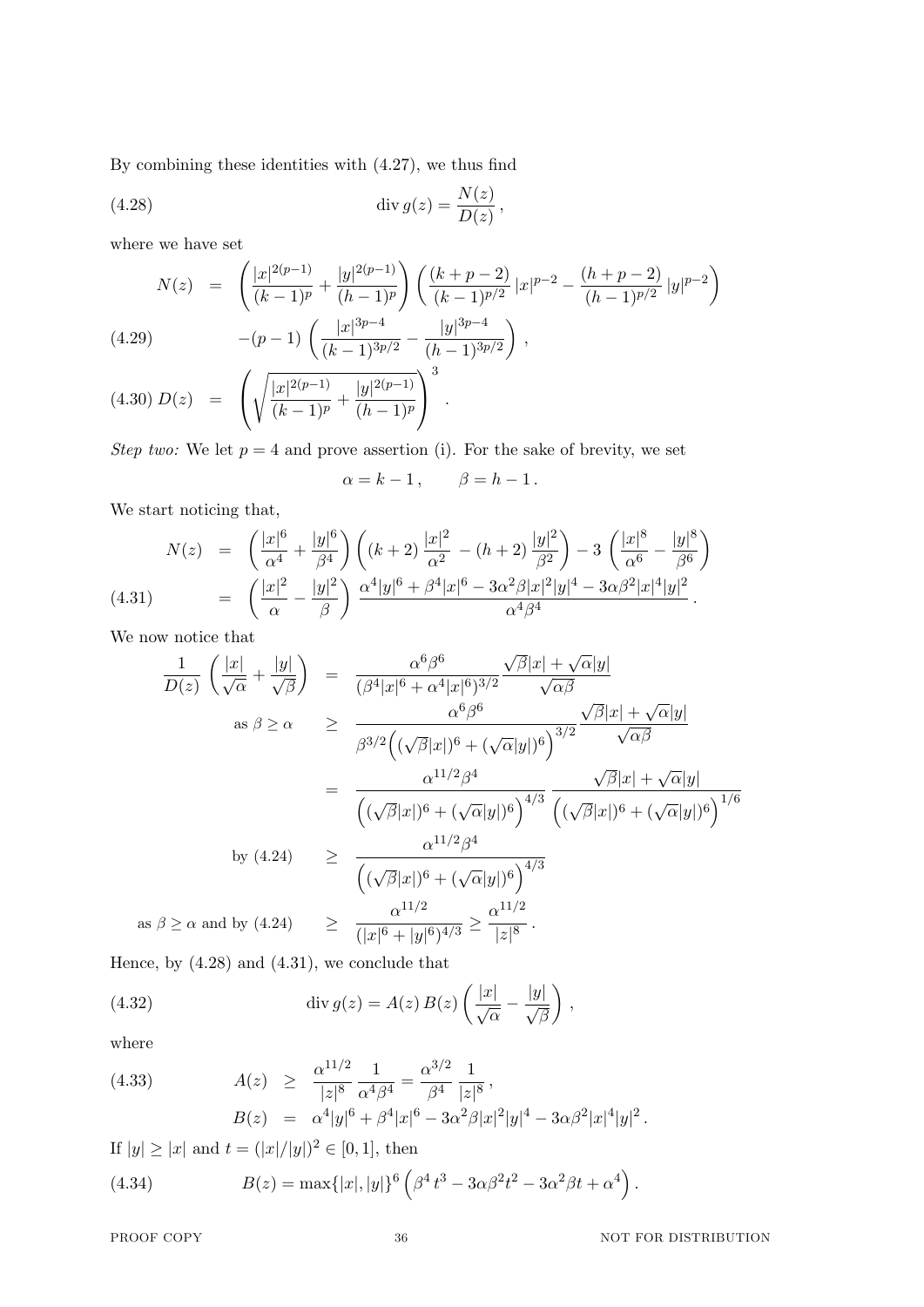By combining these identities with (4.27), we thus find

$$\operatorname{div} g(z) = \frac{N(z)}{D(z)}\,, \tag{4.28}$$

where we have set

$$\begin{aligned}
N(z) &= \left(\frac{|x|^{2(p-1)}}{(k-1)^p} + \frac{|y|^{2(p-1)}}{(h-1)^p}\right)\left(\frac{(k+p-2)}{(k-1)^{p/2}}\,|x|^{p-2} - \frac{(h+p-2)}{(h-1)^{p/2}}\,|y|^{p-2}\right) \\
&\quad -(p-1)\left(\frac{|x|^{3p-4}}{(k-1)^{3p/2}} - \frac{|y|^{3p-4}}{(h-1)^{3p/2}}\right), \qquad (4.29)\\
D(z) &= \left(\sqrt{\frac{|x|^{2(p-1)}}{(k-1)^p} + \frac{|y|^{2(p-1)}}{(h-1)^p}}\right)^3. \qquad (4.30)
\end{aligned}$$

*Step two:* We let $p = 4$ and prove assertion (i). For the sake of brevity, we set

$$\alpha = k-1\,, \qquad \beta = h-1\,.$$

We start noticing that,

$$\begin{aligned}
N(z) &= \left(\frac{|x|^6}{\alpha^4} + \frac{|y|^6}{\beta^4}\right)\left((k+2)\,\frac{|x|^2}{\alpha^2} - (h+2)\,\frac{|y|^2}{\beta^2}\right) - 3\left(\frac{|x|^8}{\alpha^6} - \frac{|y|^8}{\beta^6}\right) \\
&= \left(\frac{|x|^2}{\alpha} - \frac{|y|^2}{\beta}\right)\frac{\alpha^4|y|^6 + \beta^4|x|^6 - 3\alpha^2\beta|x|^2|y|^4 - 3\alpha\beta^2|x|^4|y|^2}{\alpha^4\beta^4}\,. \qquad (4.31)
\end{aligned}$$

We now notice that

$$\begin{aligned}
\frac{1}{D(z)}\left(\frac{|x|}{\sqrt{\alpha}} + \frac{|y|}{\sqrt{\beta}}\right) &= \frac{\alpha^6\beta^6}{(\beta^4|x|^6 + \alpha^4|x|^6)^{3/2}}\,\frac{\sqrt{\beta}|x| + \sqrt{\alpha}|y|}{\sqrt{\alpha\beta}} \\
\text{as } \beta \ge \alpha \qquad &\ge \frac{\alpha^6\beta^6}{\beta^{3/2}\Big((\sqrt{\beta}|x|)^6 + (\sqrt{\alpha}|y|)^6\Big)^{3/2}}\,\frac{\sqrt{\beta}|x| + \sqrt{\alpha}|y|}{\sqrt{\alpha\beta}} \\
&= \frac{\alpha^{11/2}\beta^4}{\Big((\sqrt{\beta}|x|)^6 + (\sqrt{\alpha}|y|)^6\Big)^{4/3}}\,\frac{\sqrt{\beta}|x| + \sqrt{\alpha}|y|}{\Big((\sqrt{\beta}|x|)^6 + (\sqrt{\alpha}|y|)^6\Big)^{1/6}} \\
\text{by (4.24)} \qquad &\ge \frac{\alpha^{11/2}\beta^4}{\Big((\sqrt{\beta}|x|)^6 + (\sqrt{\alpha}|y|)^6\Big)^{4/3}} \\
\text{as } \beta \ge \alpha \text{ and by (4.24)} \qquad &\ge \frac{\alpha^{11/2}}{(|x|^6 + |y|^6)^{4/3}} \ge \frac{\alpha^{11/2}}{|z|^8}\,.
\end{aligned}$$

Hence, by (4.28) and (4.31), we conclude that

$$\operatorname{div} g(z) = A(z)\,B(z)\left(\frac{|x|}{\sqrt{\alpha}} - \frac{|y|}{\sqrt{\beta}}\right), \tag{4.32}$$

where

$$\begin{aligned}
A(z) &\ge \frac{\alpha^{11/2}}{|z|^8}\,\frac{1}{\alpha^4\beta^4} = \frac{\alpha^{3/2}}{\beta^4}\,\frac{1}{|z|^8}\,, \qquad (4.33)\\
B(z) &= \alpha^4|y|^6 + \beta^4|x|^6 - 3\alpha^2\beta|x|^2|y|^4 - 3\alpha\beta^2|x|^4|y|^2\,.
\end{aligned}$$

If $|y| \ge |x|$ and $t = (|x|/|y|)^2 \in [0,1]$, then

$$B(z) = \max\{|x|,|y|\}^6\left(\beta^4\,t^3 - 3\alpha\beta^2t^2 - 3\alpha^2\beta t + \alpha^4\right). \tag{4.34}$$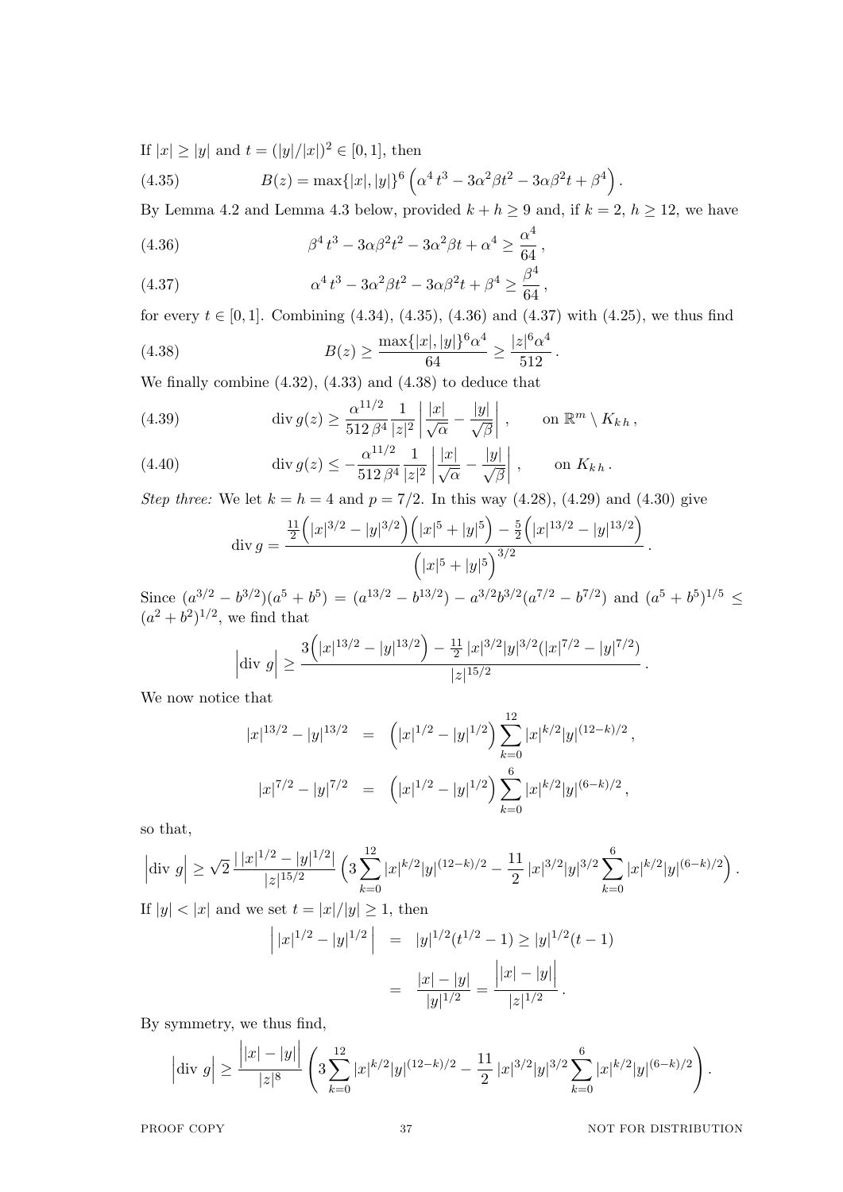If $|x| \geq |y|$ and $t = (|y|/|x|)^2 \in [0,1]$, then

$$B(z) = \max\{|x|,|y|\}^6 \left(\alpha^4\, t^3 - 3\alpha^2\beta t^2 - 3\alpha\beta^2 t + \beta^4\right). \tag{4.35}$$

By Lemma 4.2 and Lemma 4.3 below, provided $k+h \geq 9$ and, if $k=2$, $h \geq 12$, we have

$$\beta^4\, t^3 - 3\alpha\beta^2 t^2 - 3\alpha^2\beta t + \alpha^4 \geq \frac{\alpha^4}{64}\,, \tag{4.36}$$

$$\alpha^4\, t^3 - 3\alpha^2\beta t^2 - 3\alpha\beta^2 t + \beta^4 \geq \frac{\beta^4}{64}\,, \tag{4.37}$$

for every $t \in [0,1]$. Combining (4.34), (4.35), (4.36) and (4.37) with (4.25), we thus find

$$B(z) \geq \frac{\max\{|x|,|y|\}^6 \alpha^4}{64} \geq \frac{|z|^6\alpha^4}{512}\,. \tag{4.38}$$

We finally combine (4.32), (4.33) and (4.38) to deduce that

$$\operatorname{div} g(z) \geq \frac{\alpha^{11/2}}{512\,\beta^4}\frac{1}{|z|^2}\left|\frac{|x|}{\sqrt{\alpha}} - \frac{|y|}{\sqrt{\beta}}\right|\,, \qquad \text{on } \mathbb{R}^m \setminus K_{k\,h}\,, \tag{4.39}$$

$$\operatorname{div} g(z) \leq -\frac{\alpha^{11/2}}{512\,\beta^4}\frac{1}{|z|^2}\left|\frac{|x|}{\sqrt{\alpha}} - \frac{|y|}{\sqrt{\beta}}\right|\,, \qquad \text{on } K_{k\,h}\,. \tag{4.40}$$

*Step three:* We let $k=h=4$ and $p=7/2$. In this way (4.28), (4.29) and (4.30) give

$$\operatorname{div} g = \frac{\frac{11}{2}\Big(|x|^{3/2}-|y|^{3/2}\Big)\Big(|x|^5+|y|^5\Big) - \frac{5}{2}\Big(|x|^{13/2}-|y|^{13/2}\Big)}{\Big(|x|^5+|y|^5\Big)^{3/2}}\,.$$

Since $(a^{3/2}-b^{3/2})(a^5+b^5) = (a^{13/2}-b^{13/2}) - a^{3/2}b^{3/2}(a^{7/2}-b^{7/2})$ and $(a^5+b^5)^{1/5} \leq (a^2+b^2)^{1/2}$, we find that

$$\Big|\operatorname{div}\, g\Big| \geq \frac{3\Big(|x|^{13/2}-|y|^{13/2}\Big) - \frac{11}{2}\,|x|^{3/2}|y|^{3/2}(|x|^{7/2}-|y|^{7/2})}{|z|^{15/2}}\,.$$

We now notice that

$$\begin{aligned}
|x|^{13/2}-|y|^{13/2} &= \Big(|x|^{1/2}-|y|^{1/2}\Big)\sum_{k=0}^{12}|x|^{k/2}|y|^{(12-k)/2}\,,\\
|x|^{7/2}-|y|^{7/2} &= \Big(|x|^{1/2}-|y|^{1/2}\Big)\sum_{k=0}^{6}|x|^{k/2}|y|^{(6-k)/2}\,,
\end{aligned}$$

so that,

$$\Big|\operatorname{div}\, g\Big| \geq \sqrt{2}\,\frac{|\,|x|^{1/2}-|y|^{1/2}|}{|z|^{15/2}}\Big(3\sum_{k=0}^{12}|x|^{k/2}|y|^{(12-k)/2} - \frac{11}{2}\,|x|^{3/2}|y|^{3/2}\sum_{k=0}^{6}|x|^{k/2}|y|^{(6-k)/2}\Big)\,.$$

If $|y|<|x|$ and we set $t = |x|/|y| \geq 1$, then

$$\begin{aligned}
\Big|\,|x|^{1/2}-|y|^{1/2}\Big| &= |y|^{1/2}(t^{1/2}-1) \geq |y|^{1/2}(t-1)\\
&= \frac{|x|-|y|}{|y|^{1/2}} = \frac{\Big||x|-|y|\Big|}{|z|^{1/2}}\,.
\end{aligned}$$

By symmetry, we thus find,

$$\Big|\operatorname{div}\, g\Big| \geq \frac{\Big||x|-|y|\Big|}{|z|^8}\left(3\sum_{k=0}^{12}|x|^{k/2}|y|^{(12-k)/2} - \frac{11}{2}\,|x|^{3/2}|y|^{3/2}\sum_{k=0}^{6}|x|^{k/2}|y|^{(6-k)/2}\right).$$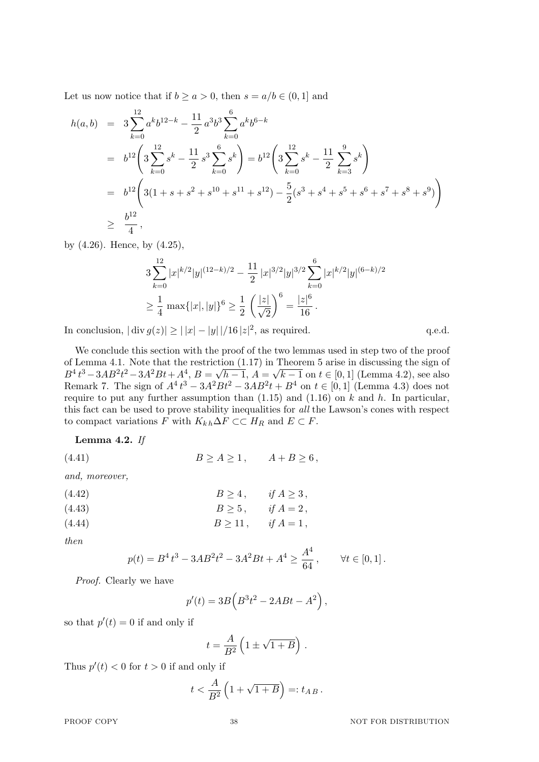Let us now notice that if $b \geq a > 0$, then $s = a/b \in (0,1]$ and

$$
\begin{aligned}
h(a,b) &= 3\sum_{k=0}^{12} a^k b^{12-k} - \frac{11}{2}\, a^3 b^3 \sum_{k=0}^{6} a^k b^{6-k} \\
&= b^{12}\Bigg( 3\sum_{k=0}^{12} s^k - \frac{11}{2}\, s^3 \sum_{k=0}^{6} s^k \Bigg) = b^{12}\Bigg( 3\sum_{k=0}^{12} s^k - \frac{11}{2} \sum_{k=3}^{9} s^k \Bigg) \\
&= b^{12}\Bigg( 3(1+s+s^2+s^{10}+s^{11}+s^{12}) - \frac{5}{2}(s^3+s^4+s^5+s^6+s^7+s^8+s^9) \Bigg) \\
&\geq \frac{b^{12}}{4}\,,
\end{aligned}
$$

by (4.26). Hence, by (4.25),

$$
\begin{aligned}
& 3\sum_{k=0}^{12} |x|^{k/2}|y|^{(12-k)/2} - \frac{11}{2}\, |x|^{3/2}|y|^{3/2} \sum_{k=0}^{6} |x|^{k/2}|y|^{(6-k)/2} \\
& \geq \frac{1}{4}\, \max\{|x|,|y|\}^6 \geq \frac{1}{2}\left(\frac{|z|}{\sqrt{2}}\right)^6 = \frac{|z|^6}{16}\,.
\end{aligned}
$$

In conclusion, $|\operatorname{div} g(z)| \geq |\,|x|-|y|\,|/16\,|z|^2$, as required. q.e.d.

We conclude this section with the proof of the two lemmas used in step two of the proof of Lemma 4.1. Note that the restriction (1.17) in Theorem 5 arise in discussing the sign of $B^4\,t^3 - 3AB^2t^2 - 3A^2Bt + A^4$, $B = \sqrt{h-1}$, $A = \sqrt{k-1}$ on $t \in [0,1]$ (Lemma 4.2), see also Remark 7. The sign of $A^4\,t^3 - 3A^2Bt^2 - 3AB^2t + B^4$ on $t \in [0,1]$ (Lemma 4.3) does not require to put any further assumption than (1.15) and (1.16) on $k$ and $h$. In particular, this fact can be used to prove stability inequalities for *all* the Lawson's cones with respect to compact variations $F$ with $K_{k\,h}\Delta F \subset\subset H_R$ and $E \subset F$.

**Lemma 4.2.** *If*

$$
B \geq A \geq 1\,, \qquad A + B \geq 6\,, \tag{4.41}
$$

*and, moreover,*

$$
B \geq 4\,, \qquad \textit{if } A \geq 3\,, \tag{4.42}
$$

$$
B \geq 5\,, \qquad \textit{if } A = 2\,, \tag{4.43}
$$

$$
B \geq 11\,, \qquad \textit{if } A = 1\,, \tag{4.44}
$$

*then*

$$
p(t) = B^4\,t^3 - 3AB^2t^2 - 3A^2Bt + A^4 \geq \frac{A^4}{64}\,, \qquad \forall t \in [0,1]\,.
$$

*Proof.* Clearly we have

$$
p'(t) = 3B\Big(B^3t^2 - 2ABt - A^2\Big)\,,
$$

so that $p'(t) = 0$ if and only if

$$
t = \frac{A}{B^2}\left(1 \pm \sqrt{1+B}\right)\,.
$$

Thus $p'(t) < 0$ for $t > 0$ if and only if

$$
t < \frac{A}{B^2}\left(1 + \sqrt{1+B}\right) =: t_{A\,B}\,.
$$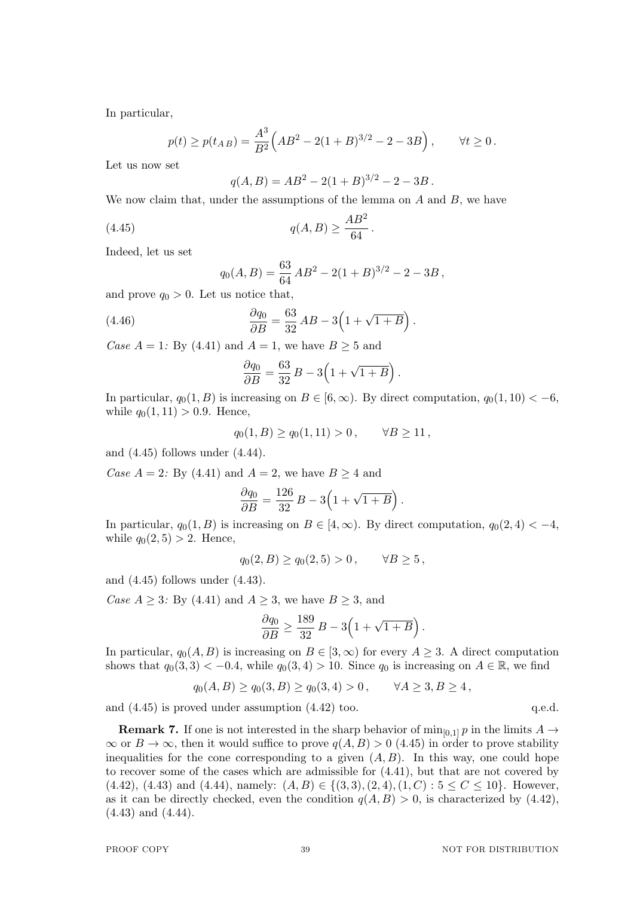In particular,

$$p(t) \geq p(t_{A\,B}) = \frac{A^3}{B^2}\Big(AB^2 - 2(1+B)^{3/2} - 2 - 3B\Big)\,, \qquad \forall t \geq 0\,.$$

Let us now set

$$q(A,B) = AB^2 - 2(1+B)^{3/2} - 2 - 3B\,.$$

We now claim that, under the assumptions of the lemma on $A$ and $B$, we have

$$q(A,B) \geq \frac{AB^2}{64}\,. \tag{4.45}$$

Indeed, let us set

$$q_0(A,B) = \frac{63}{64}\,AB^2 - 2(1+B)^{3/2} - 2 - 3B\,,$$

and prove $q_0 > 0$. Let us notice that,

$$\frac{\partial q_0}{\partial B} = \frac{63}{32}\,AB - 3\Big(1 + \sqrt{1+B}\Big)\,. \tag{4.46}$$

*Case $A = 1$:* By (4.41) and $A = 1$, we have $B \geq 5$ and

$$\frac{\partial q_0}{\partial B} = \frac{63}{32}\,B - 3\Big(1 + \sqrt{1+B}\Big)\,.$$

In particular, $q_0(1,B)$ is increasing on $B \in [6,\infty)$. By direct computation, $q_0(1,10) < -6$, while $q_0(1,11) > 0.9$. Hence,

$$q_0(1,B) \geq q_0(1,11) > 0\,, \qquad \forall B \geq 11\,,$$

and (4.45) follows under (4.44).

*Case $A = 2$:* By (4.41) and $A = 2$, we have $B \geq 4$ and

$$\frac{\partial q_0}{\partial B} = \frac{126}{32}\,B - 3\Big(1 + \sqrt{1+B}\Big)\,.$$

In particular, $q_0(1,B)$ is increasing on $B \in [4,\infty)$. By direct computation, $q_0(2,4) < -4$, while $q_0(2,5) > 2$. Hence,

$$q_0(2,B) \geq q_0(2,5) > 0\,, \qquad \forall B \geq 5\,,$$

and (4.45) follows under (4.43).

*Case $A \geq 3$:* By (4.41) and $A \geq 3$, we have $B \geq 3$, and

$$\frac{\partial q_0}{\partial B} \geq \frac{189}{32}\,B - 3\Big(1 + \sqrt{1+B}\Big)\,.$$

In particular, $q_0(A,B)$ is increasing on $B \in [3,\infty)$ for every $A \geq 3$. A direct computation shows that $q_0(3,3) < -0.4$, while $q_0(3,4) > 10$. Since $q_0$ is increasing on $A \in \mathbb{R}$, we find

$$q_0(A,B) \geq q_0(3,B) \geq q_0(3,4) > 0\,, \qquad \forall A \geq 3, B \geq 4\,,$$

and (4.45) is proved under assumption (4.42) too. q.e.d.

**Remark 7.** If one is not interested in the sharp behavior of $\min_{[0,1]} p$ in the limits $A \to \infty$ or $B \to \infty$, then it would suffice to prove $q(A,B) > 0$ (4.45) in order to prove stability inequalities for the cone corresponding to a given $(A,B)$. In this way, one could hope to recover some of the cases which are admissible for (4.41), but that are not covered by (4.42), (4.43) and (4.44), namely: $(A,B) \in \{(3,3),(2,4),(1,C) : 5 \leq C \leq 10\}$. However, as it can be directly checked, even the condition $q(A,B) > 0$, is characterized by (4.42), (4.43) and (4.44).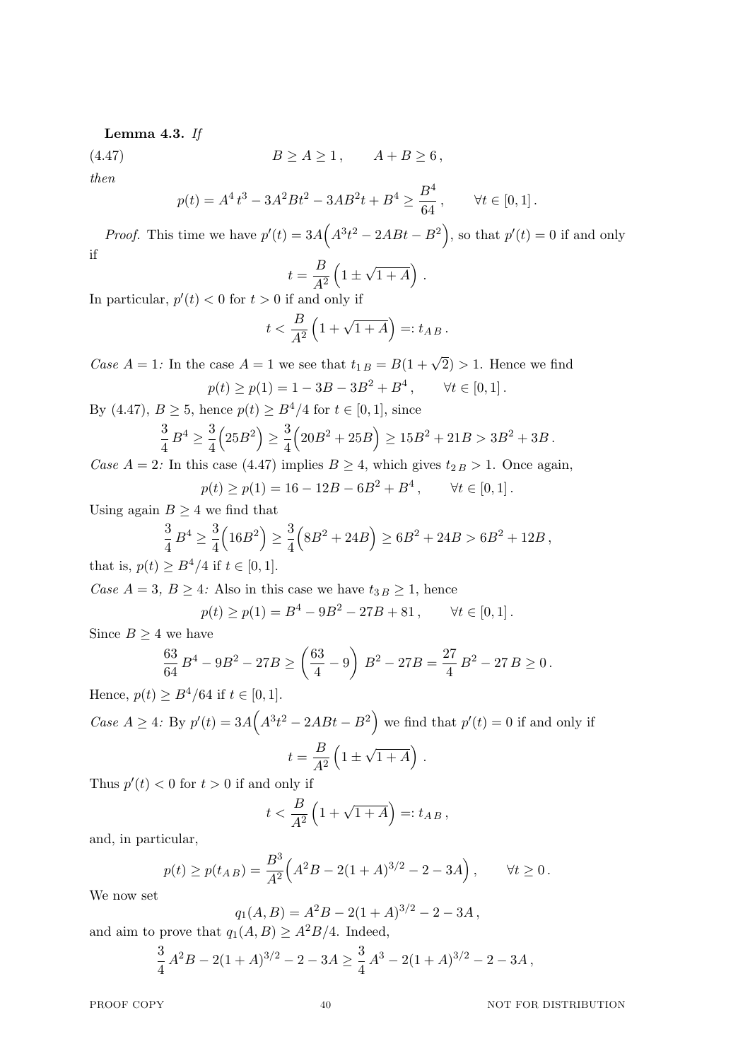**Lemma 4.3.** *If*

$$B \geq A \geq 1\,, \qquad A + B \geq 6\,, \tag{4.47}$$

*then*

$$p(t) = A^4\,t^3 - 3A^2Bt^2 - 3AB^2t + B^4 \geq \frac{B^4}{64}\,, \qquad \forall t \in [0,1]\,.$$

*Proof.* This time we have $p'(t) = 3A\Big(A^3t^2 - 2ABt - B^2\Big)$, so that $p'(t) = 0$ if and only if

$$t = \frac{B}{A^2}\left(1 \pm \sqrt{1+A}\right)\,.$$

In particular, $p'(t) < 0$ for $t > 0$ if and only if

$$t < \frac{B}{A^2}\left(1 + \sqrt{1+A}\right) =: t_{A\,B}\,.$$

*Case $A = 1$:* In the case $A = 1$ we see that $t_{1\,B} = B(1+\sqrt{2}) > 1$. Hence we find

$$p(t) \geq p(1) = 1 - 3B - 3B^2 + B^4\,, \qquad \forall t \in [0,1]\,.$$

By (4.47), $B \geq 5$, hence $p(t) \geq B^4/4$ for $t \in [0,1]$, since

$$\frac{3}{4}\,B^4 \geq \frac{3}{4}\Big(25B^2\Big) \geq \frac{3}{4}\Big(20B^2 + 25B\Big) \geq 15B^2 + 21B > 3B^2 + 3B\,.$$

*Case $A = 2$:* In this case (4.47) implies $B \geq 4$, which gives $t_{2\,B} > 1$. Once again,

$$p(t) \geq p(1) = 16 - 12B - 6B^2 + B^4\,, \qquad \forall t \in [0,1]\,.$$

Using again $B \geq 4$ we find that

$$\frac{3}{4}\,B^4 \geq \frac{3}{4}\Big(16B^2\Big) \geq \frac{3}{4}\Big(8B^2 + 24B\Big) \geq 6B^2 + 24B > 6B^2 + 12B\,,$$

that is, $p(t) \geq B^4/4$ if $t \in [0,1]$.

*Case $A = 3$, $B \geq 4$:* Also in this case we have $t_{3\,B} \geq 1$, hence

$$p(t) \geq p(1) = B^4 - 9B^2 - 27B + 81\,, \qquad \forall t \in [0,1]\,.$$

Since $B \geq 4$ we have

$$\frac{63}{64}\,B^4 - 9B^2 - 27B \geq \left(\frac{63}{4} - 9\right)\,B^2 - 27B = \frac{27}{4}\,B^2 - 27\,B \geq 0\,.$$

Hence, $p(t) \geq B^4/64$ if $t \in [0,1]$.

*Case $A \geq 4$:* By $p'(t) = 3A\Big(A^3t^2 - 2ABt - B^2\Big)$ we find that $p'(t) = 0$ if and only if

$$t = \frac{B}{A^2}\left(1 \pm \sqrt{1+A}\right)\,.$$

Thus $p'(t) < 0$ for $t > 0$ if and only if

$$t < \frac{B}{A^2}\left(1 + \sqrt{1+A}\right) =: t_{A\,B}\,,$$

and, in particular,

$$p(t) \geq p(t_{A\,B}) = \frac{B^3}{A^2}\Big(A^2B - 2(1+A)^{3/2} - 2 - 3A\Big)\,, \qquad \forall t \geq 0\,.$$

We now set

$$q_1(A,B) = A^2B - 2(1+A)^{3/2} - 2 - 3A\,,$$

and aim to prove that $q_1(A,B) \geq A^2B/4$. Indeed,

$$\frac{3}{4}\,A^2B - 2(1+A)^{3/2} - 2 - 3A \geq \frac{3}{4}\,A^3 - 2(1+A)^{3/2} - 2 - 3A\,,$$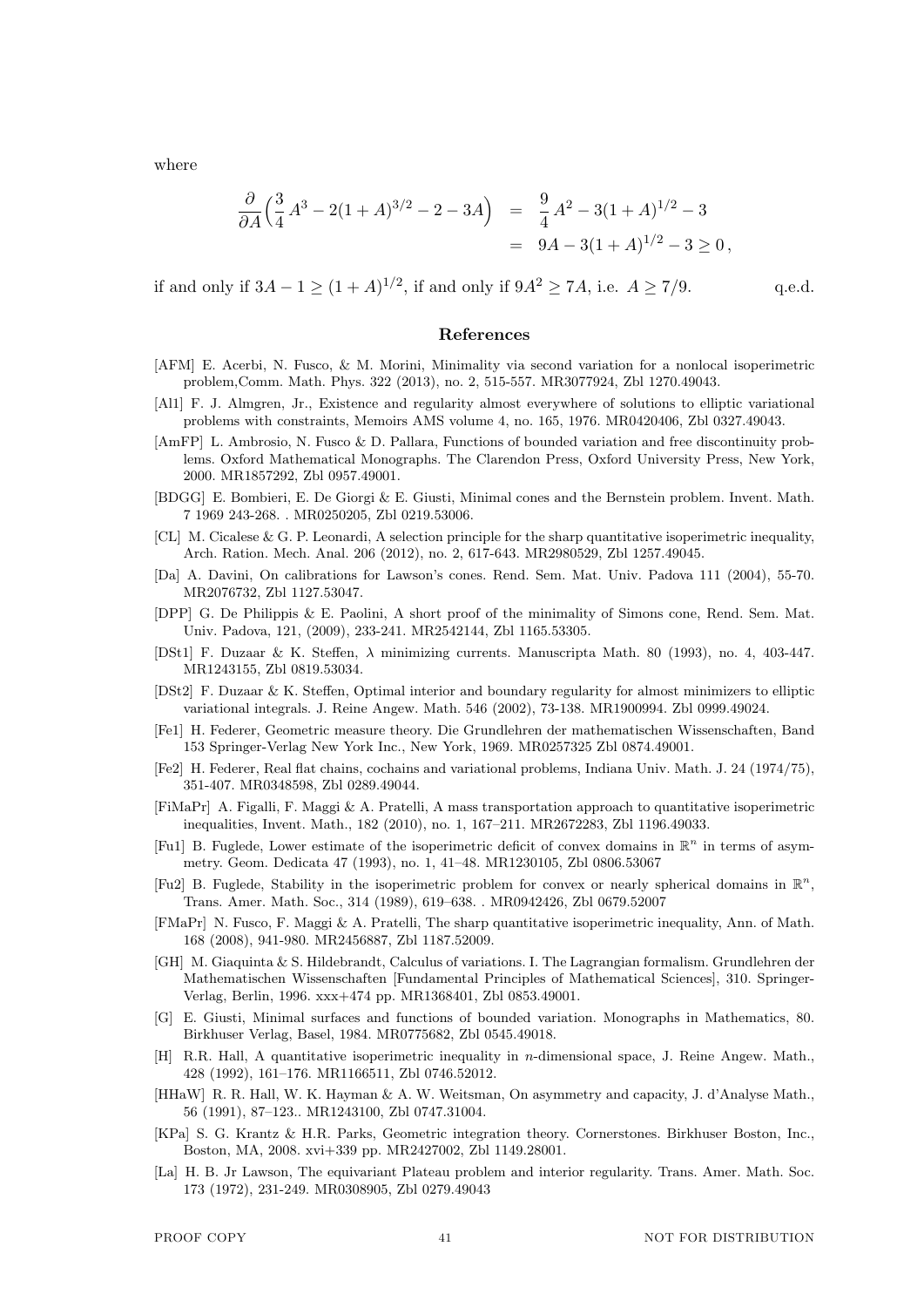where

$$
\begin{aligned}
\frac{\partial}{\partial A}\Big(\frac{3}{4}\,A^3 - 2(1+A)^{3/2} - 2 - 3A\Big) &= \frac{9}{4}\,A^2 - 3(1+A)^{1/2} - 3 \\
&= 9A - 3(1+A)^{1/2} - 3 \geq 0\,,
\end{aligned}
$$

if and only if $3A - 1 \geq (1+A)^{1/2}$, if and only if $9A^2 \geq 7A$, i.e. $A \geq 7/9$. q.e.d.

## References

[AFM] E. Acerbi, N. Fusco, & M. Morini, Minimality via second variation for a nonlocal isoperimetric problem,Comm. Math. Phys. 322 (2013), no. 2, 515-557. MR3077924, Zbl 1270.49043.

[Al1] F. J. Almgren, Jr., Existence and regularity almost everywhere of solutions to elliptic variational problems with constraints, Memoirs AMS volume 4, no. 165, 1976. MR0420406, Zbl 0327.49043.

[AmFP] L. Ambrosio, N. Fusco & D. Pallara, Functions of bounded variation and free discontinuity problems. Oxford Mathematical Monographs. The Clarendon Press, Oxford University Press, New York, 2000. MR1857292, Zbl 0957.49001.

[BDGG] E. Bombieri, E. De Giorgi & E. Giusti, Minimal cones and the Bernstein problem. Invent. Math. 7 1969 243-268. . MR0250205, Zbl 0219.53006.

[CL] M. Cicalese & G. P. Leonardi, A selection principle for the sharp quantitative isoperimetric inequality, Arch. Ration. Mech. Anal. 206 (2012), no. 2, 617-643. MR2980529, Zbl 1257.49045.

[Da] A. Davini, On calibrations for Lawson's cones. Rend. Sem. Mat. Univ. Padova 111 (2004), 55-70. MR2076732, Zbl 1127.53047.

[DPP] G. De Philippis & E. Paolini, A short proof of the minimality of Simons cone, Rend. Sem. Mat. Univ. Padova, 121, (2009), 233-241. MR2542144, Zbl 1165.53305.

[DSt1] F. Duzaar & K. Steffen, $\lambda$ minimizing currents. Manuscripta Math. 80 (1993), no. 4, 403-447. MR1243155, Zbl 0819.53034.

[DSt2] F. Duzaar & K. Steffen, Optimal interior and boundary regularity for almost minimizers to elliptic variational integrals. J. Reine Angew. Math. 546 (2002), 73-138. MR1900994. Zbl 0999.49024.

[Fe1] H. Federer, Geometric measure theory. Die Grundlehren der mathematischen Wissenschaften, Band 153 Springer-Verlag New York Inc., New York, 1969. MR0257325 Zbl 0874.49001.

[Fe2] H. Federer, Real flat chains, cochains and variational problems, Indiana Univ. Math. J. 24 (1974/75), 351-407. MR0348598, Zbl 0289.49044.

[FiMaPr] A. Figalli, F. Maggi & A. Pratelli, A mass transportation approach to quantitative isoperimetric inequalities, Invent. Math., 182 (2010), no. 1, 167–211. MR2672283, Zbl 1196.49033.

[Fu1] B. Fuglede, Lower estimate of the isoperimetric deficit of convex domains in $\mathbb{R}^n$ in terms of asymmetry. Geom. Dedicata 47 (1993), no. 1, 41–48. MR1230105, Zbl 0806.53067

[Fu2] B. Fuglede, Stability in the isoperimetric problem for convex or nearly spherical domains in $\mathbb{R}^n$, Trans. Amer. Math. Soc., 314 (1989), 619–638. . MR0942426, Zbl 0679.52007

[FMaPr] N. Fusco, F. Maggi & A. Pratelli, The sharp quantitative isoperimetric inequality, Ann. of Math. 168 (2008), 941-980. MR2456887, Zbl 1187.52009.

[GH] M. Giaquinta & S. Hildebrandt, Calculus of variations. I. The Lagrangian formalism. Grundlehren der Mathematischen Wissenschaften [Fundamental Principles of Mathematical Sciences], 310. Springer-Verlag, Berlin, 1996. xxx+474 pp. MR1368401, Zbl 0853.49001.

[G] E. Giusti, Minimal surfaces and functions of bounded variation. Monographs in Mathematics, 80. Birkhuser Verlag, Basel, 1984. MR0775682, Zbl 0545.49018.

[H] R.R. Hall, A quantitative isoperimetric inequality in $n$-dimensional space, J. Reine Angew. Math., 428 (1992), 161–176. MR1166511, Zbl 0746.52012.

[HHaW] R. R. Hall, W. K. Hayman & A. W. Weitsman, On asymmetry and capacity, J. d'Analyse Math., 56 (1991), 87–123.. MR1243100, Zbl 0747.31004.

[KPa] S. G. Krantz & H.R. Parks, Geometric integration theory. Cornerstones. Birkhuser Boston, Inc., Boston, MA, 2008. xvi+339 pp. MR2427002, Zbl 1149.28001.

[La] H. B. Jr Lawson, The equivariant Plateau problem and interior regularity. Trans. Amer. Math. Soc. 173 (1972), 231-249. MR0308905, Zbl 0279.49043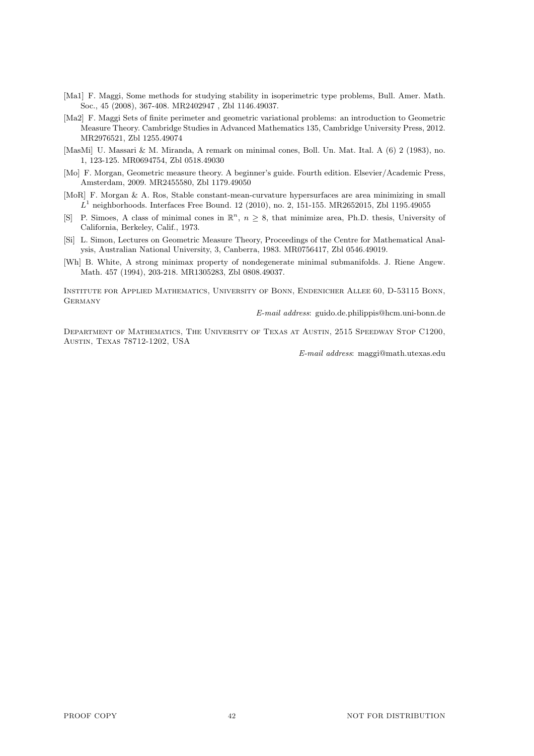[Ma1] F. Maggi, Some methods for studying stability in isoperimetric type problems, Bull. Amer. Math. Soc., 45 (2008), 367-408. MR2402947 , Zbl 1146.49037.

[Ma2] F. Maggi Sets of finite perimeter and geometric variational problems: an introduction to Geometric Measure Theory. Cambridge Studies in Advanced Mathematics 135, Cambridge University Press, 2012. MR2976521, Zbl 1255.49074

[MasMi] U. Massari & M. Miranda, A remark on minimal cones, Boll. Un. Mat. Ital. A (6) 2 (1983), no. 1, 123-125. MR0694754, Zbl 0518.49030

[Mo] F. Morgan, Geometric measure theory. A beginner's guide. Fourth edition. Elsevier/Academic Press, Amsterdam, 2009. MR2455580, Zbl 1179.49050

[MoR] F. Morgan & A. Ros, Stable constant-mean-curvature hypersurfaces are area minimizing in small $L^1$ neighborhoods. Interfaces Free Bound. 12 (2010), no. 2, 151-155. MR2652015, Zbl 1195.49055

[S] P. Simoes, A class of minimal cones in $\mathbb{R}^n$, $n \geq 8$, that minimize area, Ph.D. thesis, University of California, Berkeley, Calif., 1973.

[Si] L. Simon, Lectures on Geometric Measure Theory, Proceedings of the Centre for Mathematical Analysis, Australian National University, 3, Canberra, 1983. MR0756417, Zbl 0546.49019.

[Wh] B. White, A strong minimax property of nondegenerate minimal submanifolds. J. Riene Angew. Math. 457 (1994), 203-218. MR1305283, Zbl 0808.49037.

Institute for Applied Mathematics, University of Bonn, Endenicher Allee 60, D-53115 Bonn, Germany

*E-mail address*: guido.de.philippis@hcm.uni-bonn.de

Department of Mathematics, The University of Texas at Austin, 2515 Speedway Stop C1200, Austin, Texas 78712-1202, USA

*E-mail address*: maggi@math.utexas.edu